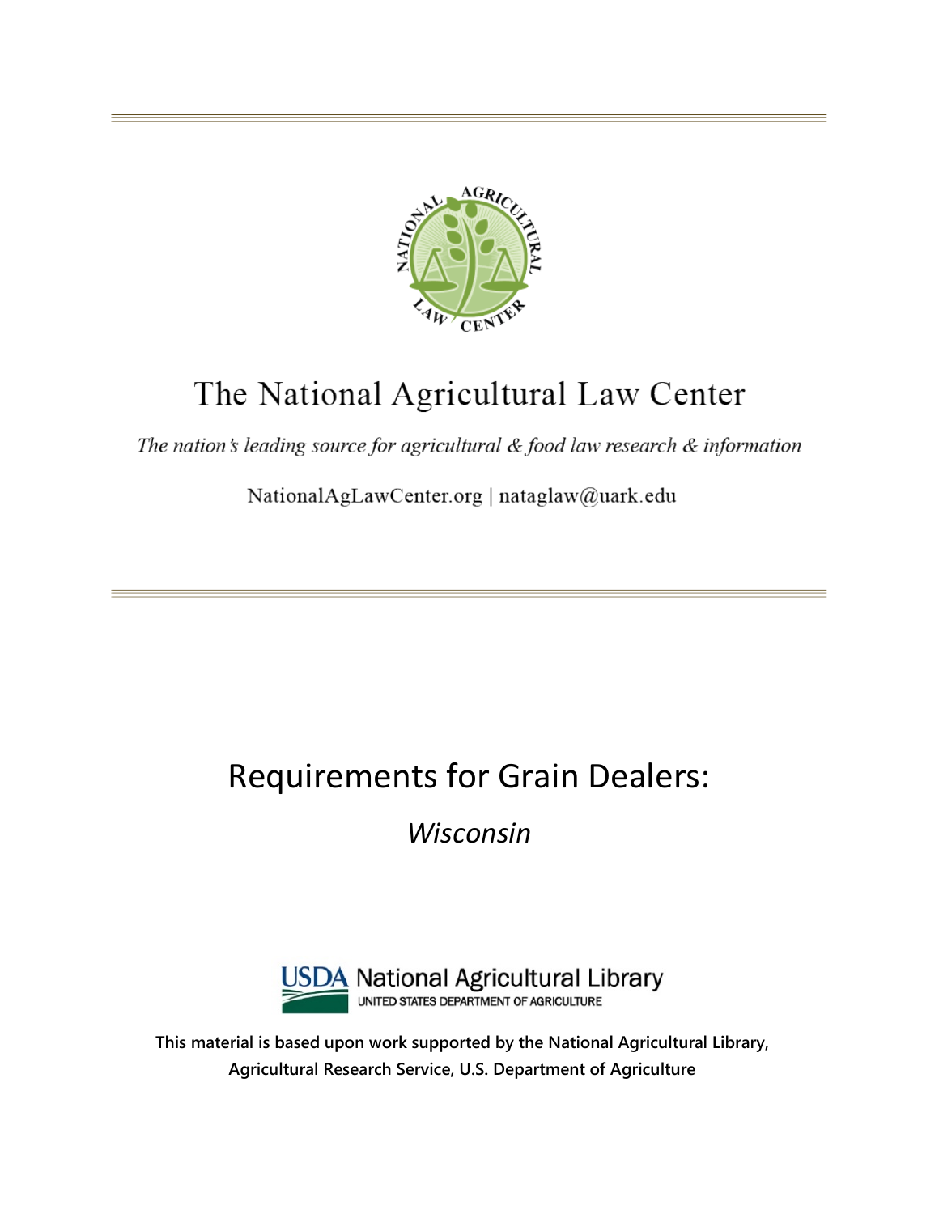# The National Agricultural Law Center

*The nation's leading source for agricultural & food law research & information*

NationalAgLawCenter.org | nataglaw@uark.edu

# Requirements for Grain Dealers:

## *Wisconsin*

USDA National Agricultural Library
UNITED STATES DEPARTMENT OF AGRICULTURE

**This material is based upon work supported by the National Agricultural Library, Agricultural Research Service, U.S. Department of Agriculture**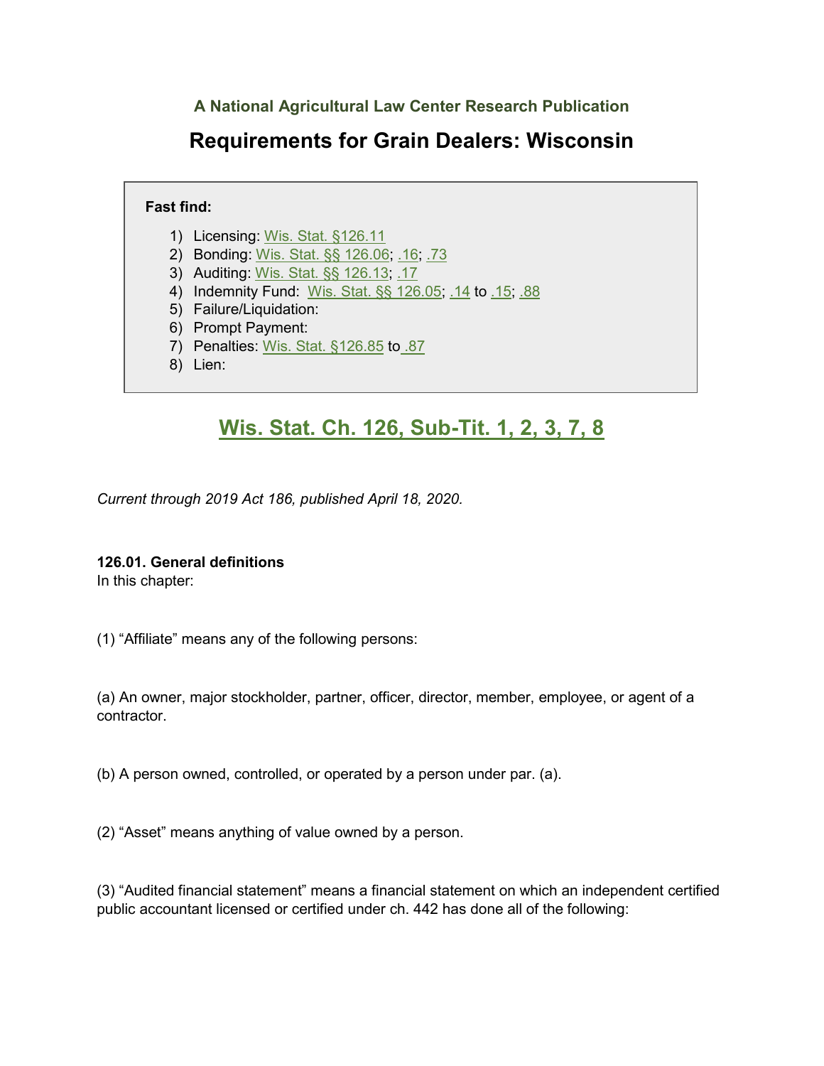**A National Agricultural Law Center Research Publication**

# Requirements for Grain Dealers: Wisconsin

**Fast find:**

1) Licensing: Wis. Stat. §126.11
2) Bonding: Wis. Stat. §§ 126.06; .16; .73
3) Auditing: Wis. Stat. §§ 126.13; .17
4) Indemnity Fund: Wis. Stat. §§ 126.05; .14 to .15; .88
5) Failure/Liquidation:
6) Prompt Payment:
7) Penalties: Wis. Stat. §126.85 to .87
8) Lien:

## Wis. Stat. Ch. 126, Sub-Tit. 1, 2, 3, 7, 8

*Current through 2019 Act 186, published April 18, 2020.*

**126.01. General definitions**
In this chapter:

(1) "Affiliate" means any of the following persons:

(a) An owner, major stockholder, partner, officer, director, member, employee, or agent of a contractor.

(b) A person owned, controlled, or operated by a person under par. (a).

(2) "Asset" means anything of value owned by a person.

(3) "Audited financial statement" means a financial statement on which an independent certified public accountant licensed or certified under ch. 442 has done all of the following: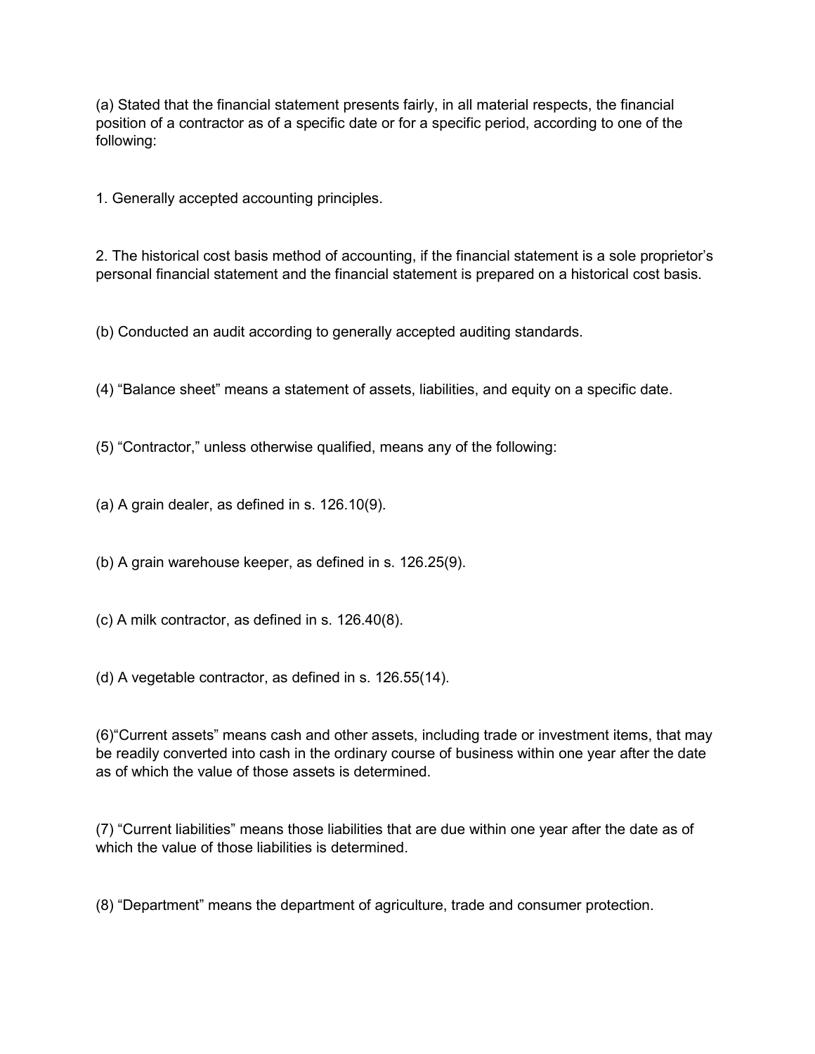(a) Stated that the financial statement presents fairly, in all material respects, the financial position of a contractor as of a specific date or for a specific period, according to one of the following:

1. Generally accepted accounting principles.

2. The historical cost basis method of accounting, if the financial statement is a sole proprietor's personal financial statement and the financial statement is prepared on a historical cost basis.

(b) Conducted an audit according to generally accepted auditing standards.

(4) "Balance sheet" means a statement of assets, liabilities, and equity on a specific date.

(5) "Contractor," unless otherwise qualified, means any of the following:

(a) A grain dealer, as defined in s. 126.10(9).

(b) A grain warehouse keeper, as defined in s. 126.25(9).

(c) A milk contractor, as defined in s. 126.40(8).

(d) A vegetable contractor, as defined in s. 126.55(14).

(6)"Current assets" means cash and other assets, including trade or investment items, that may be readily converted into cash in the ordinary course of business within one year after the date as of which the value of those assets is determined.

(7) "Current liabilities" means those liabilities that are due within one year after the date as of which the value of those liabilities is determined.

(8) "Department" means the department of agriculture, trade and consumer protection.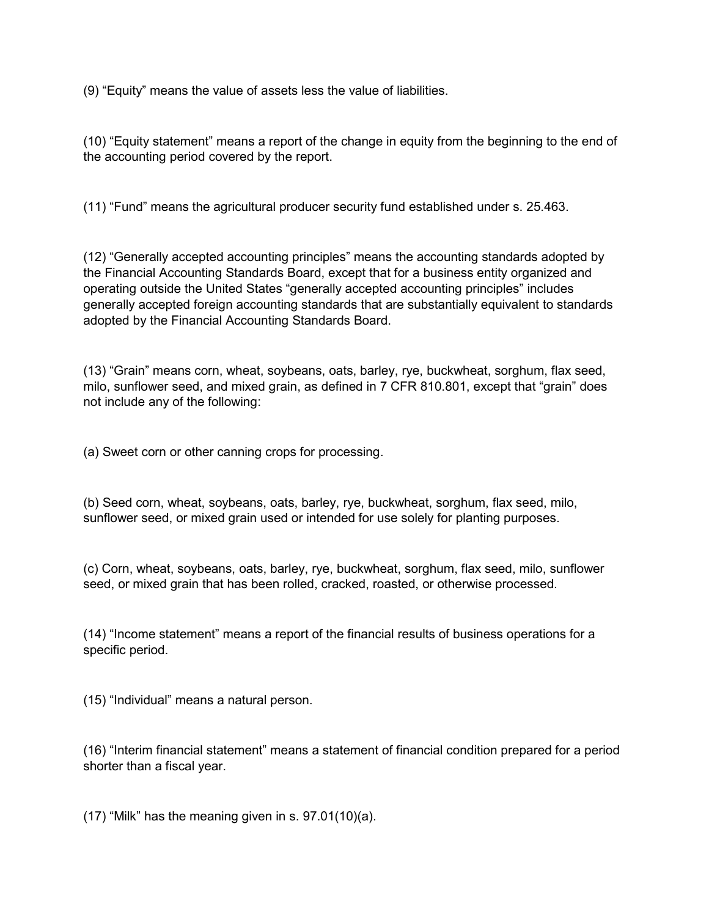(9) “Equity” means the value of assets less the value of liabilities.

(10) “Equity statement” means a report of the change in equity from the beginning to the end of the accounting period covered by the report.

(11) “Fund” means the agricultural producer security fund established under s. 25.463.

(12) “Generally accepted accounting principles” means the accounting standards adopted by the Financial Accounting Standards Board, except that for a business entity organized and operating outside the United States “generally accepted accounting principles” includes generally accepted foreign accounting standards that are substantially equivalent to standards adopted by the Financial Accounting Standards Board.

(13) “Grain” means corn, wheat, soybeans, oats, barley, rye, buckwheat, sorghum, flax seed, milo, sunflower seed, and mixed grain, as defined in 7 CFR 810.801, except that “grain” does not include any of the following:

(a) Sweet corn or other canning crops for processing.

(b) Seed corn, wheat, soybeans, oats, barley, rye, buckwheat, sorghum, flax seed, milo, sunflower seed, or mixed grain used or intended for use solely for planting purposes.

(c) Corn, wheat, soybeans, oats, barley, rye, buckwheat, sorghum, flax seed, milo, sunflower seed, or mixed grain that has been rolled, cracked, roasted, or otherwise processed.

(14) “Income statement” means a report of the financial results of business operations for a specific period.

(15) “Individual” means a natural person.

(16) “Interim financial statement” means a statement of financial condition prepared for a period shorter than a fiscal year.

(17) “Milk” has the meaning given in s. 97.01(10)(a).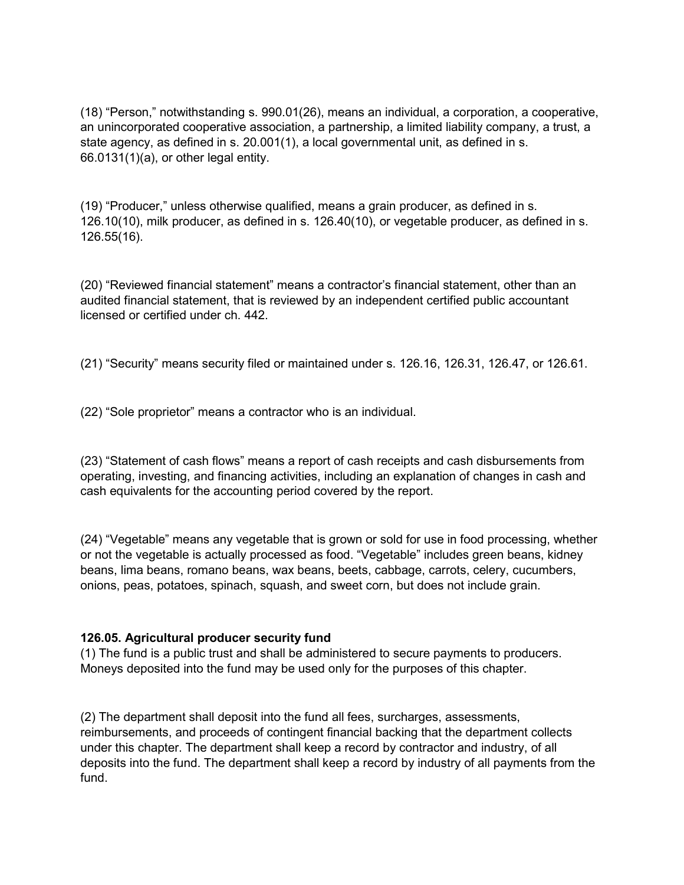(18) “Person,” notwithstanding s. 990.01(26), means an individual, a corporation, a cooperative, an unincorporated cooperative association, a partnership, a limited liability company, a trust, a state agency, as defined in s. 20.001(1), a local governmental unit, as defined in s. 66.0131(1)(a), or other legal entity.

(19) “Producer,” unless otherwise qualified, means a grain producer, as defined in s. 126.10(10), milk producer, as defined in s. 126.40(10), or vegetable producer, as defined in s. 126.55(16).

(20) “Reviewed financial statement” means a contractor’s financial statement, other than an audited financial statement, that is reviewed by an independent certified public accountant licensed or certified under ch. 442.

(21) “Security” means security filed or maintained under s. 126.16, 126.31, 126.47, or 126.61.

(22) “Sole proprietor” means a contractor who is an individual.

(23) “Statement of cash flows” means a report of cash receipts and cash disbursements from operating, investing, and financing activities, including an explanation of changes in cash and cash equivalents for the accounting period covered by the report.

(24) “Vegetable” means any vegetable that is grown or sold for use in food processing, whether or not the vegetable is actually processed as food. “Vegetable” includes green beans, kidney beans, lima beans, romano beans, wax beans, beets, cabbage, carrots, celery, cucumbers, onions, peas, potatoes, spinach, squash, and sweet corn, but does not include grain.

**126.05. Agricultural producer security fund**

(1) The fund is a public trust and shall be administered to secure payments to producers. Moneys deposited into the fund may be used only for the purposes of this chapter.

(2) The department shall deposit into the fund all fees, surcharges, assessments, reimbursements, and proceeds of contingent financial backing that the department collects under this chapter. The department shall keep a record by contractor and industry, of all deposits into the fund. The department shall keep a record by industry of all payments from the fund.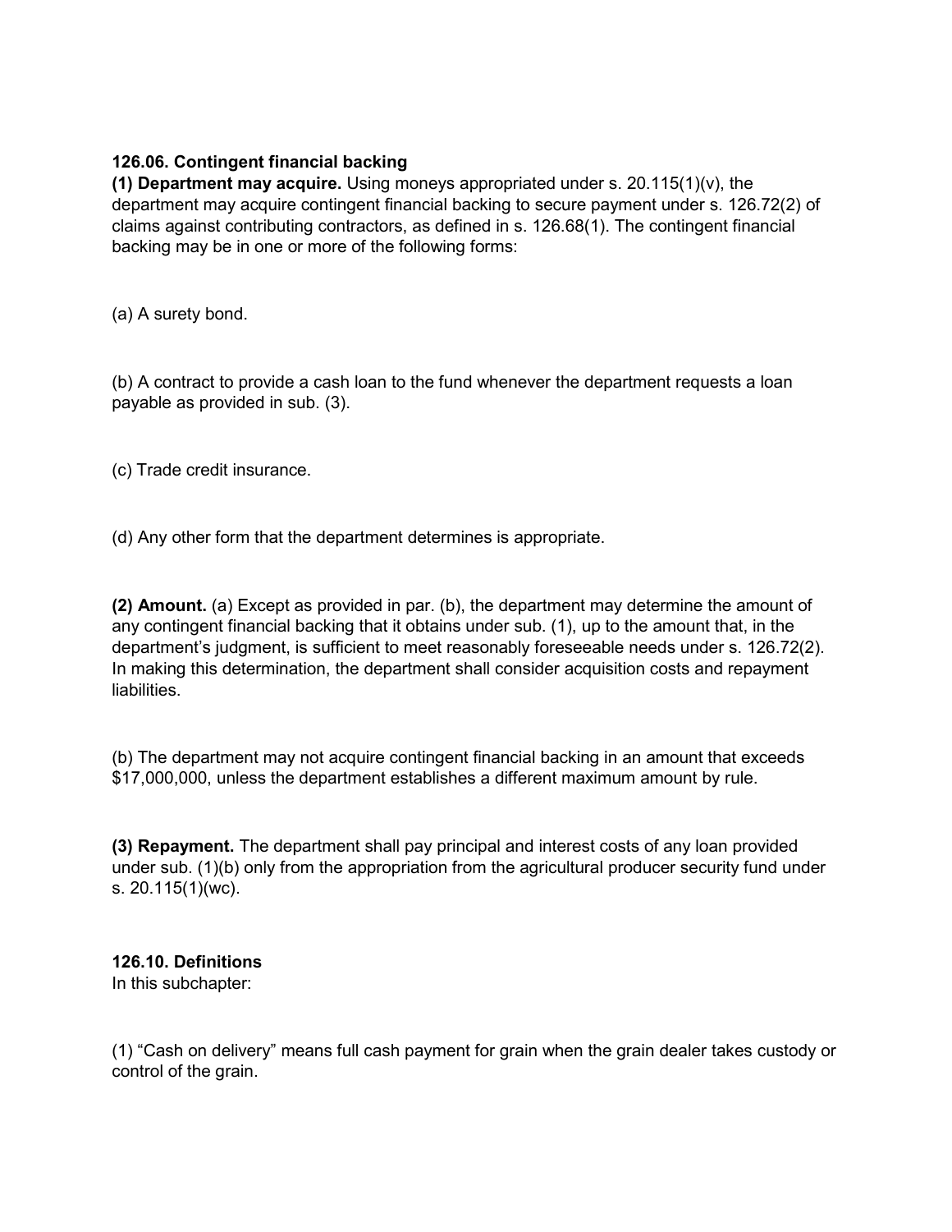**126.06. Contingent financial backing**

**(1) Department may acquire.** Using moneys appropriated under s. 20.115(1)(v), the department may acquire contingent financial backing to secure payment under s. 126.72(2) of claims against contributing contractors, as defined in s. 126.68(1). The contingent financial backing may be in one or more of the following forms:

(a) A surety bond.

(b) A contract to provide a cash loan to the fund whenever the department requests a loan payable as provided in sub. (3).

(c) Trade credit insurance.

(d) Any other form that the department determines is appropriate.

**(2) Amount.** (a) Except as provided in par. (b), the department may determine the amount of any contingent financial backing that it obtains under sub. (1), up to the amount that, in the department's judgment, is sufficient to meet reasonably foreseeable needs under s. 126.72(2). In making this determination, the department shall consider acquisition costs and repayment liabilities.

(b) The department may not acquire contingent financial backing in an amount that exceeds $17,000,000, unless the department establishes a different maximum amount by rule.

**(3) Repayment.** The department shall pay principal and interest costs of any loan provided under sub. (1)(b) only from the appropriation from the agricultural producer security fund under s. 20.115(1)(wc).

**126.10. Definitions**

In this subchapter:

(1) "Cash on delivery" means full cash payment for grain when the grain dealer takes custody or control of the grain.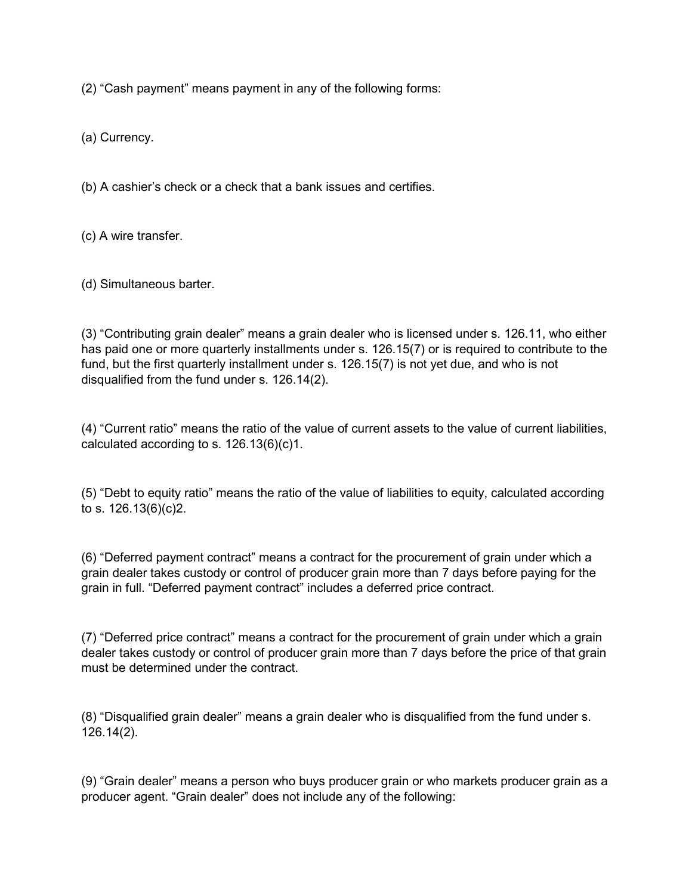(2) “Cash payment” means payment in any of the following forms:

(a) Currency.

(b) A cashier’s check or a check that a bank issues and certifies.

(c) A wire transfer.

(d) Simultaneous barter.

(3) “Contributing grain dealer” means a grain dealer who is licensed under s. 126.11, who either has paid one or more quarterly installments under s. 126.15(7) or is required to contribute to the fund, but the first quarterly installment under s. 126.15(7) is not yet due, and who is not disqualified from the fund under s. 126.14(2).

(4) “Current ratio” means the ratio of the value of current assets to the value of current liabilities, calculated according to s. 126.13(6)(c)1.

(5) “Debt to equity ratio” means the ratio of the value of liabilities to equity, calculated according to s. 126.13(6)(c)2.

(6) “Deferred payment contract” means a contract for the procurement of grain under which a grain dealer takes custody or control of producer grain more than 7 days before paying for the grain in full. “Deferred payment contract” includes a deferred price contract.

(7) “Deferred price contract” means a contract for the procurement of grain under which a grain dealer takes custody or control of producer grain more than 7 days before the price of that grain must be determined under the contract.

(8) “Disqualified grain dealer” means a grain dealer who is disqualified from the fund under s. 126.14(2).

(9) “Grain dealer” means a person who buys producer grain or who markets producer grain as a producer agent. “Grain dealer” does not include any of the following: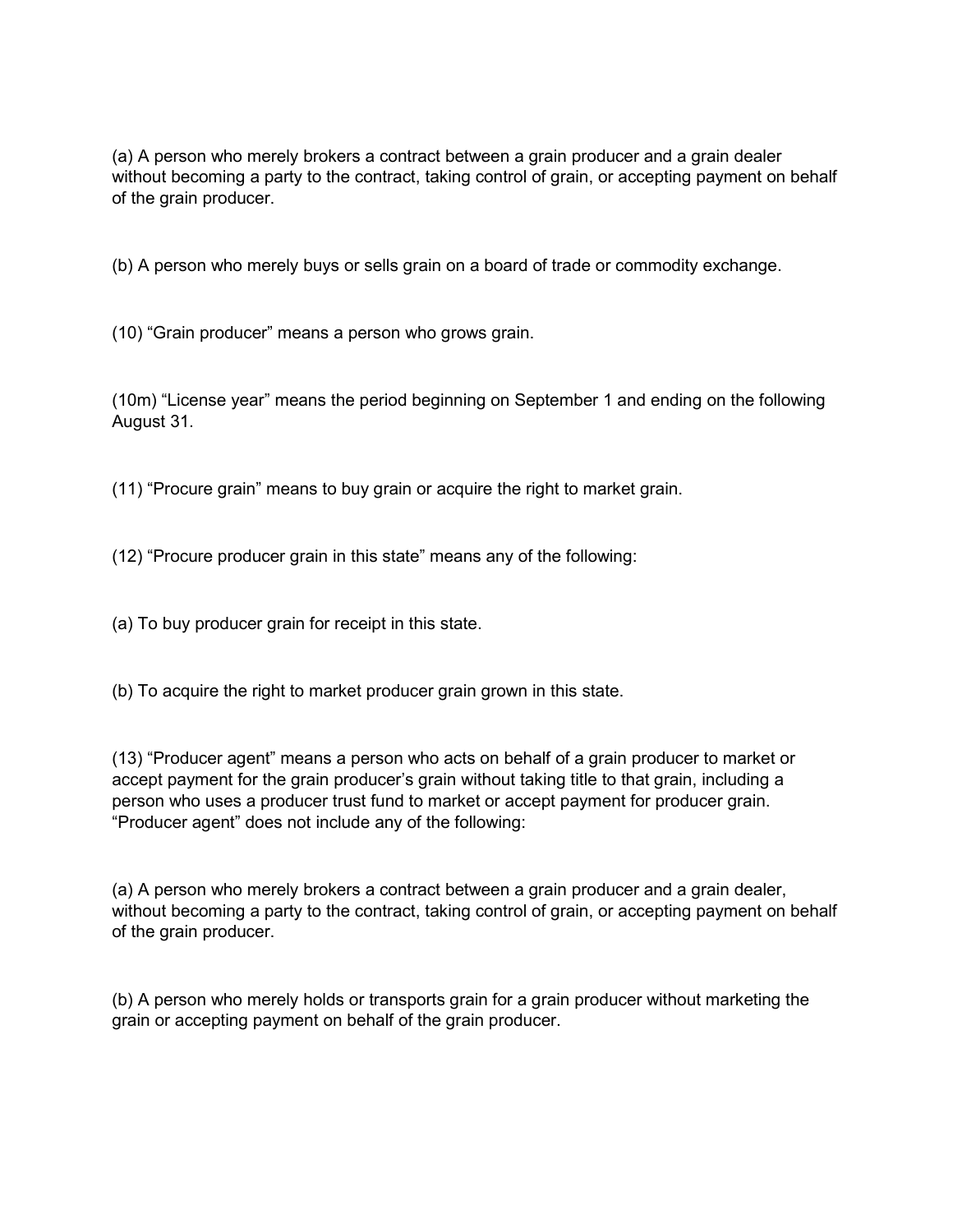(a) A person who merely brokers a contract between a grain producer and a grain dealer without becoming a party to the contract, taking control of grain, or accepting payment on behalf of the grain producer.

(b) A person who merely buys or sells grain on a board of trade or commodity exchange.

(10) “Grain producer” means a person who grows grain.

(10m) “License year” means the period beginning on September 1 and ending on the following August 31.

(11) “Procure grain” means to buy grain or acquire the right to market grain.

(12) “Procure producer grain in this state” means any of the following:

(a) To buy producer grain for receipt in this state.

(b) To acquire the right to market producer grain grown in this state.

(13) “Producer agent” means a person who acts on behalf of a grain producer to market or accept payment for the grain producer’s grain without taking title to that grain, including a person who uses a producer trust fund to market or accept payment for producer grain. “Producer agent” does not include any of the following:

(a) A person who merely brokers a contract between a grain producer and a grain dealer, without becoming a party to the contract, taking control of grain, or accepting payment on behalf of the grain producer.

(b) A person who merely holds or transports grain for a grain producer without marketing the grain or accepting payment on behalf of the grain producer.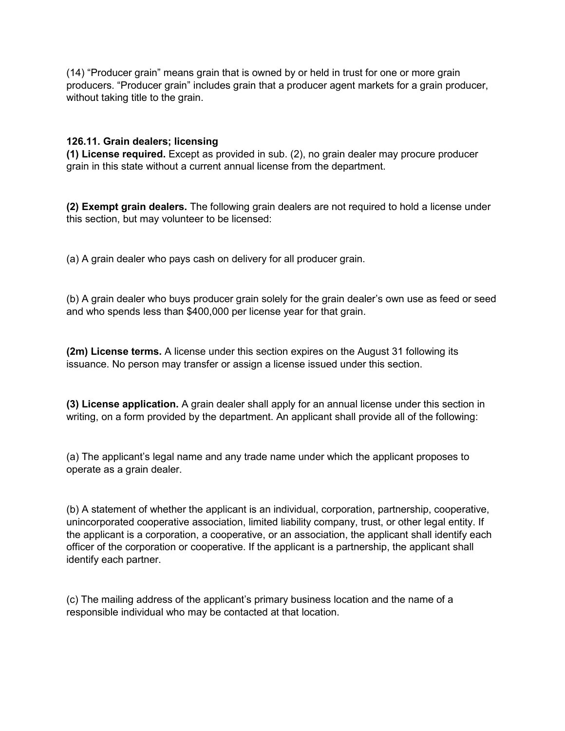(14) “Producer grain” means grain that is owned by or held in trust for one or more grain producers. “Producer grain” includes grain that a producer agent markets for a grain producer, without taking title to the grain.

### 126.11. Grain dealers; licensing

**(1) License required.** Except as provided in sub. (2), no grain dealer may procure producer grain in this state without a current annual license from the department.

**(2) Exempt grain dealers.** The following grain dealers are not required to hold a license under this section, but may volunteer to be licensed:

(a) A grain dealer who pays cash on delivery for all producer grain.

(b) A grain dealer who buys producer grain solely for the grain dealer’s own use as feed or seed and who spends less than $400,000 per license year for that grain.

**(2m) License terms.** A license under this section expires on the August 31 following its issuance. No person may transfer or assign a license issued under this section.

**(3) License application.** A grain dealer shall apply for an annual license under this section in writing, on a form provided by the department. An applicant shall provide all of the following:

(a) The applicant’s legal name and any trade name under which the applicant proposes to operate as a grain dealer.

(b) A statement of whether the applicant is an individual, corporation, partnership, cooperative, unincorporated cooperative association, limited liability company, trust, or other legal entity. If the applicant is a corporation, a cooperative, or an association, the applicant shall identify each officer of the corporation or cooperative. If the applicant is a partnership, the applicant shall identify each partner.

(c) The mailing address of the applicant’s primary business location and the name of a responsible individual who may be contacted at that location.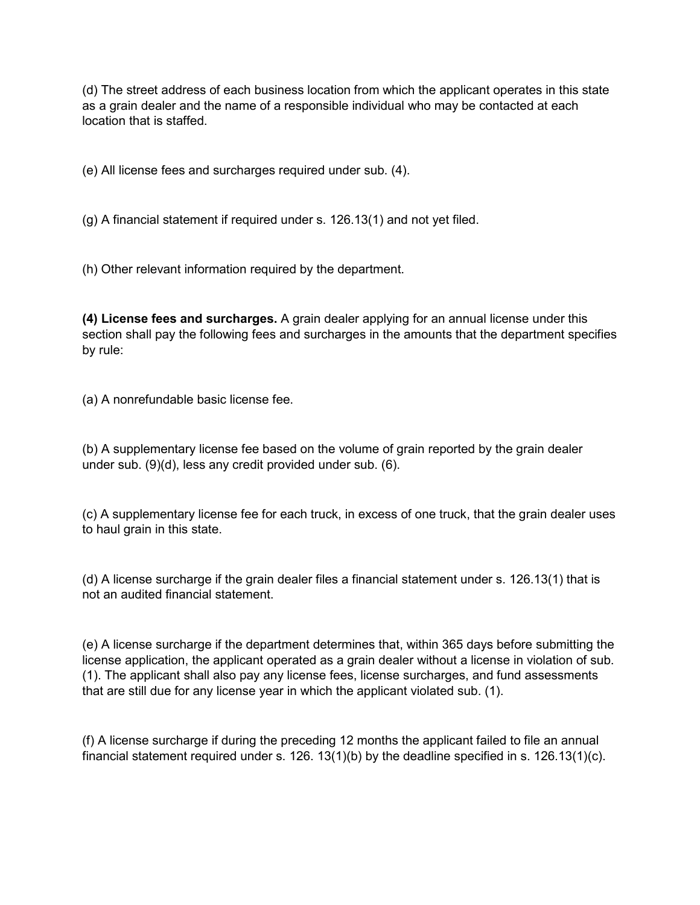(d) The street address of each business location from which the applicant operates in this state as a grain dealer and the name of a responsible individual who may be contacted at each location that is staffed.

(e) All license fees and surcharges required under sub. (4).

(g) A financial statement if required under s. 126.13(1) and not yet filed.

(h) Other relevant information required by the department.

**(4) License fees and surcharges.** A grain dealer applying for an annual license under this section shall pay the following fees and surcharges in the amounts that the department specifies by rule:

(a) A nonrefundable basic license fee.

(b) A supplementary license fee based on the volume of grain reported by the grain dealer under sub. (9)(d), less any credit provided under sub. (6).

(c) A supplementary license fee for each truck, in excess of one truck, that the grain dealer uses to haul grain in this state.

(d) A license surcharge if the grain dealer files a financial statement under s. 126.13(1) that is not an audited financial statement.

(e) A license surcharge if the department determines that, within 365 days before submitting the license application, the applicant operated as a grain dealer without a license in violation of sub. (1). The applicant shall also pay any license fees, license surcharges, and fund assessments that are still due for any license year in which the applicant violated sub. (1).

(f) A license surcharge if during the preceding 12 months the applicant failed to file an annual financial statement required under s. 126. 13(1)(b) by the deadline specified in s. 126.13(1)(c).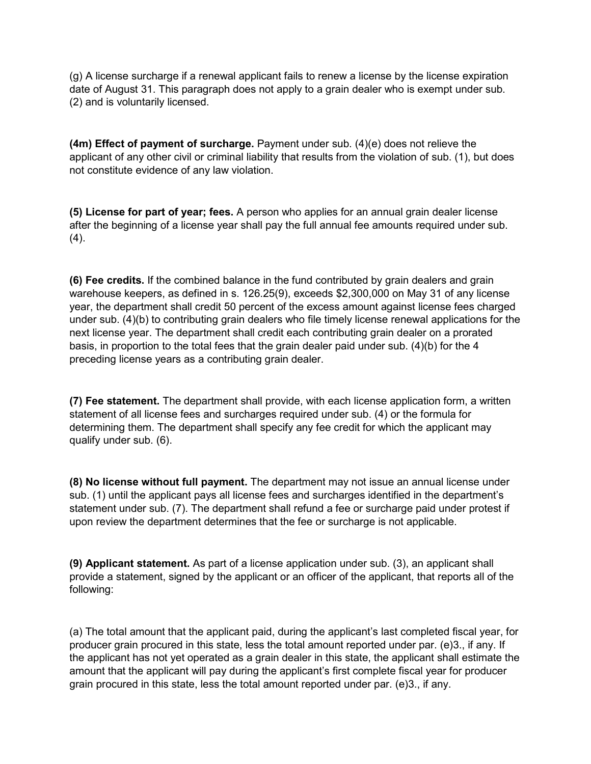(g) A license surcharge if a renewal applicant fails to renew a license by the license expiration date of August 31. This paragraph does not apply to a grain dealer who is exempt under sub. (2) and is voluntarily licensed.

**(4m) Effect of payment of surcharge.** Payment under sub. (4)(e) does not relieve the applicant of any other civil or criminal liability that results from the violation of sub. (1), but does not constitute evidence of any law violation.

**(5) License for part of year; fees.** A person who applies for an annual grain dealer license after the beginning of a license year shall pay the full annual fee amounts required under sub. (4).

**(6) Fee credits.** If the combined balance in the fund contributed by grain dealers and grain warehouse keepers, as defined in s. 126.25(9), exceeds $2,300,000 on May 31 of any license year, the department shall credit 50 percent of the excess amount against license fees charged under sub. (4)(b) to contributing grain dealers who file timely license renewal applications for the next license year. The department shall credit each contributing grain dealer on a prorated basis, in proportion to the total fees that the grain dealer paid under sub. (4)(b) for the 4 preceding license years as a contributing grain dealer.

**(7) Fee statement.** The department shall provide, with each license application form, a written statement of all license fees and surcharges required under sub. (4) or the formula for determining them. The department shall specify any fee credit for which the applicant may qualify under sub. (6).

**(8) No license without full payment.** The department may not issue an annual license under sub. (1) until the applicant pays all license fees and surcharges identified in the department's statement under sub. (7). The department shall refund a fee or surcharge paid under protest if upon review the department determines that the fee or surcharge is not applicable.

**(9) Applicant statement.** As part of a license application under sub. (3), an applicant shall provide a statement, signed by the applicant or an officer of the applicant, that reports all of the following:

(a) The total amount that the applicant paid, during the applicant's last completed fiscal year, for producer grain procured in this state, less the total amount reported under par. (e)3., if any. If the applicant has not yet operated as a grain dealer in this state, the applicant shall estimate the amount that the applicant will pay during the applicant's first complete fiscal year for producer grain procured in this state, less the total amount reported under par. (e)3., if any.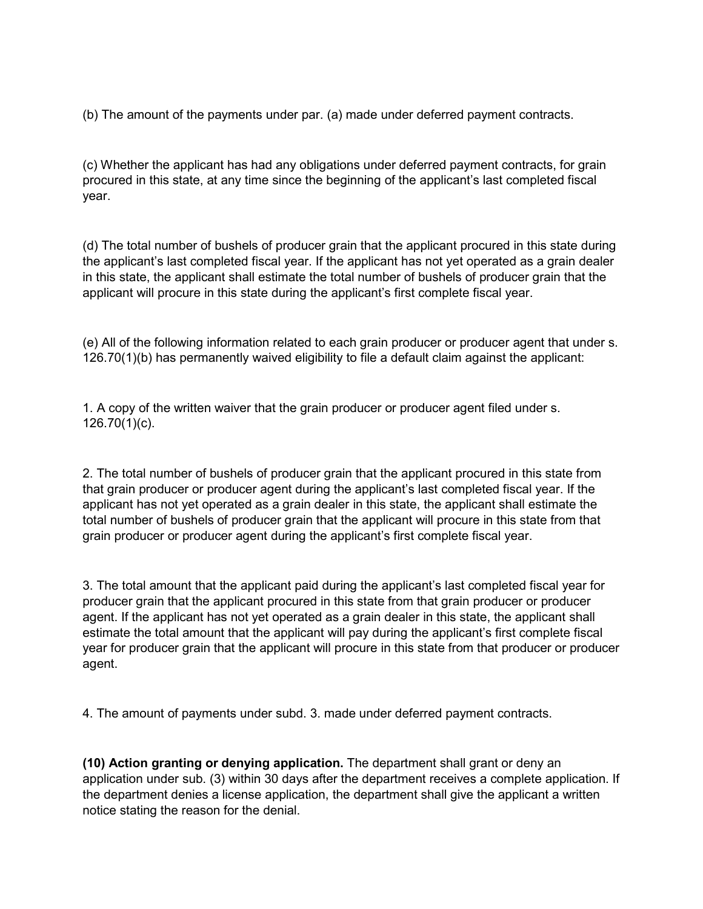(b) The amount of the payments under par. (a) made under deferred payment contracts.

(c) Whether the applicant has had any obligations under deferred payment contracts, for grain procured in this state, at any time since the beginning of the applicant's last completed fiscal year.

(d) The total number of bushels of producer grain that the applicant procured in this state during the applicant's last completed fiscal year. If the applicant has not yet operated as a grain dealer in this state, the applicant shall estimate the total number of bushels of producer grain that the applicant will procure in this state during the applicant's first complete fiscal year.

(e) All of the following information related to each grain producer or producer agent that under s. 126.70(1)(b) has permanently waived eligibility to file a default claim against the applicant:

1. A copy of the written waiver that the grain producer or producer agent filed under s. 126.70(1)(c).

2. The total number of bushels of producer grain that the applicant procured in this state from that grain producer or producer agent during the applicant's last completed fiscal year. If the applicant has not yet operated as a grain dealer in this state, the applicant shall estimate the total number of bushels of producer grain that the applicant will procure in this state from that grain producer or producer agent during the applicant's first complete fiscal year.

3. The total amount that the applicant paid during the applicant's last completed fiscal year for producer grain that the applicant procured in this state from that grain producer or producer agent. If the applicant has not yet operated as a grain dealer in this state, the applicant shall estimate the total amount that the applicant will pay during the applicant's first complete fiscal year for producer grain that the applicant will procure in this state from that producer or producer agent.

4. The amount of payments under subd. 3. made under deferred payment contracts.

**(10) Action granting or denying application.** The department shall grant or deny an application under sub. (3) within 30 days after the department receives a complete application. If the department denies a license application, the department shall give the applicant a written notice stating the reason for the denial.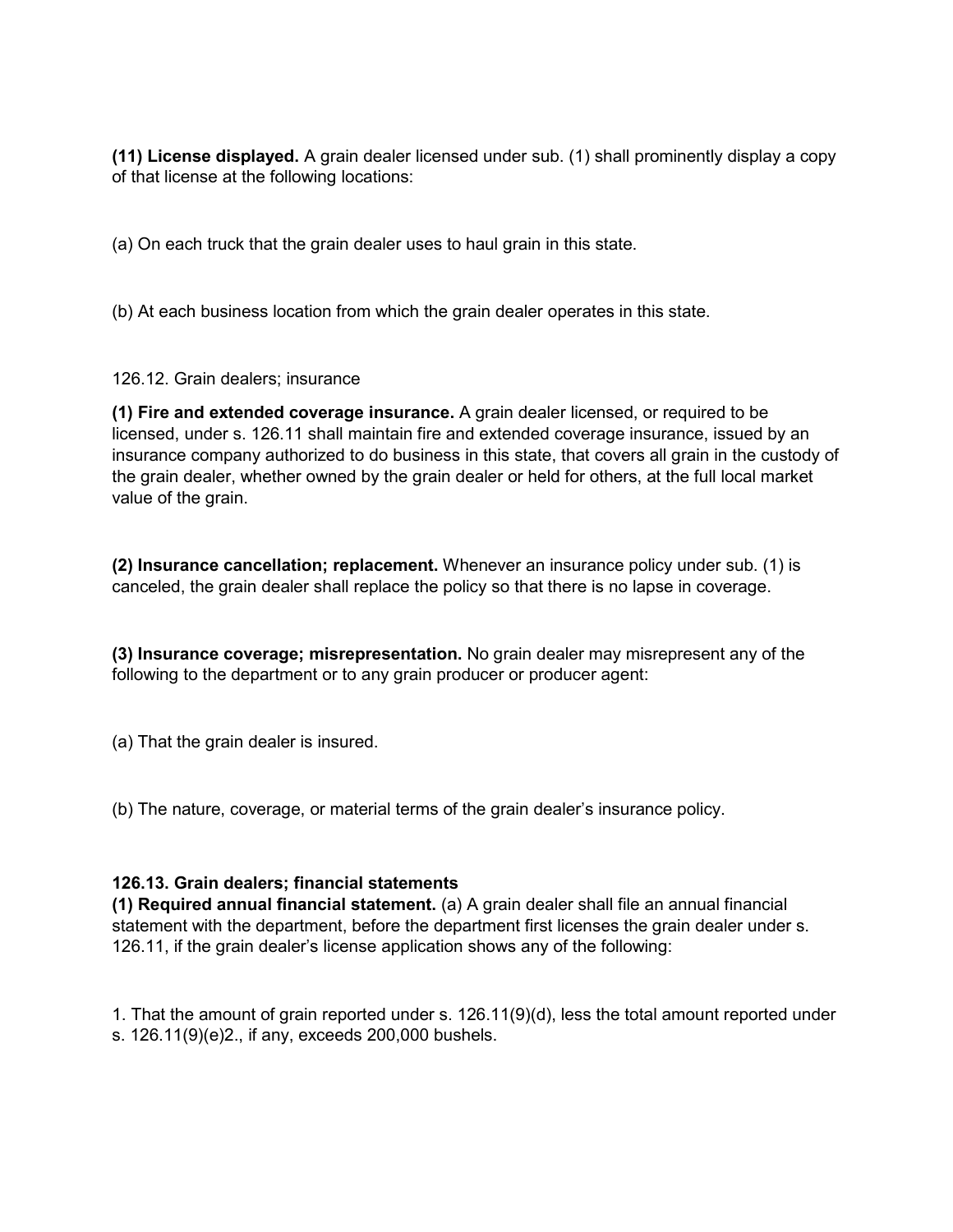**(11) License displayed.** A grain dealer licensed under sub. (1) shall prominently display a copy of that license at the following locations:

(a) On each truck that the grain dealer uses to haul grain in this state.

(b) At each business location from which the grain dealer operates in this state.

126.12. Grain dealers; insurance

**(1) Fire and extended coverage insurance.** A grain dealer licensed, or required to be licensed, under s. 126.11 shall maintain fire and extended coverage insurance, issued by an insurance company authorized to do business in this state, that covers all grain in the custody of the grain dealer, whether owned by the grain dealer or held for others, at the full local market value of the grain.

**(2) Insurance cancellation; replacement.** Whenever an insurance policy under sub. (1) is canceled, the grain dealer shall replace the policy so that there is no lapse in coverage.

**(3) Insurance coverage; misrepresentation.** No grain dealer may misrepresent any of the following to the department or to any grain producer or producer agent:

(a) That the grain dealer is insured.

(b) The nature, coverage, or material terms of the grain dealer's insurance policy.

**126.13. Grain dealers; financial statements**

**(1) Required annual financial statement.** (a) A grain dealer shall file an annual financial statement with the department, before the department first licenses the grain dealer under s. 126.11, if the grain dealer's license application shows any of the following:

1. That the amount of grain reported under s. 126.11(9)(d), less the total amount reported under s. 126.11(9)(e)2., if any, exceeds 200,000 bushels.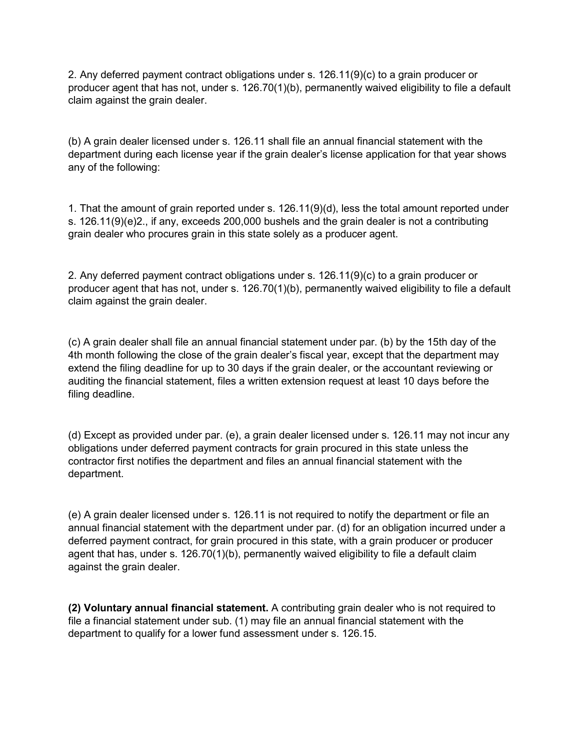2. Any deferred payment contract obligations under s. 126.11(9)(c) to a grain producer or producer agent that has not, under s. 126.70(1)(b), permanently waived eligibility to file a default claim against the grain dealer.

(b) A grain dealer licensed under s. 126.11 shall file an annual financial statement with the department during each license year if the grain dealer's license application for that year shows any of the following:

1. That the amount of grain reported under s. 126.11(9)(d), less the total amount reported under s. 126.11(9)(e)2., if any, exceeds 200,000 bushels and the grain dealer is not a contributing grain dealer who procures grain in this state solely as a producer agent.

2. Any deferred payment contract obligations under s. 126.11(9)(c) to a grain producer or producer agent that has not, under s. 126.70(1)(b), permanently waived eligibility to file a default claim against the grain dealer.

(c) A grain dealer shall file an annual financial statement under par. (b) by the 15th day of the 4th month following the close of the grain dealer's fiscal year, except that the department may extend the filing deadline for up to 30 days if the grain dealer, or the accountant reviewing or auditing the financial statement, files a written extension request at least 10 days before the filing deadline.

(d) Except as provided under par. (e), a grain dealer licensed under s. 126.11 may not incur any obligations under deferred payment contracts for grain procured in this state unless the contractor first notifies the department and files an annual financial statement with the department.

(e) A grain dealer licensed under s. 126.11 is not required to notify the department or file an annual financial statement with the department under par. (d) for an obligation incurred under a deferred payment contract, for grain procured in this state, with a grain producer or producer agent that has, under s. 126.70(1)(b), permanently waived eligibility to file a default claim against the grain dealer.

**(2) Voluntary annual financial statement.** A contributing grain dealer who is not required to file a financial statement under sub. (1) may file an annual financial statement with the department to qualify for a lower fund assessment under s. 126.15.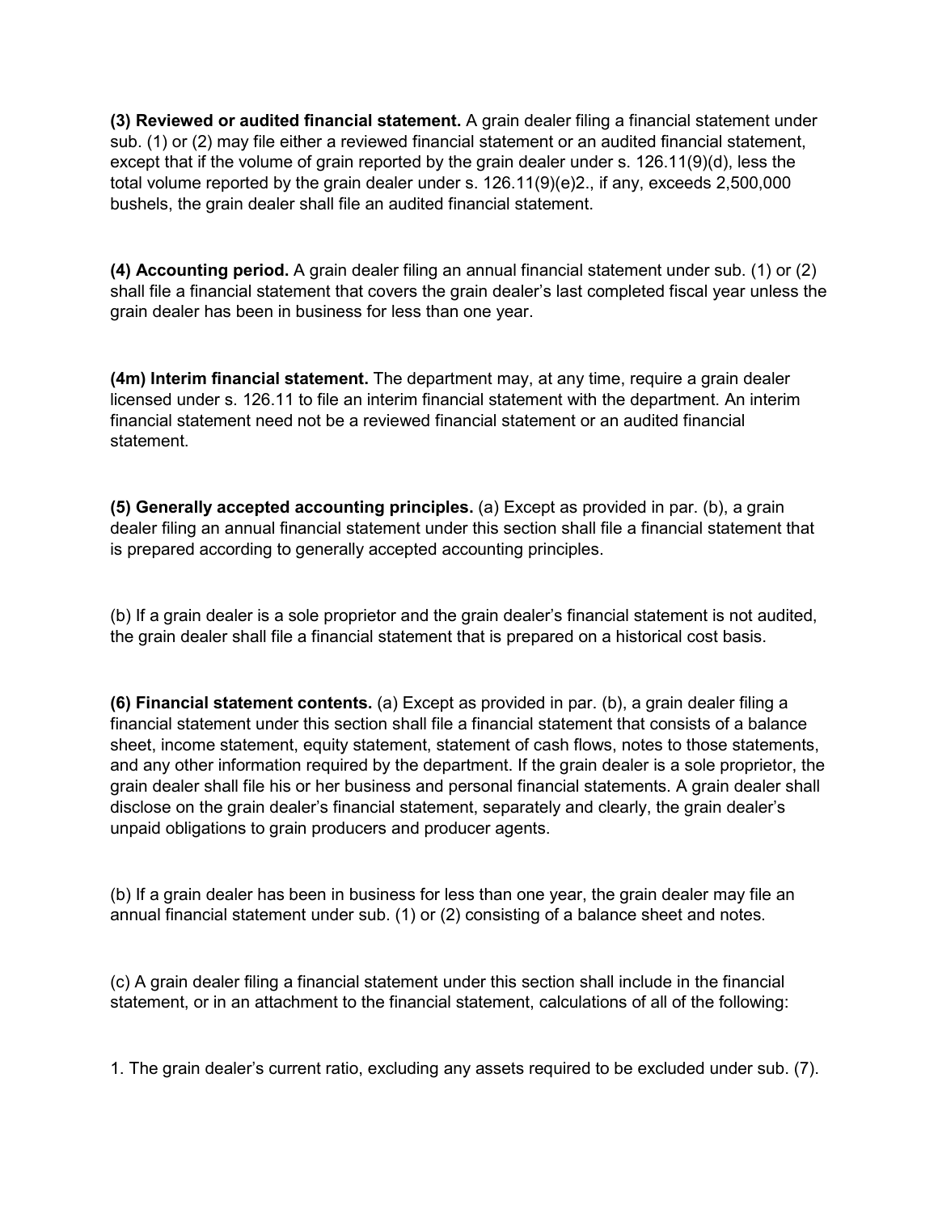**(3) Reviewed or audited financial statement.** A grain dealer filing a financial statement under sub. (1) or (2) may file either a reviewed financial statement or an audited financial statement, except that if the volume of grain reported by the grain dealer under s. 126.11(9)(d), less the total volume reported by the grain dealer under s. 126.11(9)(e)2., if any, exceeds 2,500,000 bushels, the grain dealer shall file an audited financial statement.

**(4) Accounting period.** A grain dealer filing an annual financial statement under sub. (1) or (2) shall file a financial statement that covers the grain dealer's last completed fiscal year unless the grain dealer has been in business for less than one year.

**(4m) Interim financial statement.** The department may, at any time, require a grain dealer licensed under s. 126.11 to file an interim financial statement with the department. An interim financial statement need not be a reviewed financial statement or an audited financial statement.

**(5) Generally accepted accounting principles.** (a) Except as provided in par. (b), a grain dealer filing an annual financial statement under this section shall file a financial statement that is prepared according to generally accepted accounting principles.

(b) If a grain dealer is a sole proprietor and the grain dealer's financial statement is not audited, the grain dealer shall file a financial statement that is prepared on a historical cost basis.

**(6) Financial statement contents.** (a) Except as provided in par. (b), a grain dealer filing a financial statement under this section shall file a financial statement that consists of a balance sheet, income statement, equity statement, statement of cash flows, notes to those statements, and any other information required by the department. If the grain dealer is a sole proprietor, the grain dealer shall file his or her business and personal financial statements. A grain dealer shall disclose on the grain dealer's financial statement, separately and clearly, the grain dealer's unpaid obligations to grain producers and producer agents.

(b) If a grain dealer has been in business for less than one year, the grain dealer may file an annual financial statement under sub. (1) or (2) consisting of a balance sheet and notes.

(c) A grain dealer filing a financial statement under this section shall include in the financial statement, or in an attachment to the financial statement, calculations of all of the following:

1. The grain dealer's current ratio, excluding any assets required to be excluded under sub. (7).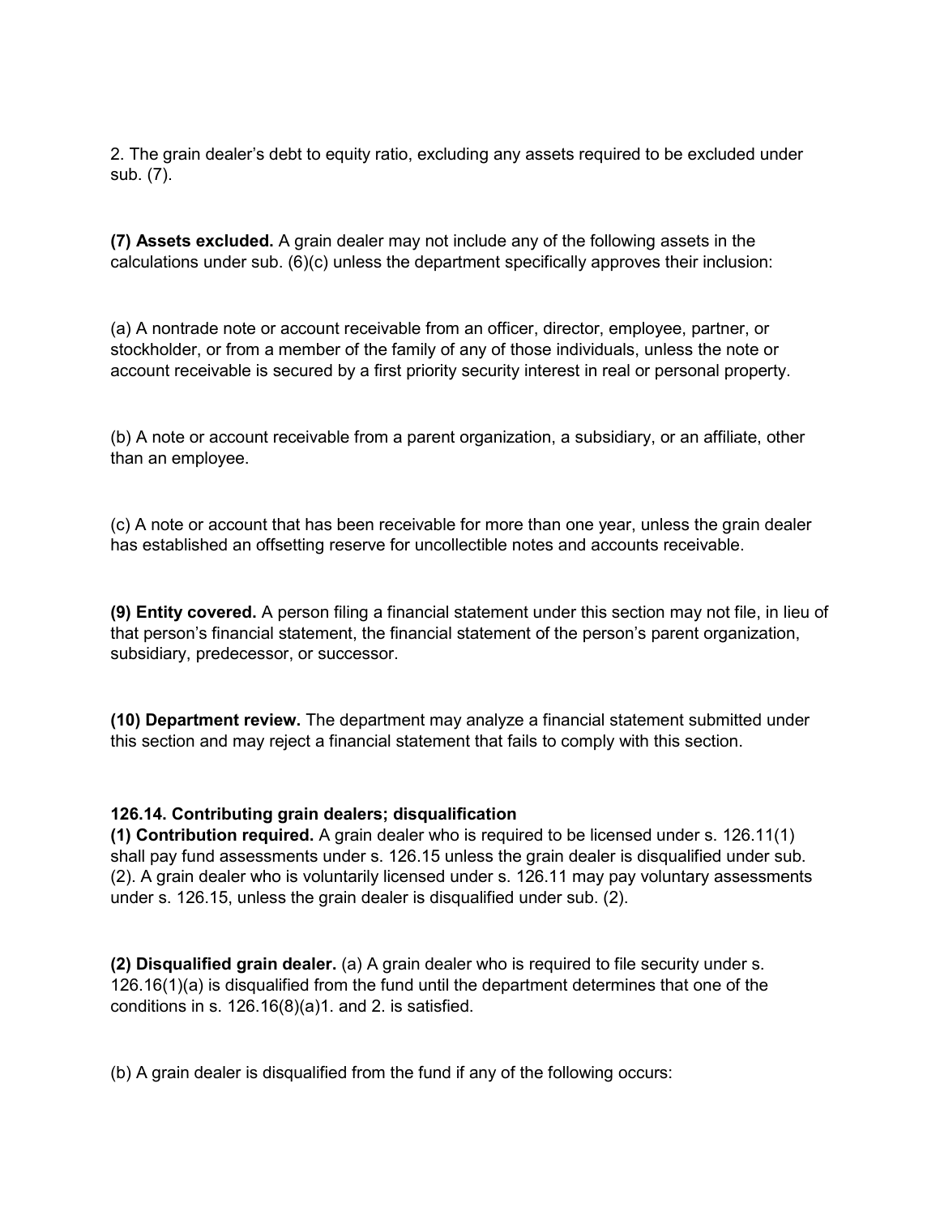2. The grain dealer’s debt to equity ratio, excluding any assets required to be excluded under sub. (7).

**(7) Assets excluded.** A grain dealer may not include any of the following assets in the calculations under sub. (6)(c) unless the department specifically approves their inclusion:

(a) A nontrade note or account receivable from an officer, director, employee, partner, or stockholder, or from a member of the family of any of those individuals, unless the note or account receivable is secured by a first priority security interest in real or personal property.

(b) A note or account receivable from a parent organization, a subsidiary, or an affiliate, other than an employee.

(c) A note or account that has been receivable for more than one year, unless the grain dealer has established an offsetting reserve for uncollectible notes and accounts receivable.

**(9) Entity covered.** A person filing a financial statement under this section may not file, in lieu of that person’s financial statement, the financial statement of the person’s parent organization, subsidiary, predecessor, or successor.

**(10) Department review.** The department may analyze a financial statement submitted under this section and may reject a financial statement that fails to comply with this section.

**126.14. Contributing grain dealers; disqualification**

**(1) Contribution required.** A grain dealer who is required to be licensed under s. 126.11(1) shall pay fund assessments under s. 126.15 unless the grain dealer is disqualified under sub. (2). A grain dealer who is voluntarily licensed under s. 126.11 may pay voluntary assessments under s. 126.15, unless the grain dealer is disqualified under sub. (2).

**(2) Disqualified grain dealer.** (a) A grain dealer who is required to file security under s. 126.16(1)(a) is disqualified from the fund until the department determines that one of the conditions in s. 126.16(8)(a)1. and 2. is satisfied.

(b) A grain dealer is disqualified from the fund if any of the following occurs: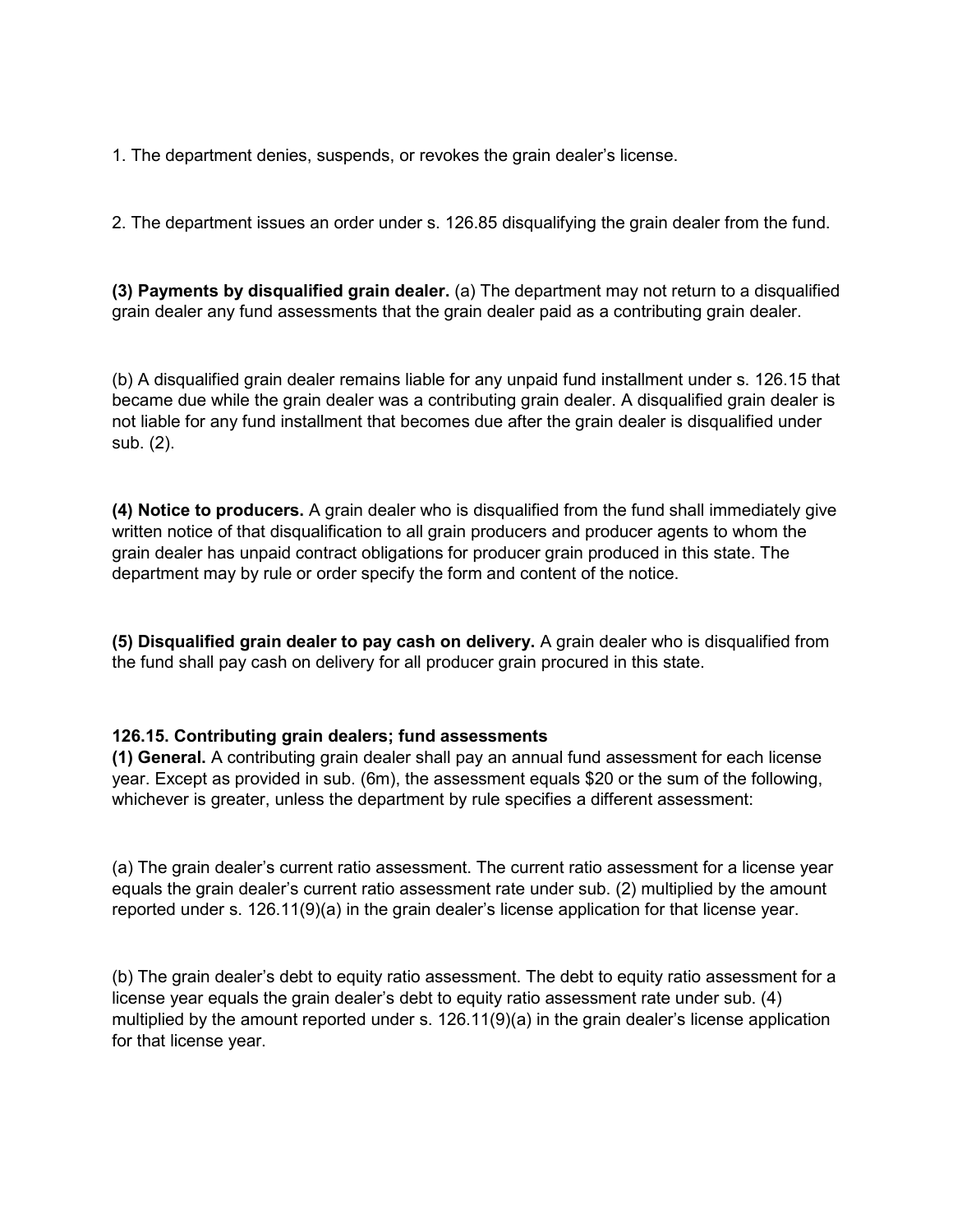1. The department denies, suspends, or revokes the grain dealer's license.

2. The department issues an order under s. 126.85 disqualifying the grain dealer from the fund.

**(3) Payments by disqualified grain dealer.** (a) The department may not return to a disqualified grain dealer any fund assessments that the grain dealer paid as a contributing grain dealer.

(b) A disqualified grain dealer remains liable for any unpaid fund installment under s. 126.15 that became due while the grain dealer was a contributing grain dealer. A disqualified grain dealer is not liable for any fund installment that becomes due after the grain dealer is disqualified under sub. (2).

**(4) Notice to producers.** A grain dealer who is disqualified from the fund shall immediately give written notice of that disqualification to all grain producers and producer agents to whom the grain dealer has unpaid contract obligations for producer grain produced in this state. The department may by rule or order specify the form and content of the notice.

**(5) Disqualified grain dealer to pay cash on delivery.** A grain dealer who is disqualified from the fund shall pay cash on delivery for all producer grain procured in this state.

**126.15. Contributing grain dealers; fund assessments**

**(1) General.** A contributing grain dealer shall pay an annual fund assessment for each license year. Except as provided in sub. (6m), the assessment equals $20 or the sum of the following, whichever is greater, unless the department by rule specifies a different assessment:

(a) The grain dealer's current ratio assessment. The current ratio assessment for a license year equals the grain dealer's current ratio assessment rate under sub. (2) multiplied by the amount reported under s. 126.11(9)(a) in the grain dealer's license application for that license year.

(b) The grain dealer's debt to equity ratio assessment. The debt to equity ratio assessment for a license year equals the grain dealer's debt to equity ratio assessment rate under sub. (4) multiplied by the amount reported under s. 126.11(9)(a) in the grain dealer's license application for that license year.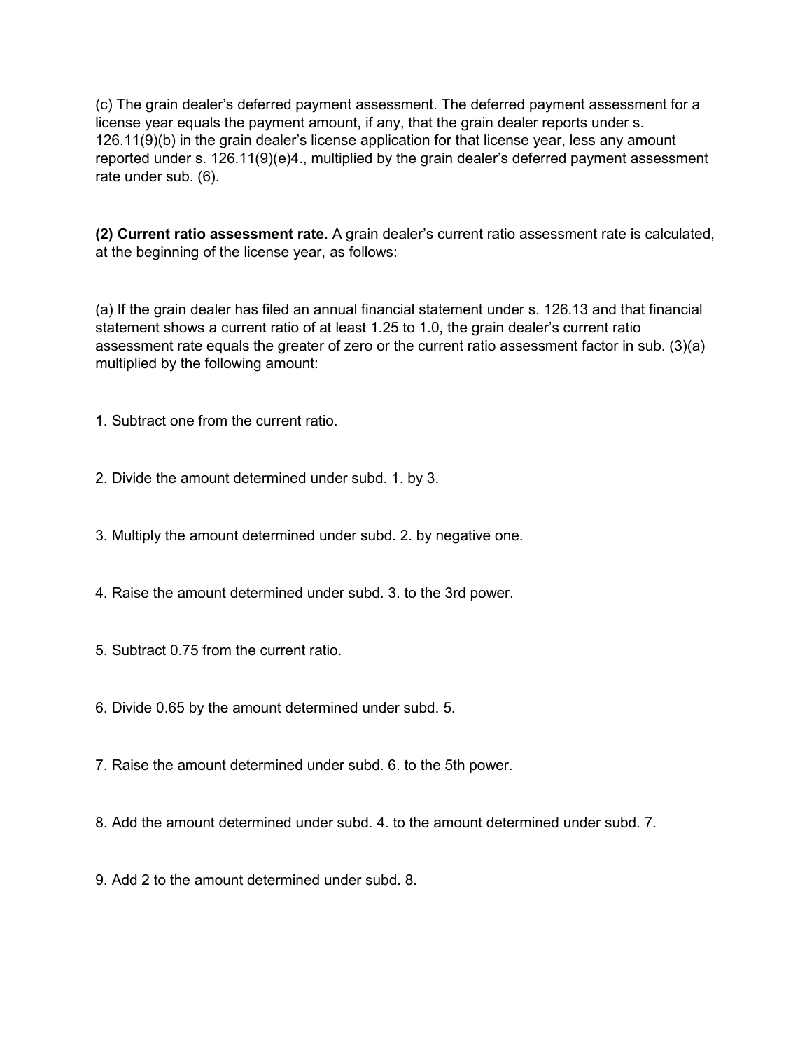(c) The grain dealer’s deferred payment assessment. The deferred payment assessment for a license year equals the payment amount, if any, that the grain dealer reports under s. 126.11(9)(b) in the grain dealer’s license application for that license year, less any amount reported under s. 126.11(9)(e)4., multiplied by the grain dealer’s deferred payment assessment rate under sub. (6).

**(2) Current ratio assessment rate.** A grain dealer’s current ratio assessment rate is calculated, at the beginning of the license year, as follows:

(a) If the grain dealer has filed an annual financial statement under s. 126.13 and that financial statement shows a current ratio of at least 1.25 to 1.0, the grain dealer’s current ratio assessment rate equals the greater of zero or the current ratio assessment factor in sub. (3)(a) multiplied by the following amount:

1. Subtract one from the current ratio.

2. Divide the amount determined under subd. 1. by 3.

3. Multiply the amount determined under subd. 2. by negative one.

4. Raise the amount determined under subd. 3. to the 3rd power.

5. Subtract 0.75 from the current ratio.

6. Divide 0.65 by the amount determined under subd. 5.

7. Raise the amount determined under subd. 6. to the 5th power.

8. Add the amount determined under subd. 4. to the amount determined under subd. 7.

9. Add 2 to the amount determined under subd. 8.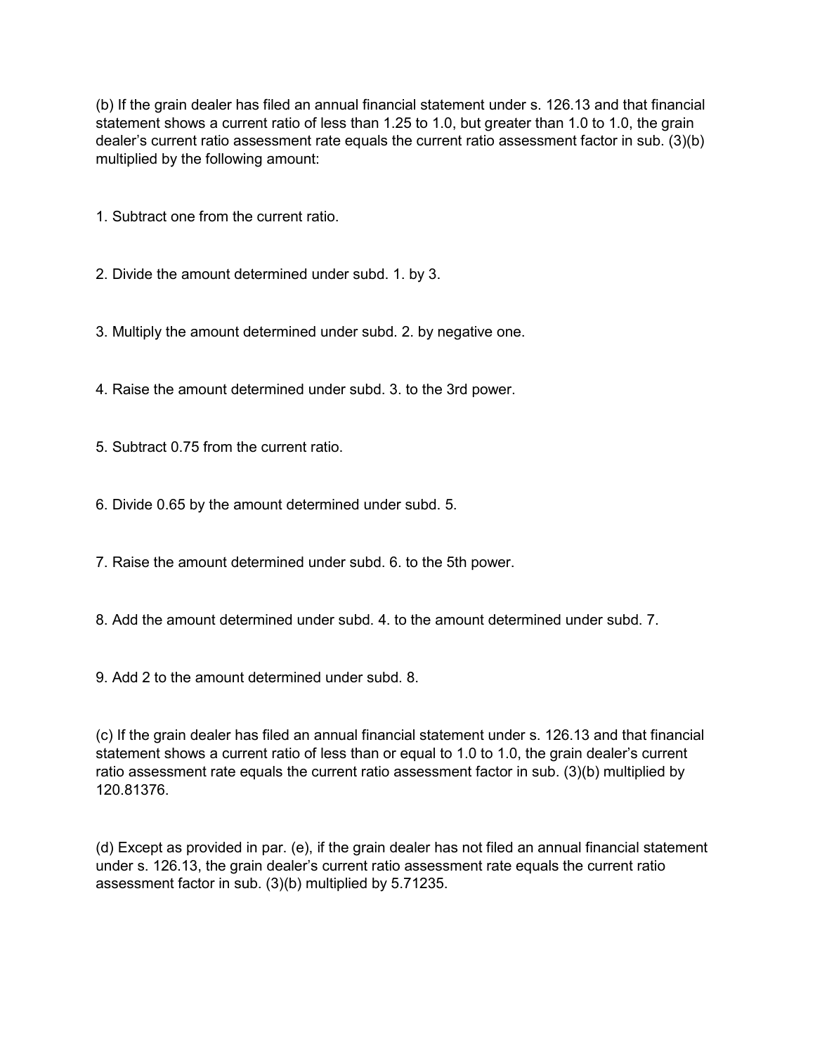(b) If the grain dealer has filed an annual financial statement under s. 126.13 and that financial statement shows a current ratio of less than 1.25 to 1.0, but greater than 1.0 to 1.0, the grain dealer's current ratio assessment rate equals the current ratio assessment factor in sub. (3)(b) multiplied by the following amount:

1. Subtract one from the current ratio.

2. Divide the amount determined under subd. 1. by 3.

3. Multiply the amount determined under subd. 2. by negative one.

4. Raise the amount determined under subd. 3. to the 3rd power.

5. Subtract 0.75 from the current ratio.

6. Divide 0.65 by the amount determined under subd. 5.

7. Raise the amount determined under subd. 6. to the 5th power.

8. Add the amount determined under subd. 4. to the amount determined under subd. 7.

9. Add 2 to the amount determined under subd. 8.

(c) If the grain dealer has filed an annual financial statement under s. 126.13 and that financial statement shows a current ratio of less than or equal to 1.0 to 1.0, the grain dealer's current ratio assessment rate equals the current ratio assessment factor in sub. (3)(b) multiplied by 120.81376.

(d) Except as provided in par. (e), if the grain dealer has not filed an annual financial statement under s. 126.13, the grain dealer's current ratio assessment rate equals the current ratio assessment factor in sub. (3)(b) multiplied by 5.71235.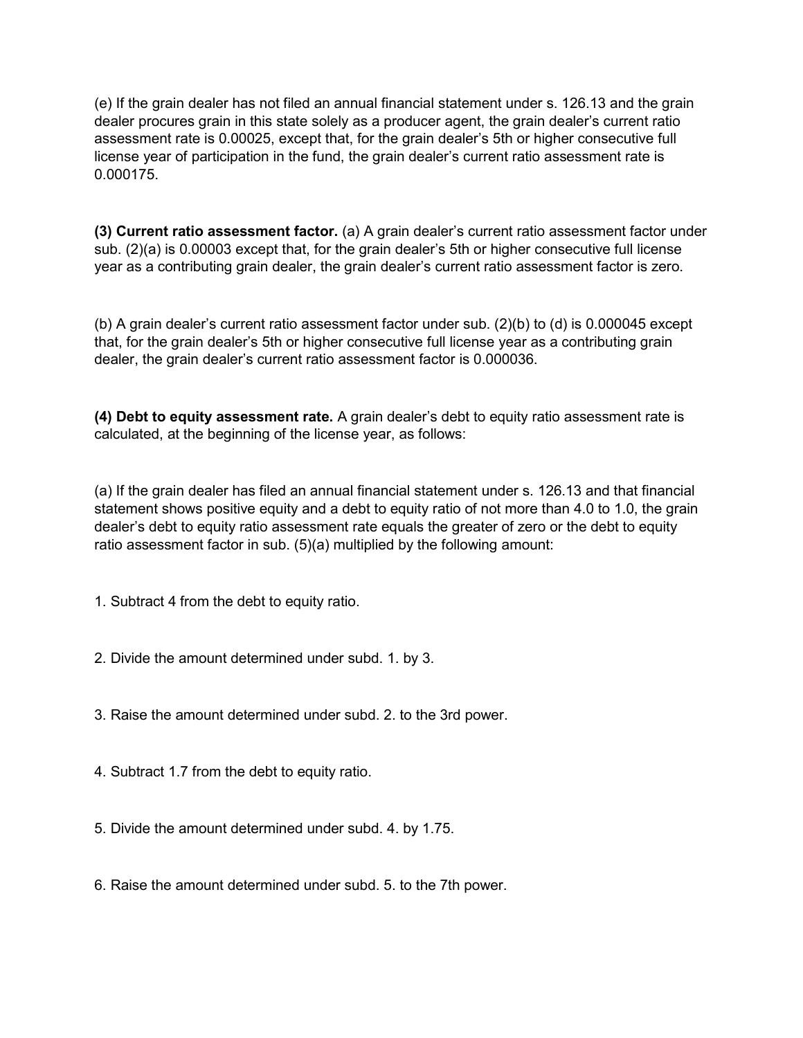(e) If the grain dealer has not filed an annual financial statement under s. 126.13 and the grain dealer procures grain in this state solely as a producer agent, the grain dealer's current ratio assessment rate is 0.00025, except that, for the grain dealer's 5th or higher consecutive full license year of participation in the fund, the grain dealer's current ratio assessment rate is 0.000175.

**(3) Current ratio assessment factor.** (a) A grain dealer's current ratio assessment factor under sub. (2)(a) is 0.00003 except that, for the grain dealer's 5th or higher consecutive full license year as a contributing grain dealer, the grain dealer's current ratio assessment factor is zero.

(b) A grain dealer's current ratio assessment factor under sub. (2)(b) to (d) is 0.000045 except that, for the grain dealer's 5th or higher consecutive full license year as a contributing grain dealer, the grain dealer's current ratio assessment factor is 0.000036.

**(4) Debt to equity assessment rate.** A grain dealer's debt to equity ratio assessment rate is calculated, at the beginning of the license year, as follows:

(a) If the grain dealer has filed an annual financial statement under s. 126.13 and that financial statement shows positive equity and a debt to equity ratio of not more than 4.0 to 1.0, the grain dealer's debt to equity ratio assessment rate equals the greater of zero or the debt to equity ratio assessment factor in sub. (5)(a) multiplied by the following amount:

1. Subtract 4 from the debt to equity ratio.

2. Divide the amount determined under subd. 1. by 3.

3. Raise the amount determined under subd. 2. to the 3rd power.

4. Subtract 1.7 from the debt to equity ratio.

5. Divide the amount determined under subd. 4. by 1.75.

6. Raise the amount determined under subd. 5. to the 7th power.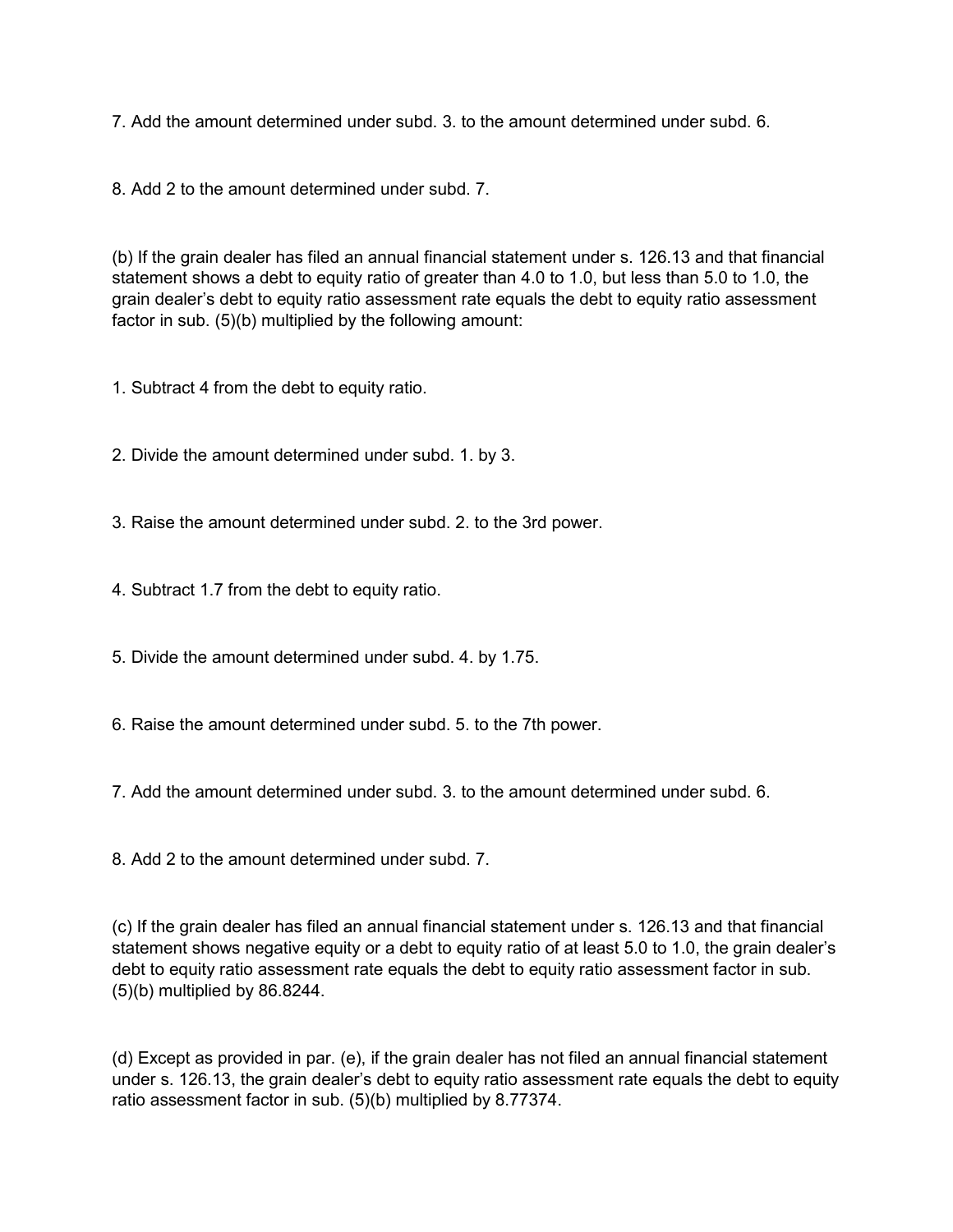7. Add the amount determined under subd. 3. to the amount determined under subd. 6.

8. Add 2 to the amount determined under subd. 7.

(b) If the grain dealer has filed an annual financial statement under s. 126.13 and that financial statement shows a debt to equity ratio of greater than 4.0 to 1.0, but less than 5.0 to 1.0, the grain dealer's debt to equity ratio assessment rate equals the debt to equity ratio assessment factor in sub. (5)(b) multiplied by the following amount:

1. Subtract 4 from the debt to equity ratio.

2. Divide the amount determined under subd. 1. by 3.

3. Raise the amount determined under subd. 2. to the 3rd power.

4. Subtract 1.7 from the debt to equity ratio.

5. Divide the amount determined under subd. 4. by 1.75.

6. Raise the amount determined under subd. 5. to the 7th power.

7. Add the amount determined under subd. 3. to the amount determined under subd. 6.

8. Add 2 to the amount determined under subd. 7.

(c) If the grain dealer has filed an annual financial statement under s. 126.13 and that financial statement shows negative equity or a debt to equity ratio of at least 5.0 to 1.0, the grain dealer's debt to equity ratio assessment rate equals the debt to equity ratio assessment factor in sub. (5)(b) multiplied by 86.8244.

(d) Except as provided in par. (e), if the grain dealer has not filed an annual financial statement under s. 126.13, the grain dealer's debt to equity ratio assessment rate equals the debt to equity ratio assessment factor in sub. (5)(b) multiplied by 8.77374.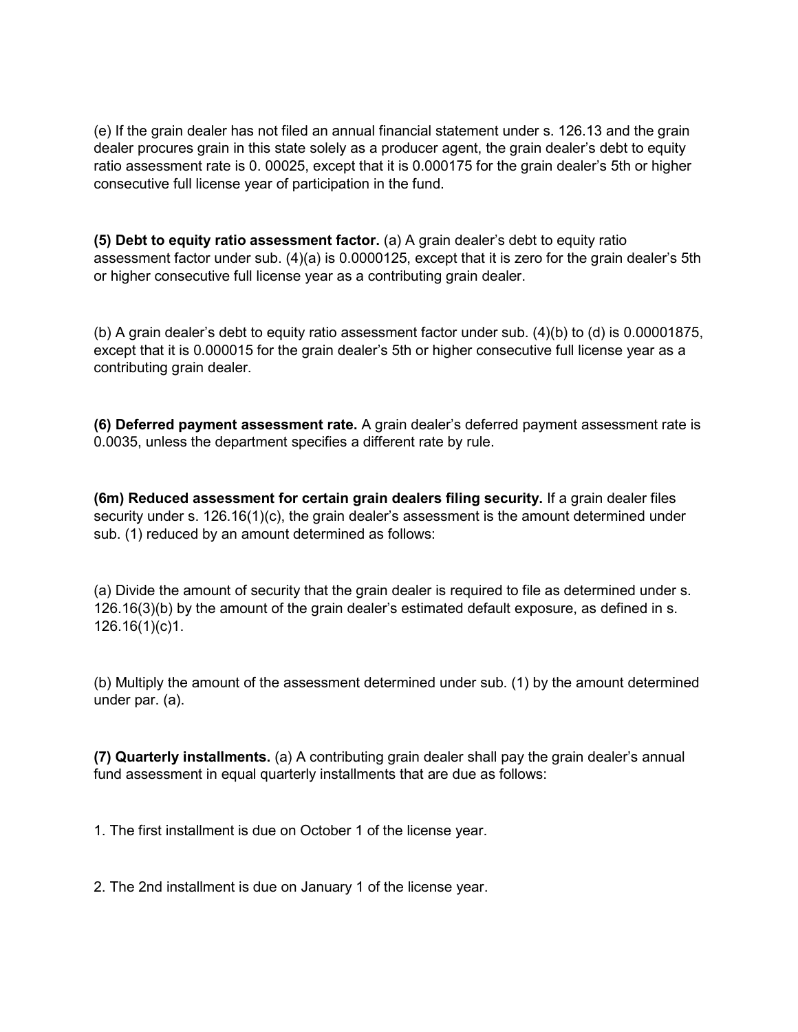(e) If the grain dealer has not filed an annual financial statement under s. 126.13 and the grain dealer procures grain in this state solely as a producer agent, the grain dealer's debt to equity ratio assessment rate is 0. 00025, except that it is 0.000175 for the grain dealer's 5th or higher consecutive full license year of participation in the fund.

**(5) Debt to equity ratio assessment factor.** (a) A grain dealer's debt to equity ratio assessment factor under sub. (4)(a) is 0.0000125, except that it is zero for the grain dealer's 5th or higher consecutive full license year as a contributing grain dealer.

(b) A grain dealer's debt to equity ratio assessment factor under sub. (4)(b) to (d) is 0.00001875, except that it is 0.000015 for the grain dealer's 5th or higher consecutive full license year as a contributing grain dealer.

**(6) Deferred payment assessment rate.** A grain dealer's deferred payment assessment rate is 0.0035, unless the department specifies a different rate by rule.

**(6m) Reduced assessment for certain grain dealers filing security.** If a grain dealer files security under s. 126.16(1)(c), the grain dealer's assessment is the amount determined under sub. (1) reduced by an amount determined as follows:

(a) Divide the amount of security that the grain dealer is required to file as determined under s. 126.16(3)(b) by the amount of the grain dealer's estimated default exposure, as defined in s. 126.16(1)(c)1.

(b) Multiply the amount of the assessment determined under sub. (1) by the amount determined under par. (a).

**(7) Quarterly installments.** (a) A contributing grain dealer shall pay the grain dealer's annual fund assessment in equal quarterly installments that are due as follows:

1. The first installment is due on October 1 of the license year.

2. The 2nd installment is due on January 1 of the license year.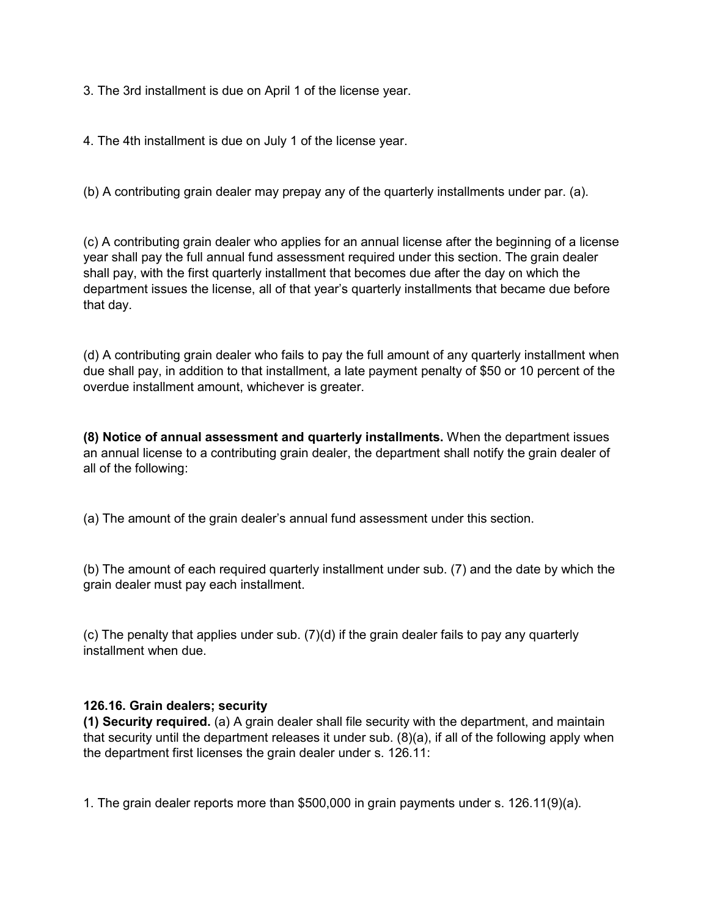3. The 3rd installment is due on April 1 of the license year.

4. The 4th installment is due on July 1 of the license year.

(b) A contributing grain dealer may prepay any of the quarterly installments under par. (a).

(c) A contributing grain dealer who applies for an annual license after the beginning of a license year shall pay the full annual fund assessment required under this section. The grain dealer shall pay, with the first quarterly installment that becomes due after the day on which the department issues the license, all of that year's quarterly installments that became due before that day.

(d) A contributing grain dealer who fails to pay the full amount of any quarterly installment when due shall pay, in addition to that installment, a late payment penalty of $50 or 10 percent of the overdue installment amount, whichever is greater.

**(8) Notice of annual assessment and quarterly installments.** When the department issues an annual license to a contributing grain dealer, the department shall notify the grain dealer of all of the following:

(a) The amount of the grain dealer's annual fund assessment under this section.

(b) The amount of each required quarterly installment under sub. (7) and the date by which the grain dealer must pay each installment.

(c) The penalty that applies under sub. (7)(d) if the grain dealer fails to pay any quarterly installment when due.

**126.16. Grain dealers; security**

**(1) Security required.** (a) A grain dealer shall file security with the department, and maintain that security until the department releases it under sub. (8)(a), if all of the following apply when the department first licenses the grain dealer under s. 126.11:

1. The grain dealer reports more than $500,000 in grain payments under s. 126.11(9)(a).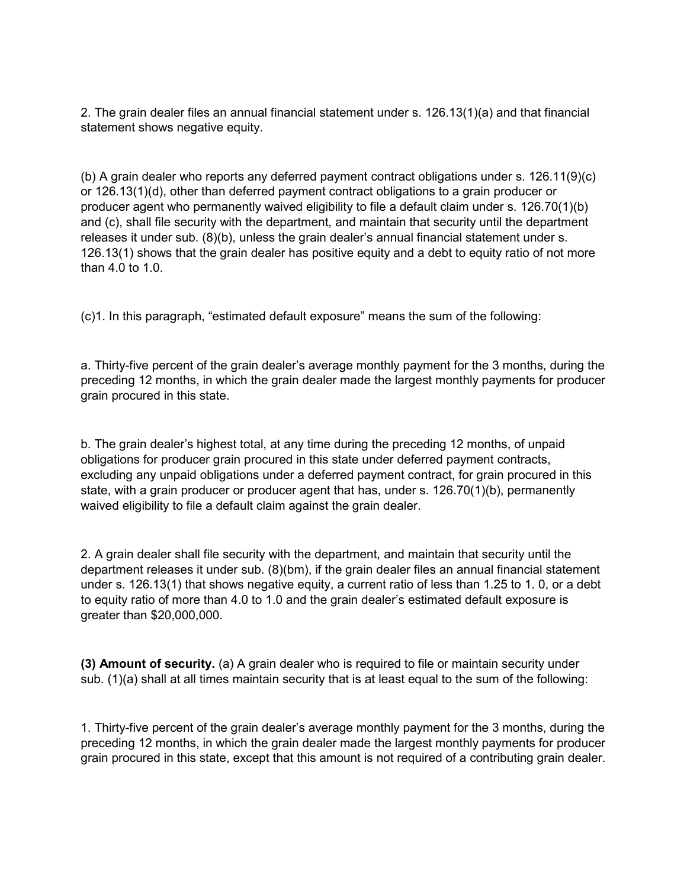2. The grain dealer files an annual financial statement under s. 126.13(1)(a) and that financial statement shows negative equity.

(b) A grain dealer who reports any deferred payment contract obligations under s. 126.11(9)(c) or 126.13(1)(d), other than deferred payment contract obligations to a grain producer or producer agent who permanently waived eligibility to file a default claim under s. 126.70(1)(b) and (c), shall file security with the department, and maintain that security until the department releases it under sub. (8)(b), unless the grain dealer's annual financial statement under s. 126.13(1) shows that the grain dealer has positive equity and a debt to equity ratio of not more than 4.0 to 1.0.

(c)1. In this paragraph, "estimated default exposure" means the sum of the following:

a. Thirty-five percent of the grain dealer's average monthly payment for the 3 months, during the preceding 12 months, in which the grain dealer made the largest monthly payments for producer grain procured in this state.

b. The grain dealer's highest total, at any time during the preceding 12 months, of unpaid obligations for producer grain procured in this state under deferred payment contracts, excluding any unpaid obligations under a deferred payment contract, for grain procured in this state, with a grain producer or producer agent that has, under s. 126.70(1)(b), permanently waived eligibility to file a default claim against the grain dealer.

2. A grain dealer shall file security with the department, and maintain that security until the department releases it under sub. (8)(bm), if the grain dealer files an annual financial statement under s. 126.13(1) that shows negative equity, a current ratio of less than 1.25 to 1. 0, or a debt to equity ratio of more than 4.0 to 1.0 and the grain dealer's estimated default exposure is greater than $20,000,000.

**(3) Amount of security.** (a) A grain dealer who is required to file or maintain security under sub. (1)(a) shall at all times maintain security that is at least equal to the sum of the following:

1. Thirty-five percent of the grain dealer's average monthly payment for the 3 months, during the preceding 12 months, in which the grain dealer made the largest monthly payments for producer grain procured in this state, except that this amount is not required of a contributing grain dealer.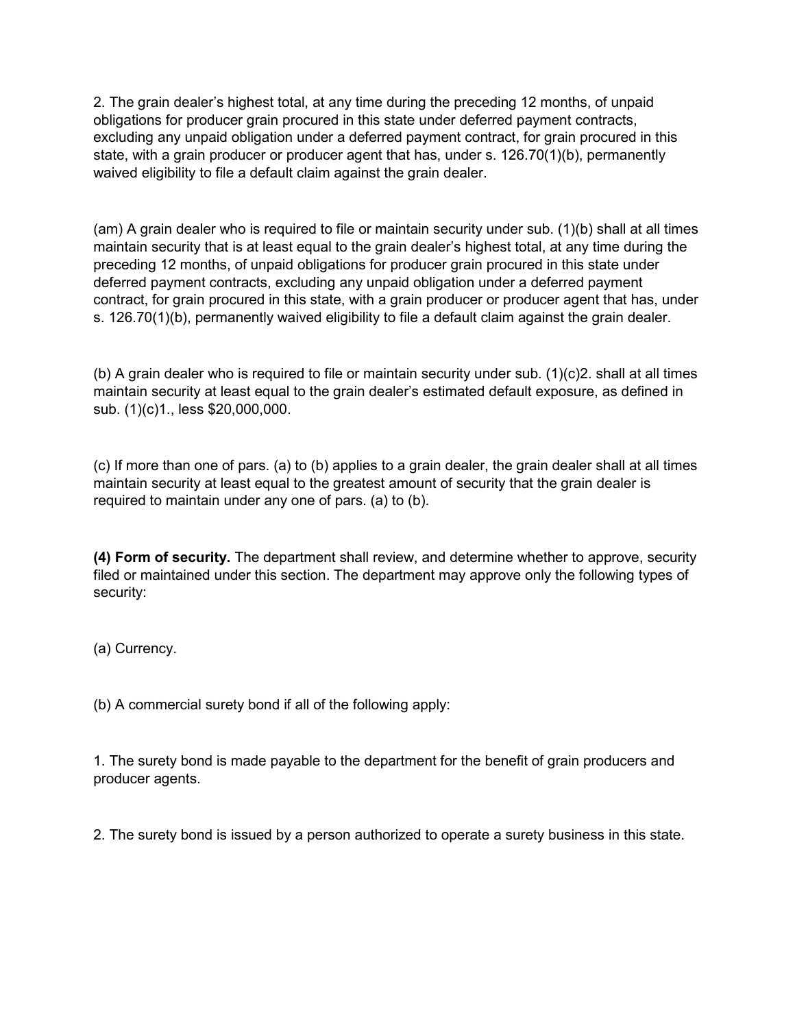2. The grain dealer's highest total, at any time during the preceding 12 months, of unpaid obligations for producer grain procured in this state under deferred payment contracts, excluding any unpaid obligation under a deferred payment contract, for grain procured in this state, with a grain producer or producer agent that has, under s. 126.70(1)(b), permanently waived eligibility to file a default claim against the grain dealer.

(am) A grain dealer who is required to file or maintain security under sub. (1)(b) shall at all times maintain security that is at least equal to the grain dealer's highest total, at any time during the preceding 12 months, of unpaid obligations for producer grain procured in this state under deferred payment contracts, excluding any unpaid obligation under a deferred payment contract, for grain procured in this state, with a grain producer or producer agent that has, under s. 126.70(1)(b), permanently waived eligibility to file a default claim against the grain dealer.

(b) A grain dealer who is required to file or maintain security under sub. (1)(c)2. shall at all times maintain security at least equal to the grain dealer's estimated default exposure, as defined in sub. (1)(c)1., less $20,000,000.

(c) If more than one of pars. (a) to (b) applies to a grain dealer, the grain dealer shall at all times maintain security at least equal to the greatest amount of security that the grain dealer is required to maintain under any one of pars. (a) to (b).

**(4) Form of security.** The department shall review, and determine whether to approve, security filed or maintained under this section. The department may approve only the following types of security:

(a) Currency.

(b) A commercial surety bond if all of the following apply:

1. The surety bond is made payable to the department for the benefit of grain producers and producer agents.

2. The surety bond is issued by a person authorized to operate a surety business in this state.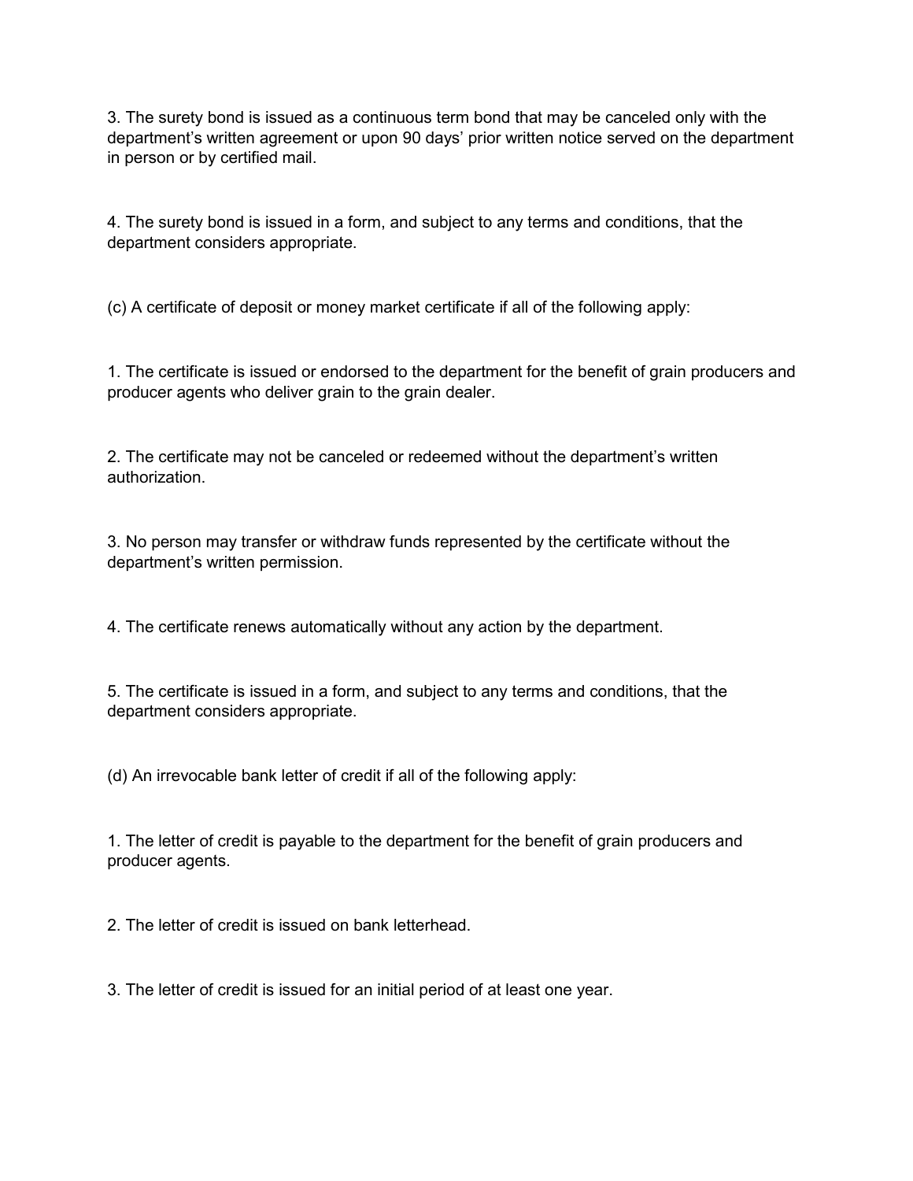3. The surety bond is issued as a continuous term bond that may be canceled only with the department's written agreement or upon 90 days' prior written notice served on the department in person or by certified mail.

4. The surety bond is issued in a form, and subject to any terms and conditions, that the department considers appropriate.

(c) A certificate of deposit or money market certificate if all of the following apply:

1. The certificate is issued or endorsed to the department for the benefit of grain producers and producer agents who deliver grain to the grain dealer.

2. The certificate may not be canceled or redeemed without the department's written authorization.

3. No person may transfer or withdraw funds represented by the certificate without the department's written permission.

4. The certificate renews automatically without any action by the department.

5. The certificate is issued in a form, and subject to any terms and conditions, that the department considers appropriate.

(d) An irrevocable bank letter of credit if all of the following apply:

1. The letter of credit is payable to the department for the benefit of grain producers and producer agents.

2. The letter of credit is issued on bank letterhead.

3. The letter of credit is issued for an initial period of at least one year.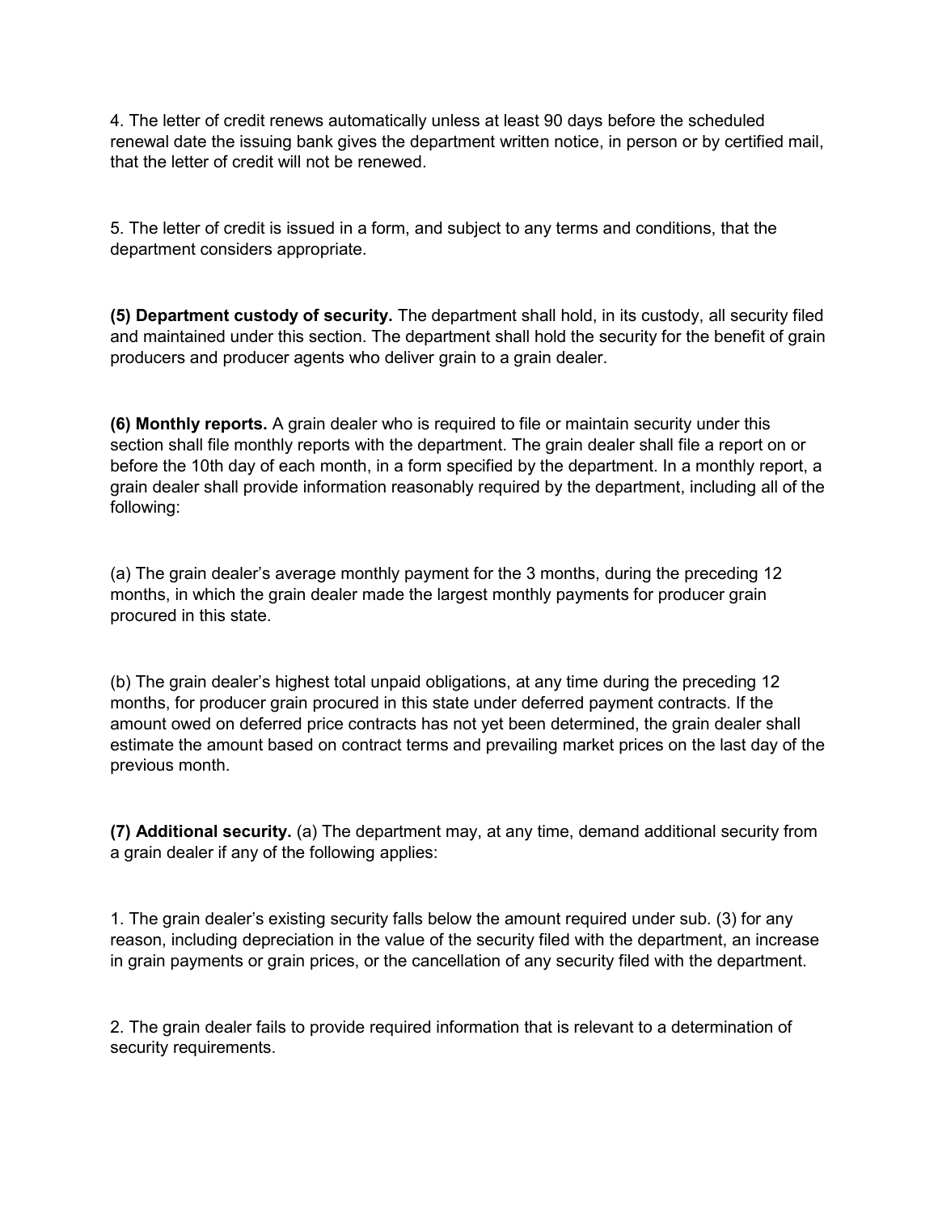4. The letter of credit renews automatically unless at least 90 days before the scheduled renewal date the issuing bank gives the department written notice, in person or by certified mail, that the letter of credit will not be renewed.

5. The letter of credit is issued in a form, and subject to any terms and conditions, that the department considers appropriate.

**(5) Department custody of security.** The department shall hold, in its custody, all security filed and maintained under this section. The department shall hold the security for the benefit of grain producers and producer agents who deliver grain to a grain dealer.

**(6) Monthly reports.** A grain dealer who is required to file or maintain security under this section shall file monthly reports with the department. The grain dealer shall file a report on or before the 10th day of each month, in a form specified by the department. In a monthly report, a grain dealer shall provide information reasonably required by the department, including all of the following:

(a) The grain dealer's average monthly payment for the 3 months, during the preceding 12 months, in which the grain dealer made the largest monthly payments for producer grain procured in this state.

(b) The grain dealer's highest total unpaid obligations, at any time during the preceding 12 months, for producer grain procured in this state under deferred payment contracts. If the amount owed on deferred price contracts has not yet been determined, the grain dealer shall estimate the amount based on contract terms and prevailing market prices on the last day of the previous month.

**(7) Additional security.** (a) The department may, at any time, demand additional security from a grain dealer if any of the following applies:

1. The grain dealer's existing security falls below the amount required under sub. (3) for any reason, including depreciation in the value of the security filed with the department, an increase in grain payments or grain prices, or the cancellation of any security filed with the department.

2. The grain dealer fails to provide required information that is relevant to a determination of security requirements.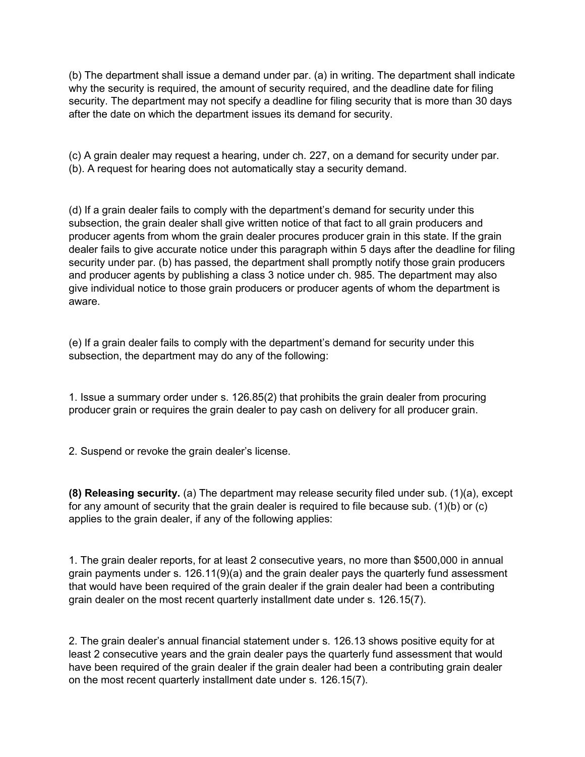(b) The department shall issue a demand under par. (a) in writing. The department shall indicate why the security is required, the amount of security required, and the deadline date for filing security. The department may not specify a deadline for filing security that is more than 30 days after the date on which the department issues its demand for security.

(c) A grain dealer may request a hearing, under ch. 227, on a demand for security under par. (b). A request for hearing does not automatically stay a security demand.

(d) If a grain dealer fails to comply with the department's demand for security under this subsection, the grain dealer shall give written notice of that fact to all grain producers and producer agents from whom the grain dealer procures producer grain in this state. If the grain dealer fails to give accurate notice under this paragraph within 5 days after the deadline for filing security under par. (b) has passed, the department shall promptly notify those grain producers and producer agents by publishing a class 3 notice under ch. 985. The department may also give individual notice to those grain producers or producer agents of whom the department is aware.

(e) If a grain dealer fails to comply with the department's demand for security under this subsection, the department may do any of the following:

1. Issue a summary order under s. 126.85(2) that prohibits the grain dealer from procuring producer grain or requires the grain dealer to pay cash on delivery for all producer grain.

2. Suspend or revoke the grain dealer's license.

**(8) Releasing security.** (a) The department may release security filed under sub. (1)(a), except for any amount of security that the grain dealer is required to file because sub. (1)(b) or (c) applies to the grain dealer, if any of the following applies:

1. The grain dealer reports, for at least 2 consecutive years, no more than $500,000 in annual grain payments under s. 126.11(9)(a) and the grain dealer pays the quarterly fund assessment that would have been required of the grain dealer if the grain dealer had been a contributing grain dealer on the most recent quarterly installment date under s. 126.15(7).

2. The grain dealer's annual financial statement under s. 126.13 shows positive equity for at least 2 consecutive years and the grain dealer pays the quarterly fund assessment that would have been required of the grain dealer if the grain dealer had been a contributing grain dealer on the most recent quarterly installment date under s. 126.15(7).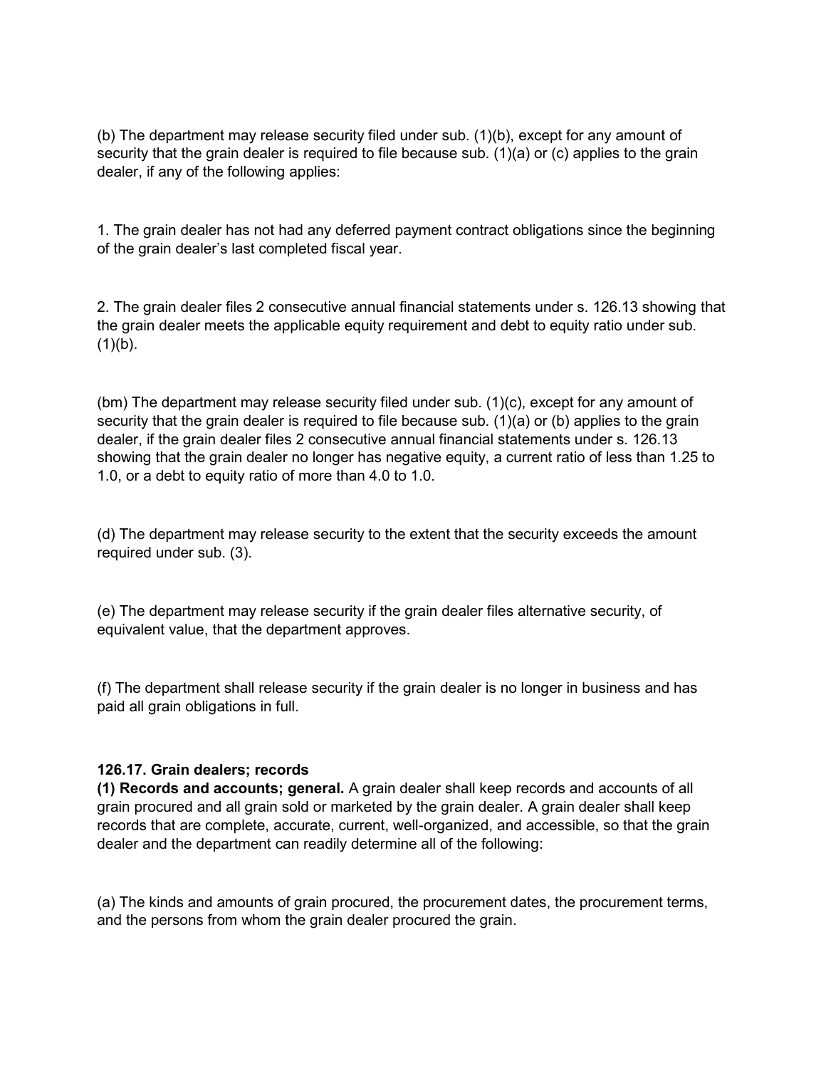(b) The department may release security filed under sub. (1)(b), except for any amount of security that the grain dealer is required to file because sub. (1)(a) or (c) applies to the grain dealer, if any of the following applies:

1. The grain dealer has not had any deferred payment contract obligations since the beginning of the grain dealer's last completed fiscal year.

2. The grain dealer files 2 consecutive annual financial statements under s. 126.13 showing that the grain dealer meets the applicable equity requirement and debt to equity ratio under sub. (1)(b).

(bm) The department may release security filed under sub. (1)(c), except for any amount of security that the grain dealer is required to file because sub. (1)(a) or (b) applies to the grain dealer, if the grain dealer files 2 consecutive annual financial statements under s. 126.13 showing that the grain dealer no longer has negative equity, a current ratio of less than 1.25 to 1.0, or a debt to equity ratio of more than 4.0 to 1.0.

(d) The department may release security to the extent that the security exceeds the amount required under sub. (3).

(e) The department may release security if the grain dealer files alternative security, of equivalent value, that the department approves.

(f) The department shall release security if the grain dealer is no longer in business and has paid all grain obligations in full.

**126.17. Grain dealers; records**

**(1) Records and accounts; general.** A grain dealer shall keep records and accounts of all grain procured and all grain sold or marketed by the grain dealer. A grain dealer shall keep records that are complete, accurate, current, well-organized, and accessible, so that the grain dealer and the department can readily determine all of the following:

(a) The kinds and amounts of grain procured, the procurement dates, the procurement terms, and the persons from whom the grain dealer procured the grain.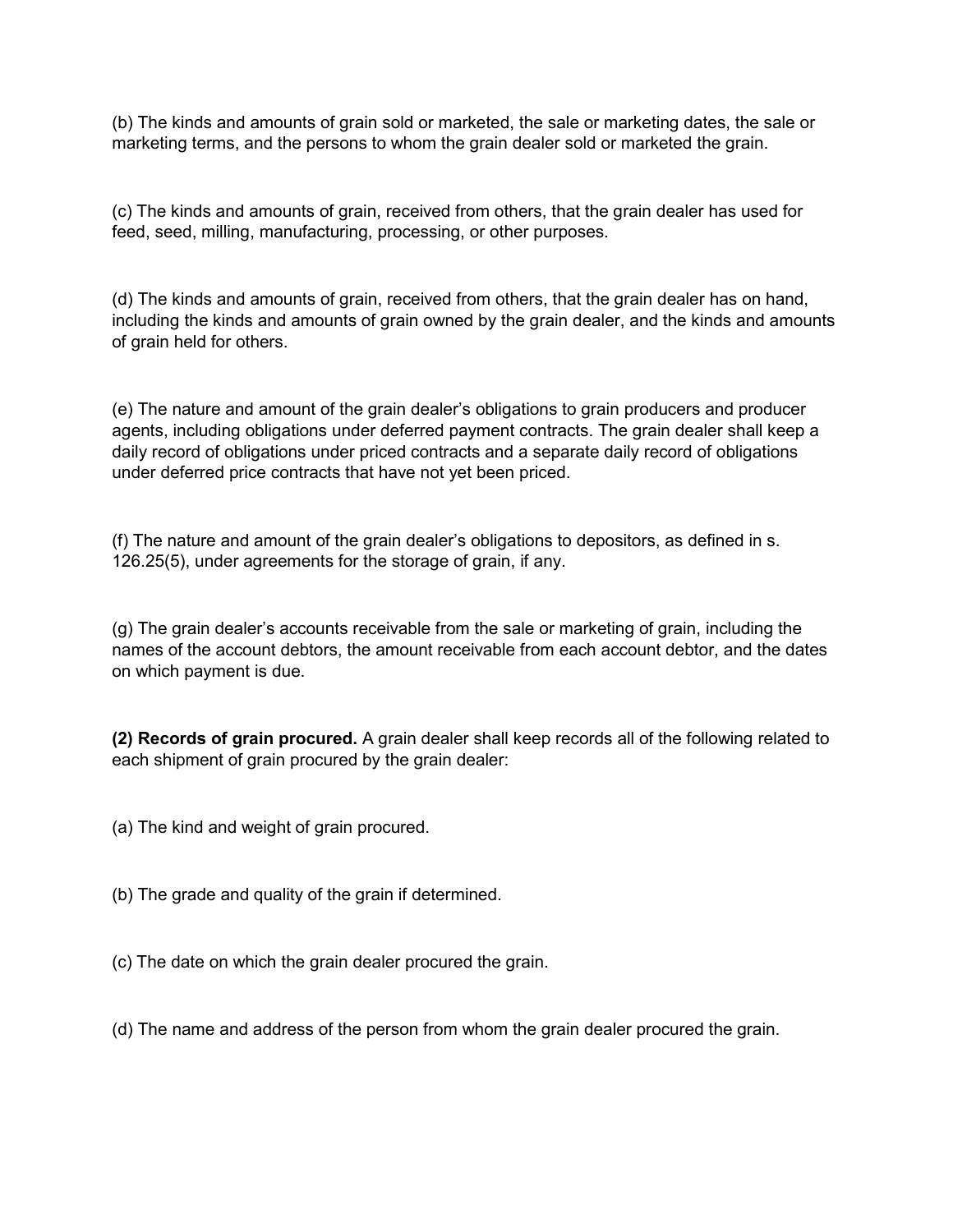(b) The kinds and amounts of grain sold or marketed, the sale or marketing dates, the sale or marketing terms, and the persons to whom the grain dealer sold or marketed the grain.

(c) The kinds and amounts of grain, received from others, that the grain dealer has used for feed, seed, milling, manufacturing, processing, or other purposes.

(d) The kinds and amounts of grain, received from others, that the grain dealer has on hand, including the kinds and amounts of grain owned by the grain dealer, and the kinds and amounts of grain held for others.

(e) The nature and amount of the grain dealer's obligations to grain producers and producer agents, including obligations under deferred payment contracts. The grain dealer shall keep a daily record of obligations under priced contracts and a separate daily record of obligations under deferred price contracts that have not yet been priced.

(f) The nature and amount of the grain dealer's obligations to depositors, as defined in s. 126.25(5), under agreements for the storage of grain, if any.

(g) The grain dealer's accounts receivable from the sale or marketing of grain, including the names of the account debtors, the amount receivable from each account debtor, and the dates on which payment is due.

**(2) Records of grain procured.** A grain dealer shall keep records all of the following related to each shipment of grain procured by the grain dealer:

(a) The kind and weight of grain procured.

(b) The grade and quality of the grain if determined.

(c) The date on which the grain dealer procured the grain.

(d) The name and address of the person from whom the grain dealer procured the grain.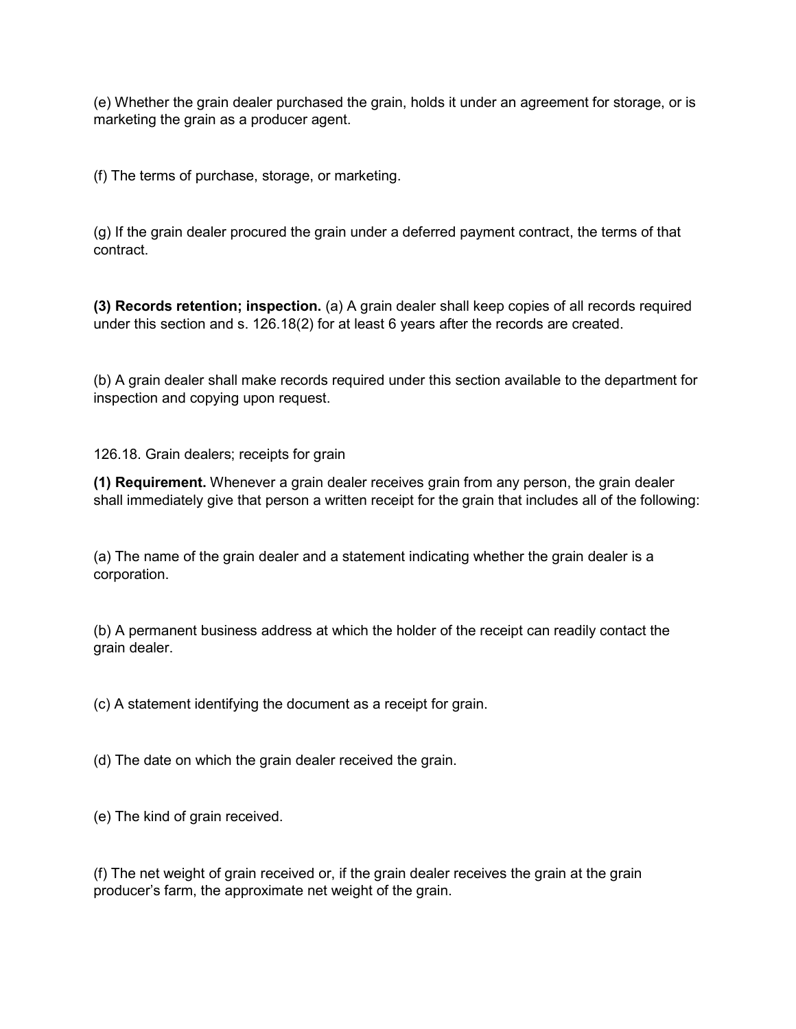(e) Whether the grain dealer purchased the grain, holds it under an agreement for storage, or is marketing the grain as a producer agent.

(f) The terms of purchase, storage, or marketing.

(g) If the grain dealer procured the grain under a deferred payment contract, the terms of that contract.

**(3) Records retention; inspection.** (a) A grain dealer shall keep copies of all records required under this section and s. 126.18(2) for at least 6 years after the records are created.

(b) A grain dealer shall make records required under this section available to the department for inspection and copying upon request.

126.18. Grain dealers; receipts for grain

**(1) Requirement.** Whenever a grain dealer receives grain from any person, the grain dealer shall immediately give that person a written receipt for the grain that includes all of the following:

(a) The name of the grain dealer and a statement indicating whether the grain dealer is a corporation.

(b) A permanent business address at which the holder of the receipt can readily contact the grain dealer.

(c) A statement identifying the document as a receipt for grain.

(d) The date on which the grain dealer received the grain.

(e) The kind of grain received.

(f) The net weight of grain received or, if the grain dealer receives the grain at the grain producer's farm, the approximate net weight of the grain.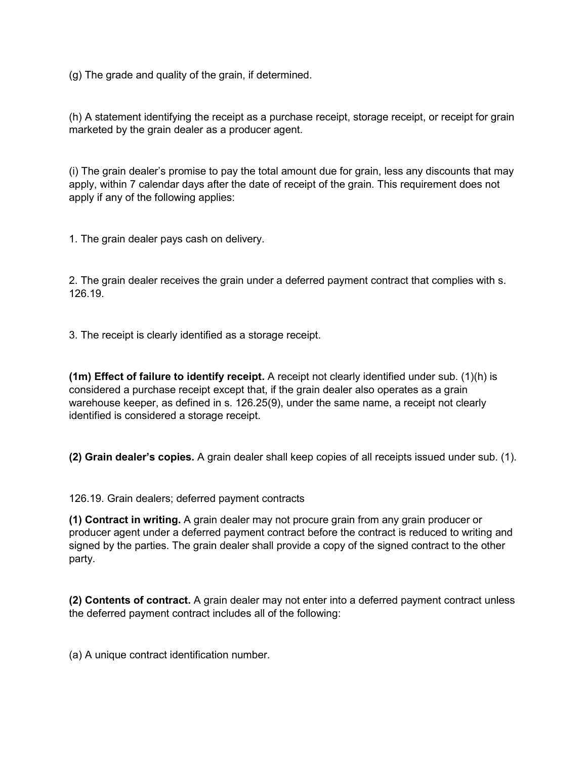(g) The grade and quality of the grain, if determined.

(h) A statement identifying the receipt as a purchase receipt, storage receipt, or receipt for grain marketed by the grain dealer as a producer agent.

(i) The grain dealer's promise to pay the total amount due for grain, less any discounts that may apply, within 7 calendar days after the date of receipt of the grain. This requirement does not apply if any of the following applies:

1. The grain dealer pays cash on delivery.

2. The grain dealer receives the grain under a deferred payment contract that complies with s. 126.19.

3. The receipt is clearly identified as a storage receipt.

**(1m) Effect of failure to identify receipt.** A receipt not clearly identified under sub. (1)(h) is considered a purchase receipt except that, if the grain dealer also operates as a grain warehouse keeper, as defined in s. 126.25(9), under the same name, a receipt not clearly identified is considered a storage receipt.

**(2) Grain dealer's copies.** A grain dealer shall keep copies of all receipts issued under sub. (1).

126.19. Grain dealers; deferred payment contracts

**(1) Contract in writing.** A grain dealer may not procure grain from any grain producer or producer agent under a deferred payment contract before the contract is reduced to writing and signed by the parties. The grain dealer shall provide a copy of the signed contract to the other party.

**(2) Contents of contract.** A grain dealer may not enter into a deferred payment contract unless the deferred payment contract includes all of the following:

(a) A unique contract identification number.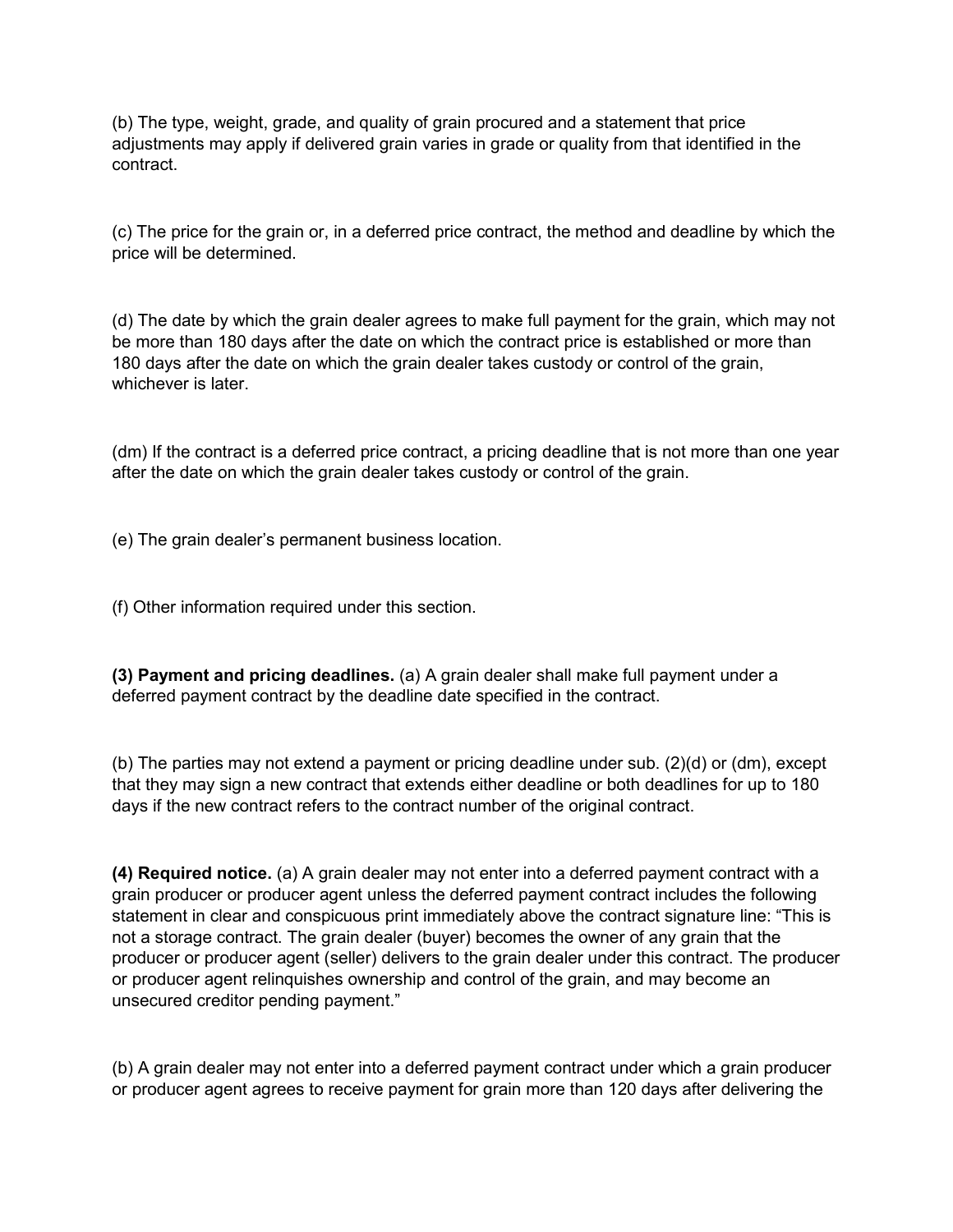(b) The type, weight, grade, and quality of grain procured and a statement that price adjustments may apply if delivered grain varies in grade or quality from that identified in the contract.

(c) The price for the grain or, in a deferred price contract, the method and deadline by which the price will be determined.

(d) The date by which the grain dealer agrees to make full payment for the grain, which may not be more than 180 days after the date on which the contract price is established or more than 180 days after the date on which the grain dealer takes custody or control of the grain, whichever is later.

(dm) If the contract is a deferred price contract, a pricing deadline that is not more than one year after the date on which the grain dealer takes custody or control of the grain.

(e) The grain dealer's permanent business location.

(f) Other information required under this section.

**(3) Payment and pricing deadlines.** (a) A grain dealer shall make full payment under a deferred payment contract by the deadline date specified in the contract.

(b) The parties may not extend a payment or pricing deadline under sub. (2)(d) or (dm), except that they may sign a new contract that extends either deadline or both deadlines for up to 180 days if the new contract refers to the contract number of the original contract.

**(4) Required notice.** (a) A grain dealer may not enter into a deferred payment contract with a grain producer or producer agent unless the deferred payment contract includes the following statement in clear and conspicuous print immediately above the contract signature line: "This is not a storage contract. The grain dealer (buyer) becomes the owner of any grain that the producer or producer agent (seller) delivers to the grain dealer under this contract. The producer or producer agent relinquishes ownership and control of the grain, and may become an unsecured creditor pending payment."

(b) A grain dealer may not enter into a deferred payment contract under which a grain producer or producer agent agrees to receive payment for grain more than 120 days after delivering the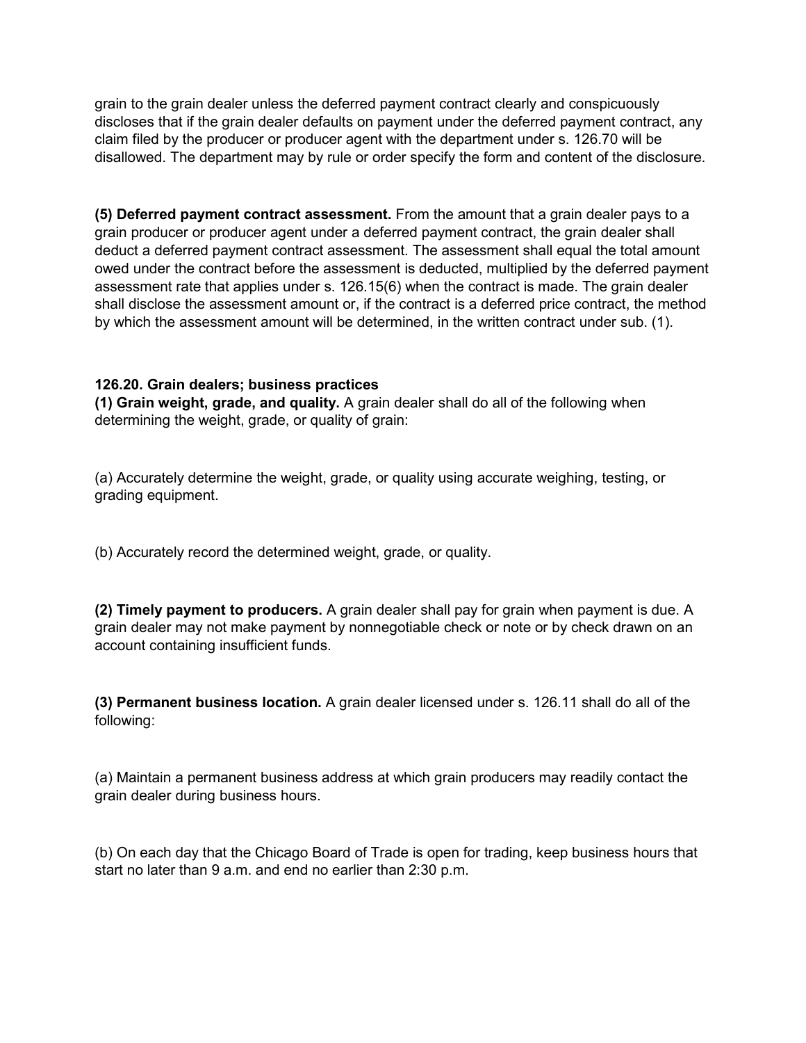grain to the grain dealer unless the deferred payment contract clearly and conspicuously discloses that if the grain dealer defaults on payment under the deferred payment contract, any claim filed by the producer or producer agent with the department under s. 126.70 will be disallowed. The department may by rule or order specify the form and content of the disclosure.

**(5) Deferred payment contract assessment.** From the amount that a grain dealer pays to a grain producer or producer agent under a deferred payment contract, the grain dealer shall deduct a deferred payment contract assessment. The assessment shall equal the total amount owed under the contract before the assessment is deducted, multiplied by the deferred payment assessment rate that applies under s. 126.15(6) when the contract is made. The grain dealer shall disclose the assessment amount or, if the contract is a deferred price contract, the method by which the assessment amount will be determined, in the written contract under sub. (1).

**126.20. Grain dealers; business practices**
**(1) Grain weight, grade, and quality.** A grain dealer shall do all of the following when determining the weight, grade, or quality of grain:

(a) Accurately determine the weight, grade, or quality using accurate weighing, testing, or grading equipment.

(b) Accurately record the determined weight, grade, or quality.

**(2) Timely payment to producers.** A grain dealer shall pay for grain when payment is due. A grain dealer may not make payment by nonnegotiable check or note or by check drawn on an account containing insufficient funds.

**(3) Permanent business location.** A grain dealer licensed under s. 126.11 shall do all of the following:

(a) Maintain a permanent business address at which grain producers may readily contact the grain dealer during business hours.

(b) On each day that the Chicago Board of Trade is open for trading, keep business hours that start no later than 9 a.m. and end no earlier than 2:30 p.m.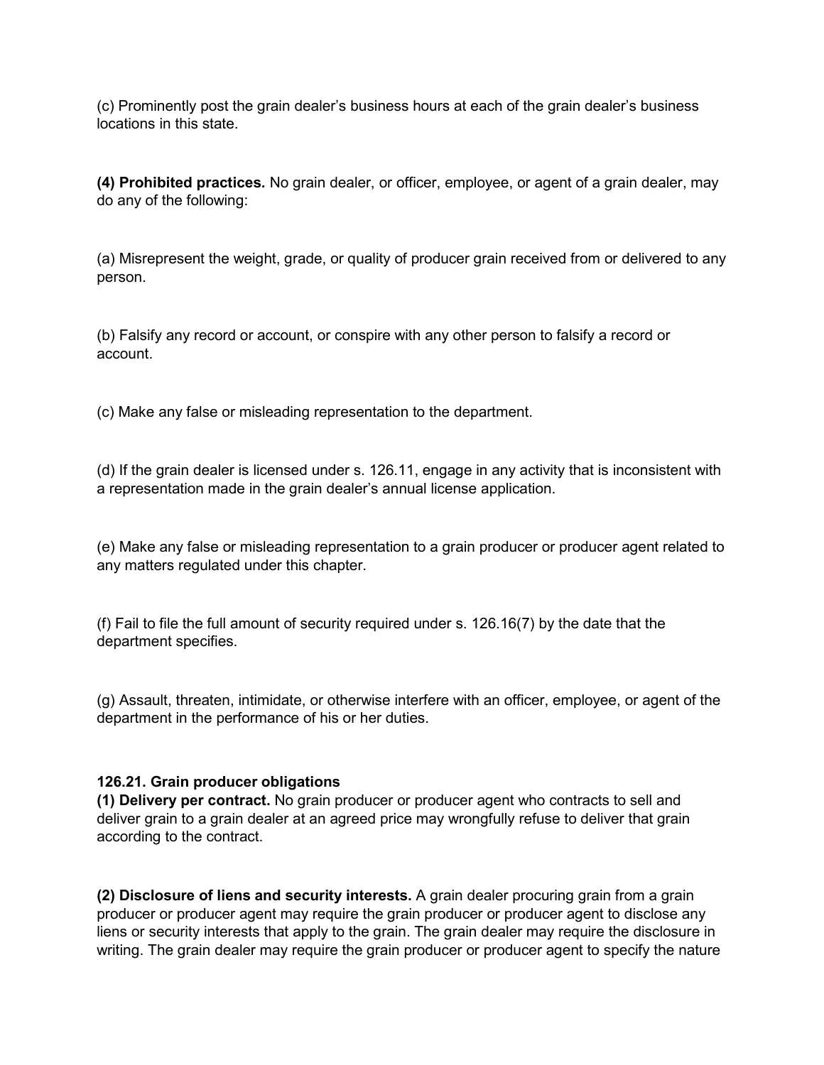(c) Prominently post the grain dealer's business hours at each of the grain dealer's business locations in this state.

**(4) Prohibited practices.** No grain dealer, or officer, employee, or agent of a grain dealer, may do any of the following:

(a) Misrepresent the weight, grade, or quality of producer grain received from or delivered to any person.

(b) Falsify any record or account, or conspire with any other person to falsify a record or account.

(c) Make any false or misleading representation to the department.

(d) If the grain dealer is licensed under s. 126.11, engage in any activity that is inconsistent with a representation made in the grain dealer's annual license application.

(e) Make any false or misleading representation to a grain producer or producer agent related to any matters regulated under this chapter.

(f) Fail to file the full amount of security required under s. 126.16(7) by the date that the department specifies.

(g) Assault, threaten, intimidate, or otherwise interfere with an officer, employee, or agent of the department in the performance of his or her duties.

**126.21. Grain producer obligations**

**(1) Delivery per contract.** No grain producer or producer agent who contracts to sell and deliver grain to a grain dealer at an agreed price may wrongfully refuse to deliver that grain according to the contract.

**(2) Disclosure of liens and security interests.** A grain dealer procuring grain from a grain producer or producer agent may require the grain producer or producer agent to disclose any liens or security interests that apply to the grain. The grain dealer may require the disclosure in writing. The grain dealer may require the grain producer or producer agent to specify the nature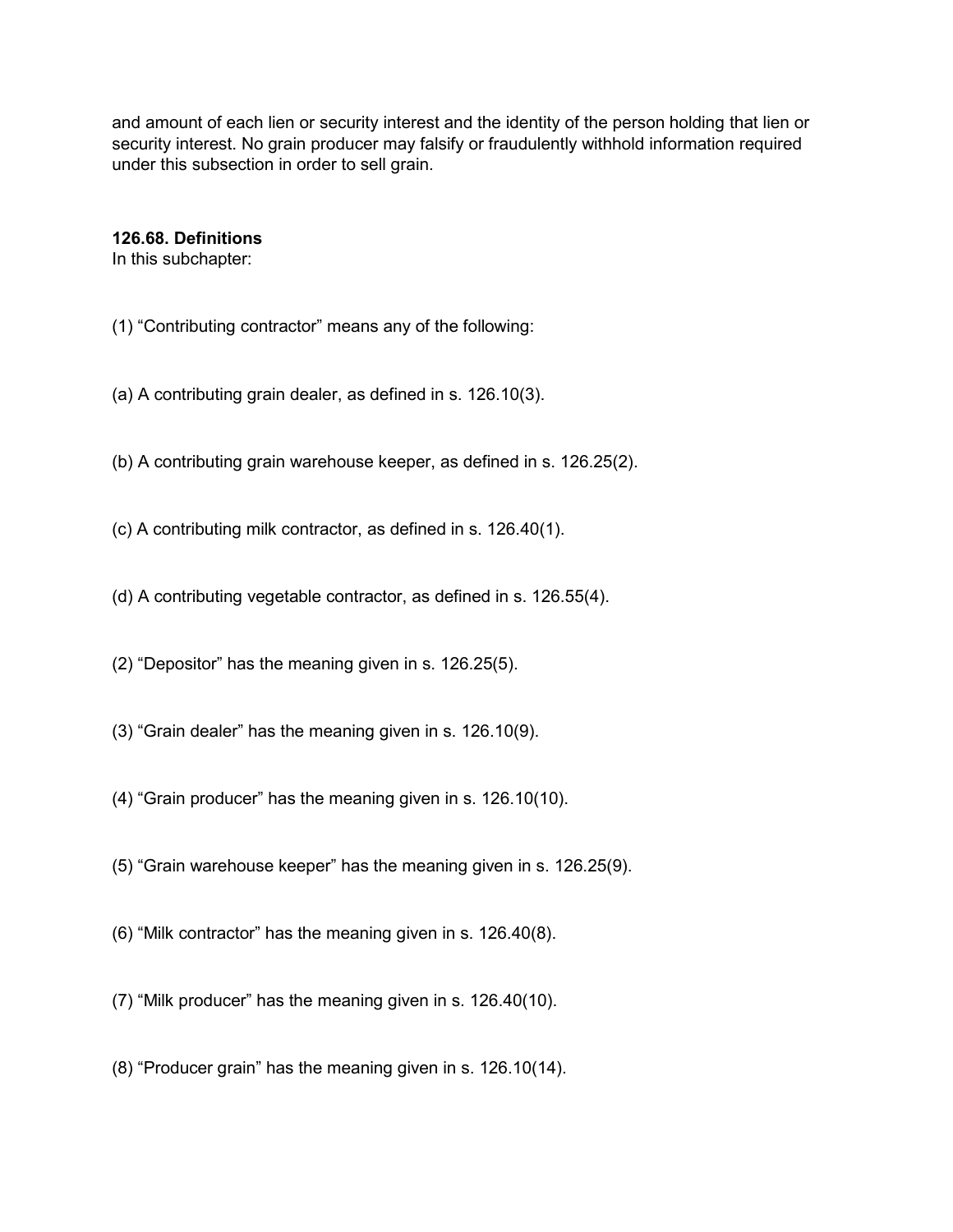and amount of each lien or security interest and the identity of the person holding that lien or security interest. No grain producer may falsify or fraudulently withhold information required under this subsection in order to sell grain.

**126.68. Definitions**
In this subchapter:

(1) “Contributing contractor” means any of the following:

(a) A contributing grain dealer, as defined in s. 126.10(3).

(b) A contributing grain warehouse keeper, as defined in s. 126.25(2).

(c) A contributing milk contractor, as defined in s. 126.40(1).

(d) A contributing vegetable contractor, as defined in s. 126.55(4).

(2) “Depositor” has the meaning given in s. 126.25(5).

(3) “Grain dealer” has the meaning given in s. 126.10(9).

(4) “Grain producer” has the meaning given in s. 126.10(10).

(5) “Grain warehouse keeper” has the meaning given in s. 126.25(9).

(6) “Milk contractor” has the meaning given in s. 126.40(8).

(7) “Milk producer” has the meaning given in s. 126.40(10).

(8) “Producer grain” has the meaning given in s. 126.10(14).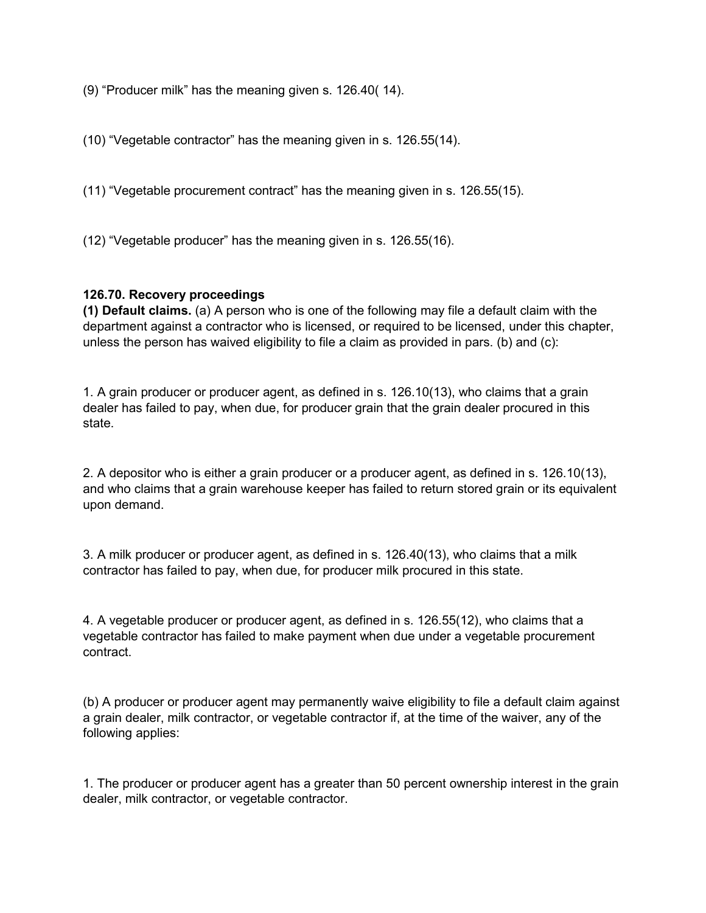(9) “Producer milk” has the meaning given s. 126.40( 14).

(10) “Vegetable contractor” has the meaning given in s. 126.55(14).

(11) “Vegetable procurement contract” has the meaning given in s. 126.55(15).

(12) “Vegetable producer” has the meaning given in s. 126.55(16).

**126.70. Recovery proceedings**

**(1) Default claims.** (a) A person who is one of the following may file a default claim with the department against a contractor who is licensed, or required to be licensed, under this chapter, unless the person has waived eligibility to file a claim as provided in pars. (b) and (c):

1. A grain producer or producer agent, as defined in s. 126.10(13), who claims that a grain dealer has failed to pay, when due, for producer grain that the grain dealer procured in this state.

2. A depositor who is either a grain producer or a producer agent, as defined in s. 126.10(13), and who claims that a grain warehouse keeper has failed to return stored grain or its equivalent upon demand.

3. A milk producer or producer agent, as defined in s. 126.40(13), who claims that a milk contractor has failed to pay, when due, for producer milk procured in this state.

4. A vegetable producer or producer agent, as defined in s. 126.55(12), who claims that a vegetable contractor has failed to make payment when due under a vegetable procurement contract.

(b) A producer or producer agent may permanently waive eligibility to file a default claim against a grain dealer, milk contractor, or vegetable contractor if, at the time of the waiver, any of the following applies:

1. The producer or producer agent has a greater than 50 percent ownership interest in the grain dealer, milk contractor, or vegetable contractor.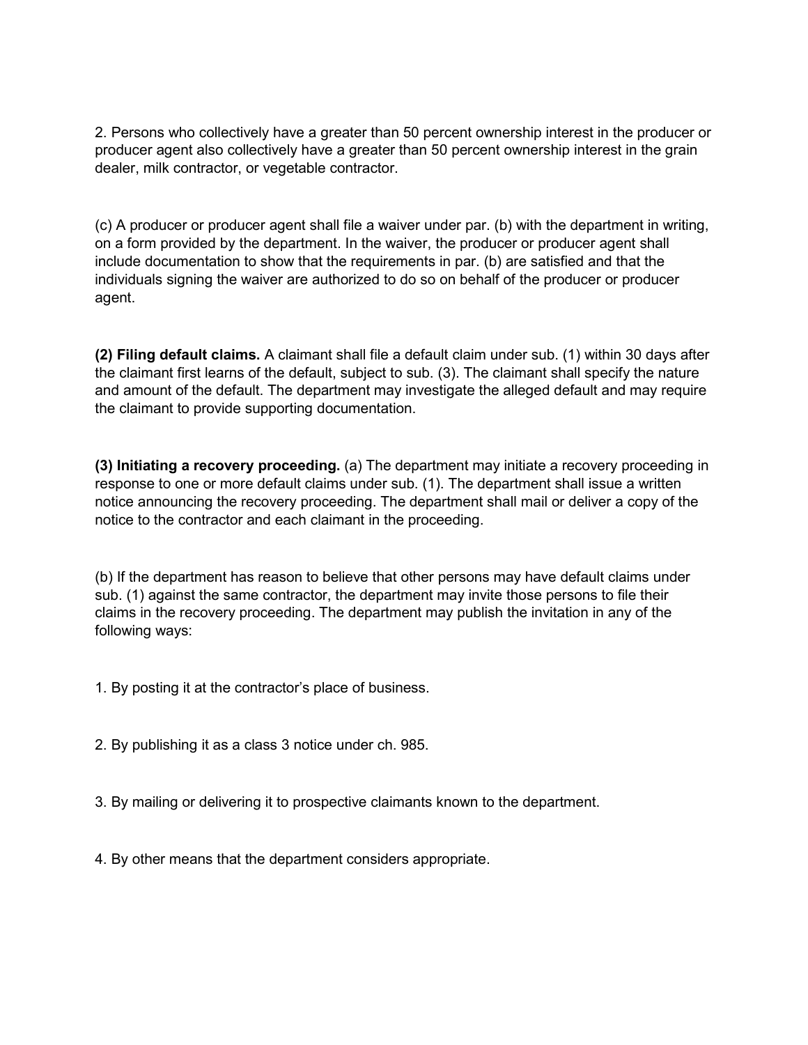2. Persons who collectively have a greater than 50 percent ownership interest in the producer or producer agent also collectively have a greater than 50 percent ownership interest in the grain dealer, milk contractor, or vegetable contractor.

(c) A producer or producer agent shall file a waiver under par. (b) with the department in writing, on a form provided by the department. In the waiver, the producer or producer agent shall include documentation to show that the requirements in par. (b) are satisfied and that the individuals signing the waiver are authorized to do so on behalf of the producer or producer agent.

**(2) Filing default claims.** A claimant shall file a default claim under sub. (1) within 30 days after the claimant first learns of the default, subject to sub. (3). The claimant shall specify the nature and amount of the default. The department may investigate the alleged default and may require the claimant to provide supporting documentation.

**(3) Initiating a recovery proceeding.** (a) The department may initiate a recovery proceeding in response to one or more default claims under sub. (1). The department shall issue a written notice announcing the recovery proceeding. The department shall mail or deliver a copy of the notice to the contractor and each claimant in the proceeding.

(b) If the department has reason to believe that other persons may have default claims under sub. (1) against the same contractor, the department may invite those persons to file their claims in the recovery proceeding. The department may publish the invitation in any of the following ways:

1. By posting it at the contractor's place of business.

2. By publishing it as a class 3 notice under ch. 985.

3. By mailing or delivering it to prospective claimants known to the department.

4. By other means that the department considers appropriate.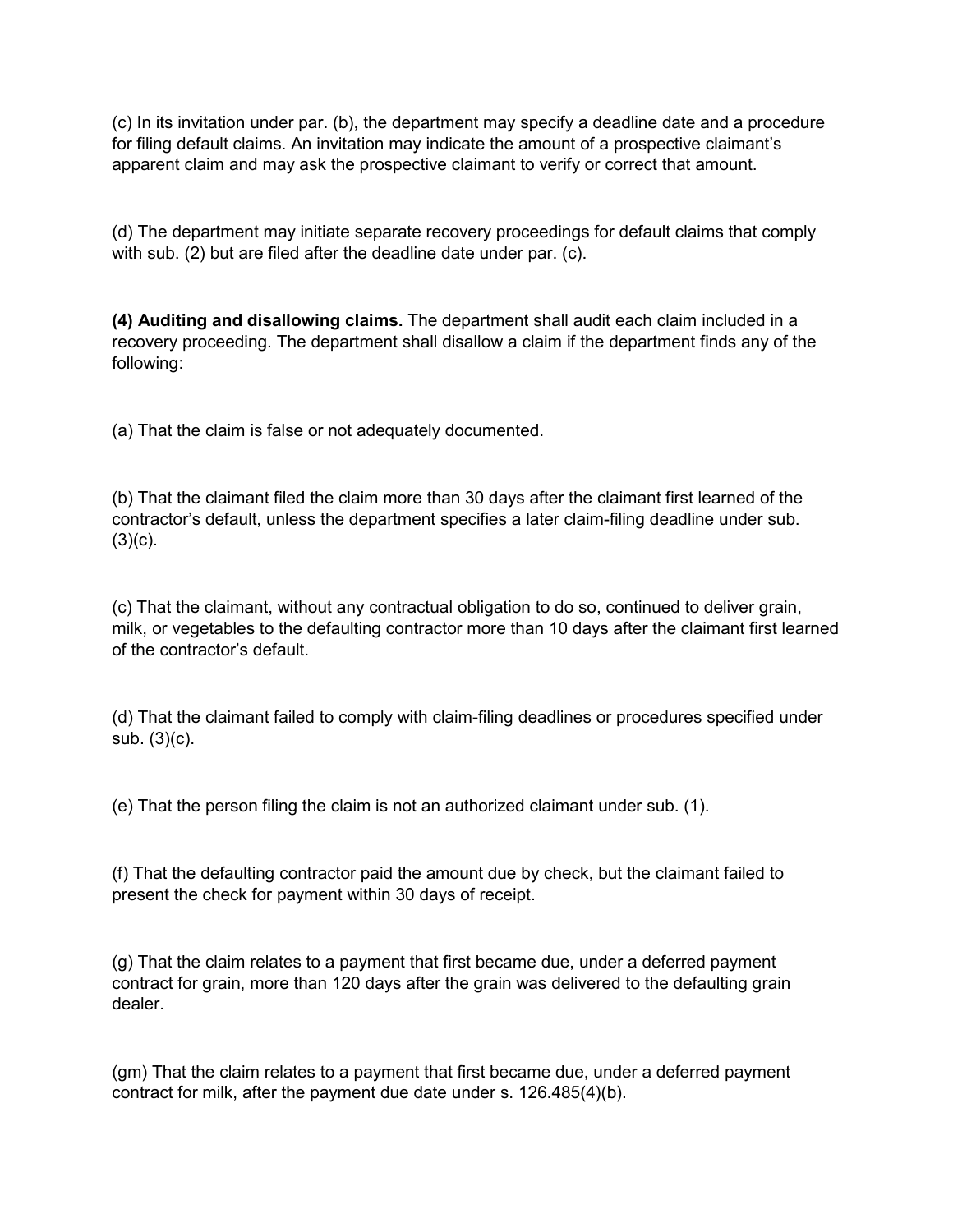(c) In its invitation under par. (b), the department may specify a deadline date and a procedure for filing default claims. An invitation may indicate the amount of a prospective claimant's apparent claim and may ask the prospective claimant to verify or correct that amount.

(d) The department may initiate separate recovery proceedings for default claims that comply with sub. (2) but are filed after the deadline date under par. (c).

**(4) Auditing and disallowing claims.** The department shall audit each claim included in a recovery proceeding. The department shall disallow a claim if the department finds any of the following:

(a) That the claim is false or not adequately documented.

(b) That the claimant filed the claim more than 30 days after the claimant first learned of the contractor's default, unless the department specifies a later claim-filing deadline under sub. (3)(c).

(c) That the claimant, without any contractual obligation to do so, continued to deliver grain, milk, or vegetables to the defaulting contractor more than 10 days after the claimant first learned of the contractor's default.

(d) That the claimant failed to comply with claim-filing deadlines or procedures specified under sub. (3)(c).

(e) That the person filing the claim is not an authorized claimant under sub. (1).

(f) That the defaulting contractor paid the amount due by check, but the claimant failed to present the check for payment within 30 days of receipt.

(g) That the claim relates to a payment that first became due, under a deferred payment contract for grain, more than 120 days after the grain was delivered to the defaulting grain dealer.

(gm) That the claim relates to a payment that first became due, under a deferred payment contract for milk, after the payment due date under s. 126.485(4)(b).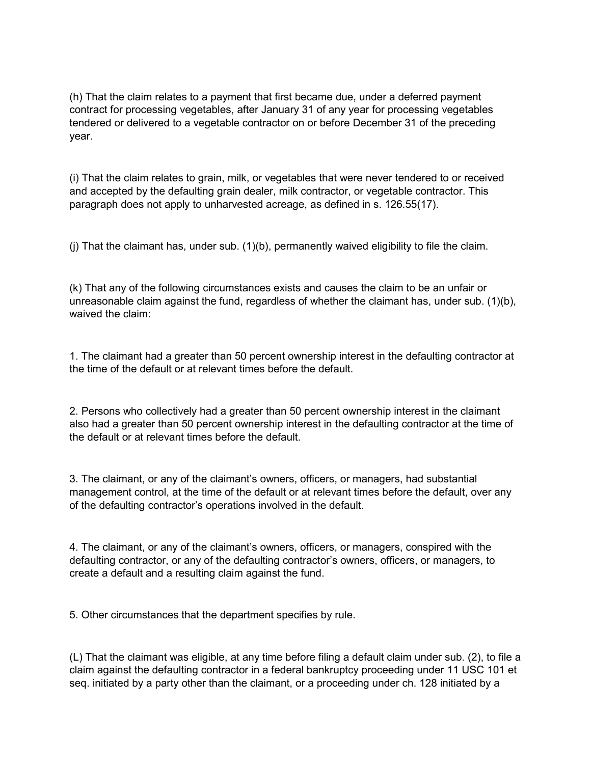(h) That the claim relates to a payment that first became due, under a deferred payment contract for processing vegetables, after January 31 of any year for processing vegetables tendered or delivered to a vegetable contractor on or before December 31 of the preceding year.

(i) That the claim relates to grain, milk, or vegetables that were never tendered to or received and accepted by the defaulting grain dealer, milk contractor, or vegetable contractor. This paragraph does not apply to unharvested acreage, as defined in s. 126.55(17).

(j) That the claimant has, under sub. (1)(b), permanently waived eligibility to file the claim.

(k) That any of the following circumstances exists and causes the claim to be an unfair or unreasonable claim against the fund, regardless of whether the claimant has, under sub. (1)(b), waived the claim:

1. The claimant had a greater than 50 percent ownership interest in the defaulting contractor at the time of the default or at relevant times before the default.

2. Persons who collectively had a greater than 50 percent ownership interest in the claimant also had a greater than 50 percent ownership interest in the defaulting contractor at the time of the default or at relevant times before the default.

3. The claimant, or any of the claimant's owners, officers, or managers, had substantial management control, at the time of the default or at relevant times before the default, over any of the defaulting contractor's operations involved in the default.

4. The claimant, or any of the claimant's owners, officers, or managers, conspired with the defaulting contractor, or any of the defaulting contractor's owners, officers, or managers, to create a default and a resulting claim against the fund.

5. Other circumstances that the department specifies by rule.

(L) That the claimant was eligible, at any time before filing a default claim under sub. (2), to file a claim against the defaulting contractor in a federal bankruptcy proceeding under 11 USC 101 et seq. initiated by a party other than the claimant, or a proceeding under ch. 128 initiated by a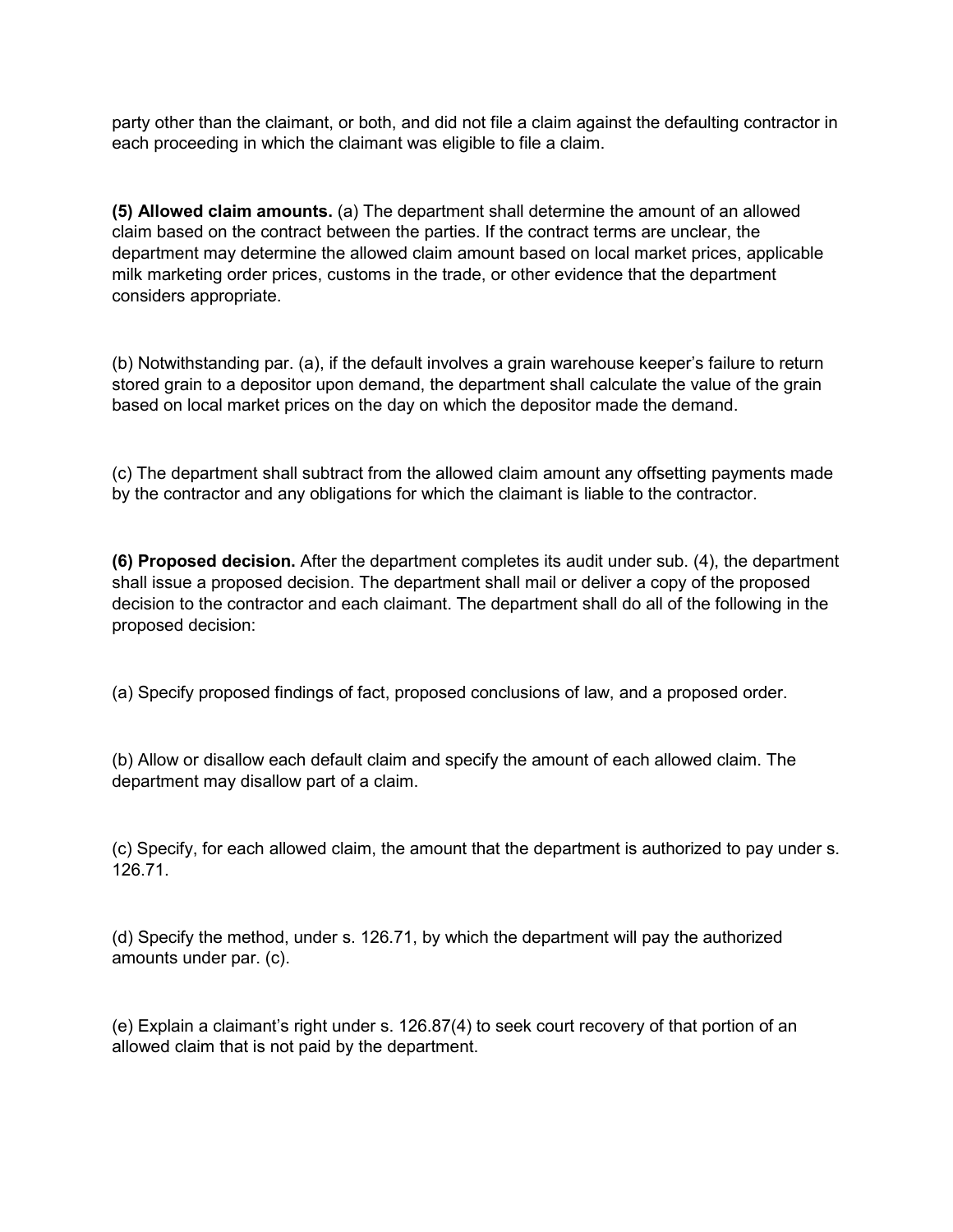party other than the claimant, or both, and did not file a claim against the defaulting contractor in each proceeding in which the claimant was eligible to file a claim.

**(5) Allowed claim amounts.** (a) The department shall determine the amount of an allowed claim based on the contract between the parties. If the contract terms are unclear, the department may determine the allowed claim amount based on local market prices, applicable milk marketing order prices, customs in the trade, or other evidence that the department considers appropriate.

(b) Notwithstanding par. (a), if the default involves a grain warehouse keeper's failure to return stored grain to a depositor upon demand, the department shall calculate the value of the grain based on local market prices on the day on which the depositor made the demand.

(c) The department shall subtract from the allowed claim amount any offsetting payments made by the contractor and any obligations for which the claimant is liable to the contractor.

**(6) Proposed decision.** After the department completes its audit under sub. (4), the department shall issue a proposed decision. The department shall mail or deliver a copy of the proposed decision to the contractor and each claimant. The department shall do all of the following in the proposed decision:

(a) Specify proposed findings of fact, proposed conclusions of law, and a proposed order.

(b) Allow or disallow each default claim and specify the amount of each allowed claim. The department may disallow part of a claim.

(c) Specify, for each allowed claim, the amount that the department is authorized to pay under s. 126.71.

(d) Specify the method, under s. 126.71, by which the department will pay the authorized amounts under par. (c).

(e) Explain a claimant's right under s. 126.87(4) to seek court recovery of that portion of an allowed claim that is not paid by the department.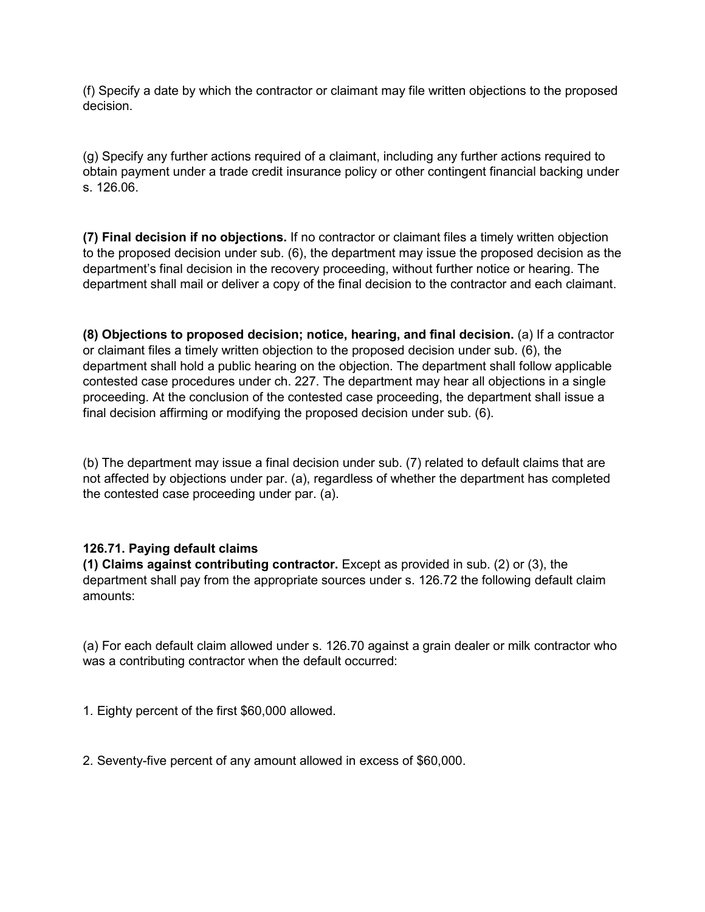(f) Specify a date by which the contractor or claimant may file written objections to the proposed decision.

(g) Specify any further actions required of a claimant, including any further actions required to obtain payment under a trade credit insurance policy or other contingent financial backing under s. 126.06.

**(7) Final decision if no objections.** If no contractor or claimant files a timely written objection to the proposed decision under sub. (6), the department may issue the proposed decision as the department's final decision in the recovery proceeding, without further notice or hearing. The department shall mail or deliver a copy of the final decision to the contractor and each claimant.

**(8) Objections to proposed decision; notice, hearing, and final decision.** (a) If a contractor or claimant files a timely written objection to the proposed decision under sub. (6), the department shall hold a public hearing on the objection. The department shall follow applicable contested case procedures under ch. 227. The department may hear all objections in a single proceeding. At the conclusion of the contested case proceeding, the department shall issue a final decision affirming or modifying the proposed decision under sub. (6).

(b) The department may issue a final decision under sub. (7) related to default claims that are not affected by objections under par. (a), regardless of whether the department has completed the contested case proceeding under par. (a).

**126.71. Paying default claims**

**(1) Claims against contributing contractor.** Except as provided in sub. (2) or (3), the department shall pay from the appropriate sources under s. 126.72 the following default claim amounts:

(a) For each default claim allowed under s. 126.70 against a grain dealer or milk contractor who was a contributing contractor when the default occurred:

1. Eighty percent of the first $60,000 allowed.

2. Seventy-five percent of any amount allowed in excess of $60,000.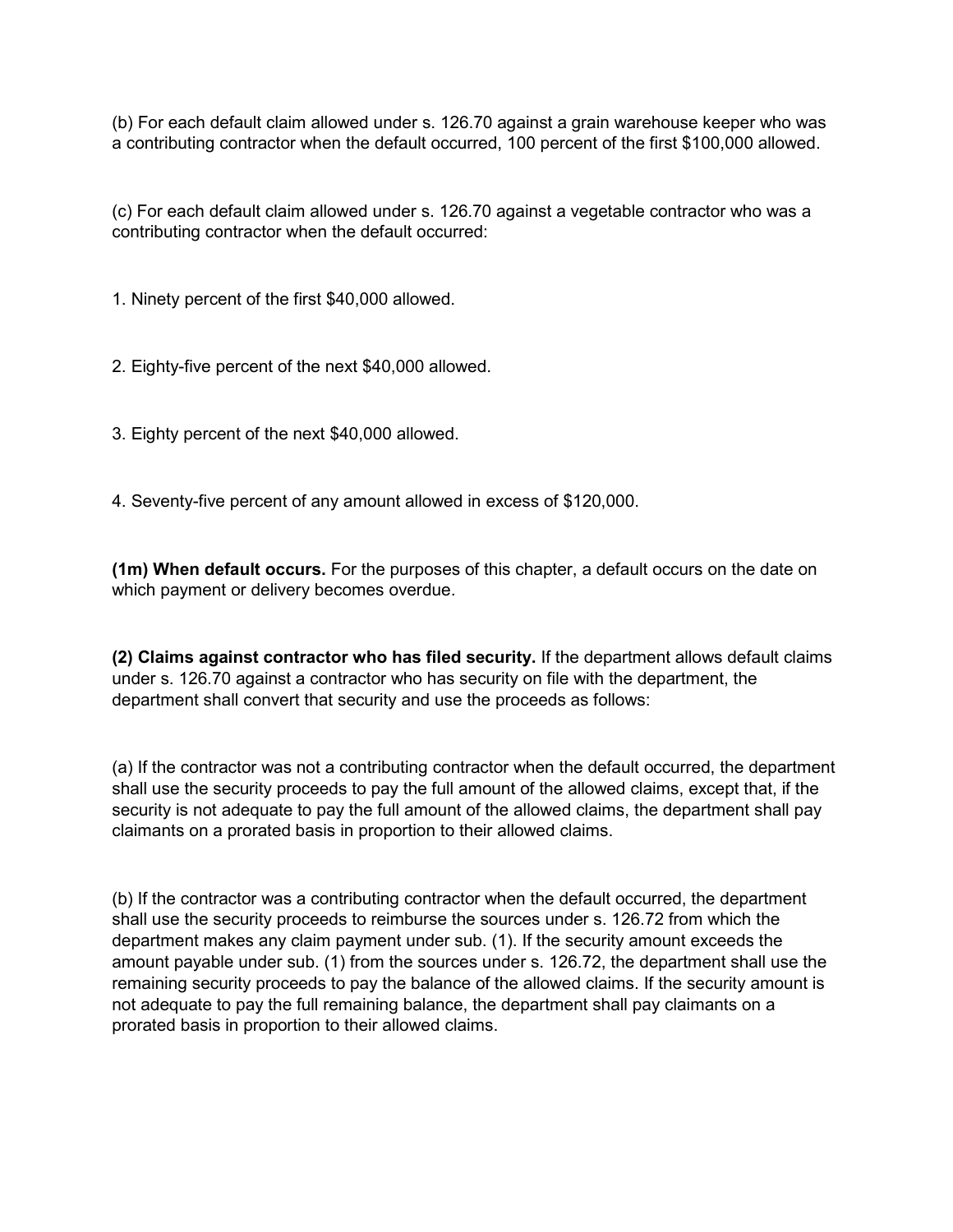(b) For each default claim allowed under s. 126.70 against a grain warehouse keeper who was a contributing contractor when the default occurred, 100 percent of the first $100,000 allowed.

(c) For each default claim allowed under s. 126.70 against a vegetable contractor who was a contributing contractor when the default occurred:

1. Ninety percent of the first $40,000 allowed.

2. Eighty-five percent of the next $40,000 allowed.

3. Eighty percent of the next $40,000 allowed.

4. Seventy-five percent of any amount allowed in excess of $120,000.

**(1m) When default occurs.** For the purposes of this chapter, a default occurs on the date on which payment or delivery becomes overdue.

**(2) Claims against contractor who has filed security.** If the department allows default claims under s. 126.70 against a contractor who has security on file with the department, the department shall convert that security and use the proceeds as follows:

(a) If the contractor was not a contributing contractor when the default occurred, the department shall use the security proceeds to pay the full amount of the allowed claims, except that, if the security is not adequate to pay the full amount of the allowed claims, the department shall pay claimants on a prorated basis in proportion to their allowed claims.

(b) If the contractor was a contributing contractor when the default occurred, the department shall use the security proceeds to reimburse the sources under s. 126.72 from which the department makes any claim payment under sub. (1). If the security amount exceeds the amount payable under sub. (1) from the sources under s. 126.72, the department shall use the remaining security proceeds to pay the balance of the allowed claims. If the security amount is not adequate to pay the full remaining balance, the department shall pay claimants on a prorated basis in proportion to their allowed claims.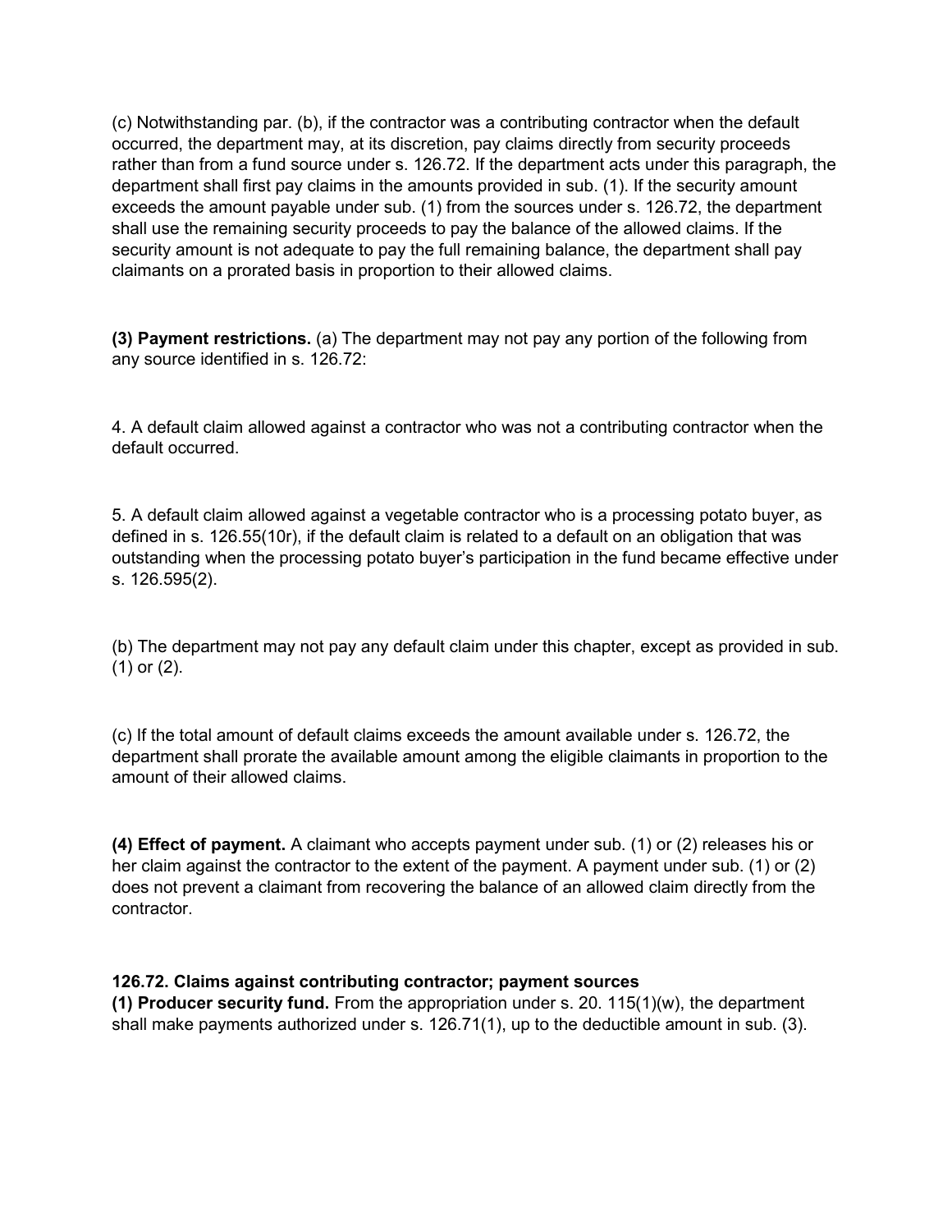(c) Notwithstanding par. (b), if the contractor was a contributing contractor when the default occurred, the department may, at its discretion, pay claims directly from security proceeds rather than from a fund source under s. 126.72. If the department acts under this paragraph, the department shall first pay claims in the amounts provided in sub. (1). If the security amount exceeds the amount payable under sub. (1) from the sources under s. 126.72, the department shall use the remaining security proceeds to pay the balance of the allowed claims. If the security amount is not adequate to pay the full remaining balance, the department shall pay claimants on a prorated basis in proportion to their allowed claims.

**(3) Payment restrictions.** (a) The department may not pay any portion of the following from any source identified in s. 126.72:

4. A default claim allowed against a contractor who was not a contributing contractor when the default occurred.

5. A default claim allowed against a vegetable contractor who is a processing potato buyer, as defined in s. 126.55(10r), if the default claim is related to a default on an obligation that was outstanding when the processing potato buyer's participation in the fund became effective under s. 126.595(2).

(b) The department may not pay any default claim under this chapter, except as provided in sub. (1) or (2).

(c) If the total amount of default claims exceeds the amount available under s. 126.72, the department shall prorate the available amount among the eligible claimants in proportion to the amount of their allowed claims.

**(4) Effect of payment.** A claimant who accepts payment under sub. (1) or (2) releases his or her claim against the contractor to the extent of the payment. A payment under sub. (1) or (2) does not prevent a claimant from recovering the balance of an allowed claim directly from the contractor.

**126.72. Claims against contributing contractor; payment sources**

**(1) Producer security fund.** From the appropriation under s. 20. 115(1)(w), the department shall make payments authorized under s. 126.71(1), up to the deductible amount in sub. (3).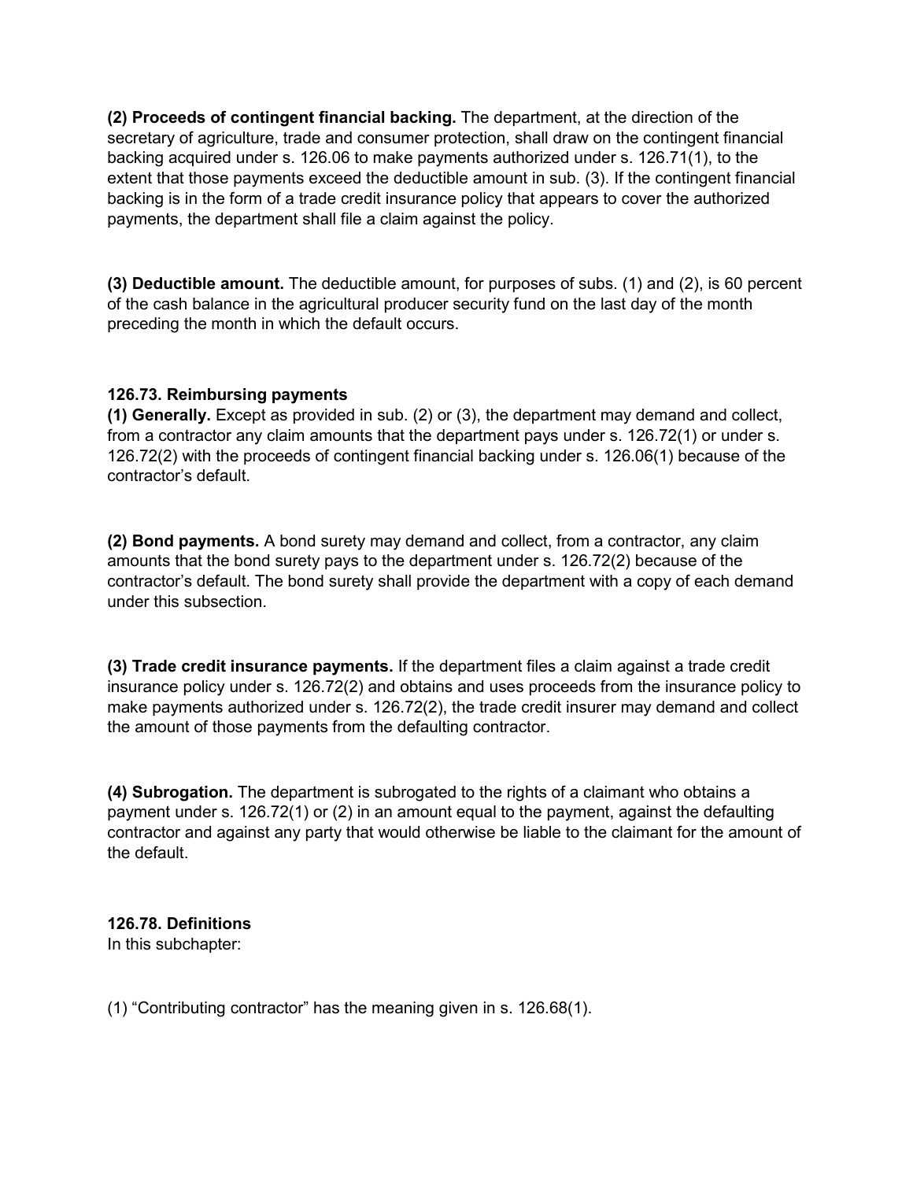**(2) Proceeds of contingent financial backing.** The department, at the direction of the secretary of agriculture, trade and consumer protection, shall draw on the contingent financial backing acquired under s. 126.06 to make payments authorized under s. 126.71(1), to the extent that those payments exceed the deductible amount in sub. (3). If the contingent financial backing is in the form of a trade credit insurance policy that appears to cover the authorized payments, the department shall file a claim against the policy.

**(3) Deductible amount.** The deductible amount, for purposes of subs. (1) and (2), is 60 percent of the cash balance in the agricultural producer security fund on the last day of the month preceding the month in which the default occurs.

**126.73. Reimbursing payments**

**(1) Generally.** Except as provided in sub. (2) or (3), the department may demand and collect, from a contractor any claim amounts that the department pays under s. 126.72(1) or under s. 126.72(2) with the proceeds of contingent financial backing under s. 126.06(1) because of the contractor's default.

**(2) Bond payments.** A bond surety may demand and collect, from a contractor, any claim amounts that the bond surety pays to the department under s. 126.72(2) because of the contractor's default. The bond surety shall provide the department with a copy of each demand under this subsection.

**(3) Trade credit insurance payments.** If the department files a claim against a trade credit insurance policy under s. 126.72(2) and obtains and uses proceeds from the insurance policy to make payments authorized under s. 126.72(2), the trade credit insurer may demand and collect the amount of those payments from the defaulting contractor.

**(4) Subrogation.** The department is subrogated to the rights of a claimant who obtains a payment under s. 126.72(1) or (2) in an amount equal to the payment, against the defaulting contractor and against any party that would otherwise be liable to the claimant for the amount of the default.

**126.78. Definitions**

In this subchapter:

(1) "Contributing contractor" has the meaning given in s. 126.68(1).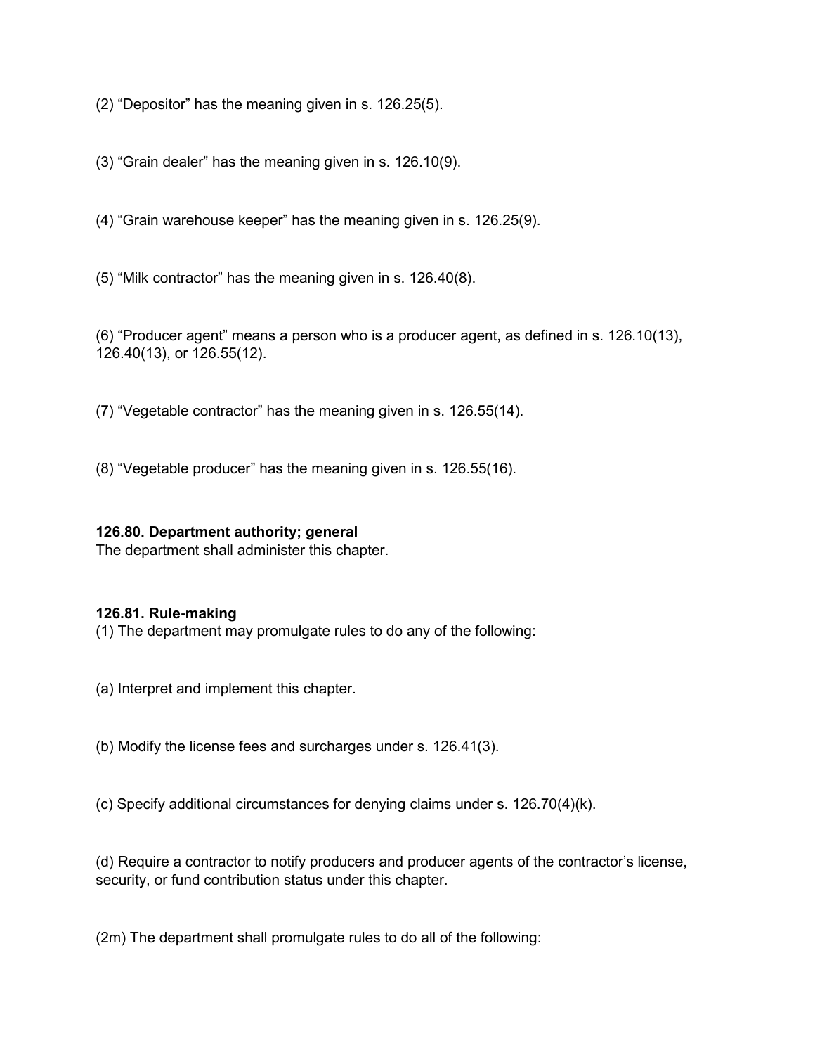(2) “Depositor” has the meaning given in s. 126.25(5).

(3) “Grain dealer” has the meaning given in s. 126.10(9).

(4) “Grain warehouse keeper” has the meaning given in s. 126.25(9).

(5) “Milk contractor” has the meaning given in s. 126.40(8).

(6) “Producer agent” means a person who is a producer agent, as defined in s. 126.10(13), 126.40(13), or 126.55(12).

(7) “Vegetable contractor” has the meaning given in s. 126.55(14).

(8) “Vegetable producer” has the meaning given in s. 126.55(16).

**126.80. Department authority; general**
The department shall administer this chapter.

**126.81. Rule-making**
(1) The department may promulgate rules to do any of the following:

(a) Interpret and implement this chapter.

(b) Modify the license fees and surcharges under s. 126.41(3).

(c) Specify additional circumstances for denying claims under s. 126.70(4)(k).

(d) Require a contractor to notify producers and producer agents of the contractor’s license, security, or fund contribution status under this chapter.

(2m) The department shall promulgate rules to do all of the following: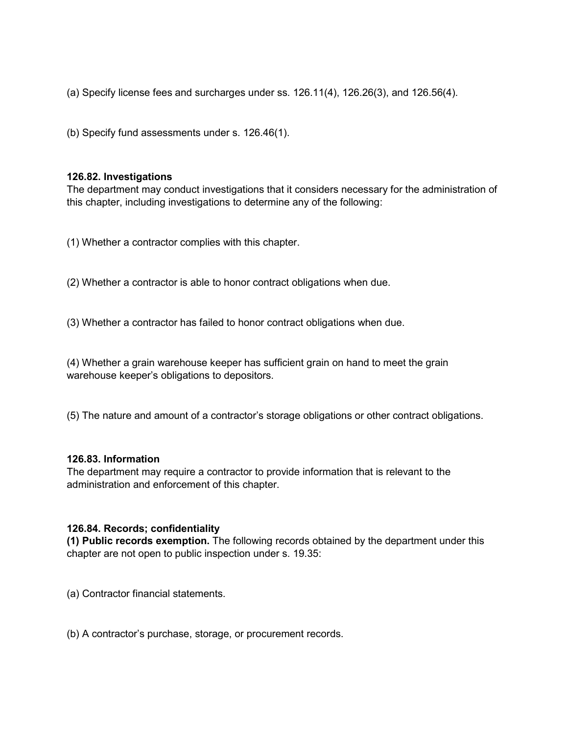(a) Specify license fees and surcharges under ss. 126.11(4), 126.26(3), and 126.56(4).

(b) Specify fund assessments under s. 126.46(1).

**126.82. Investigations**
The department may conduct investigations that it considers necessary for the administration of this chapter, including investigations to determine any of the following:

(1) Whether a contractor complies with this chapter.

(2) Whether a contractor is able to honor contract obligations when due.

(3) Whether a contractor has failed to honor contract obligations when due.

(4) Whether a grain warehouse keeper has sufficient grain on hand to meet the grain warehouse keeper's obligations to depositors.

(5) The nature and amount of a contractor's storage obligations or other contract obligations.

**126.83. Information**
The department may require a contractor to provide information that is relevant to the administration and enforcement of this chapter.

**126.84. Records; confidentiality**
**(1) Public records exemption.** The following records obtained by the department under this chapter are not open to public inspection under s. 19.35:

(a) Contractor financial statements.

(b) A contractor's purchase, storage, or procurement records.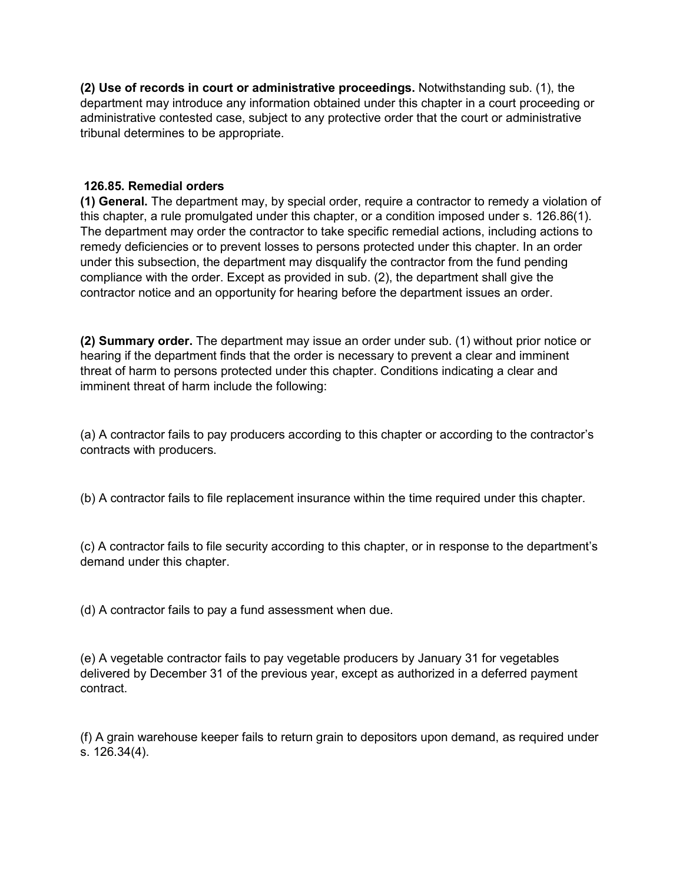**(2) Use of records in court or administrative proceedings.** Notwithstanding sub. (1), the department may introduce any information obtained under this chapter in a court proceeding or administrative contested case, subject to any protective order that the court or administrative tribunal determines to be appropriate.

**126.85. Remedial orders**

**(1) General.** The department may, by special order, require a contractor to remedy a violation of this chapter, a rule promulgated under this chapter, or a condition imposed under s. 126.86(1). The department may order the contractor to take specific remedial actions, including actions to remedy deficiencies or to prevent losses to persons protected under this chapter. In an order under this subsection, the department may disqualify the contractor from the fund pending compliance with the order. Except as provided in sub. (2), the department shall give the contractor notice and an opportunity for hearing before the department issues an order.

**(2) Summary order.** The department may issue an order under sub. (1) without prior notice or hearing if the department finds that the order is necessary to prevent a clear and imminent threat of harm to persons protected under this chapter. Conditions indicating a clear and imminent threat of harm include the following:

(a) A contractor fails to pay producers according to this chapter or according to the contractor's contracts with producers.

(b) A contractor fails to file replacement insurance within the time required under this chapter.

(c) A contractor fails to file security according to this chapter, or in response to the department's demand under this chapter.

(d) A contractor fails to pay a fund assessment when due.

(e) A vegetable contractor fails to pay vegetable producers by January 31 for vegetables delivered by December 31 of the previous year, except as authorized in a deferred payment contract.

(f) A grain warehouse keeper fails to return grain to depositors upon demand, as required under s. 126.34(4).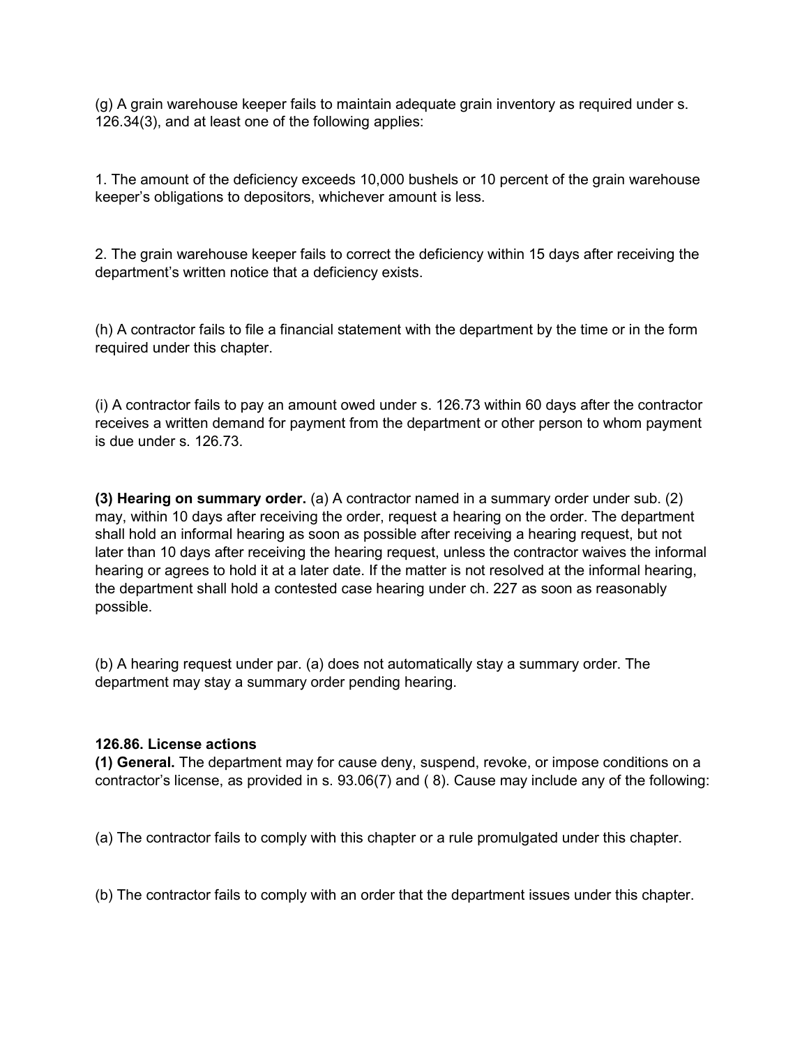(g) A grain warehouse keeper fails to maintain adequate grain inventory as required under s. 126.34(3), and at least one of the following applies:

1. The amount of the deficiency exceeds 10,000 bushels or 10 percent of the grain warehouse keeper's obligations to depositors, whichever amount is less.

2. The grain warehouse keeper fails to correct the deficiency within 15 days after receiving the department's written notice that a deficiency exists.

(h) A contractor fails to file a financial statement with the department by the time or in the form required under this chapter.

(i) A contractor fails to pay an amount owed under s. 126.73 within 60 days after the contractor receives a written demand for payment from the department or other person to whom payment is due under s. 126.73.

**(3) Hearing on summary order.** (a) A contractor named in a summary order under sub. (2) may, within 10 days after receiving the order, request a hearing on the order. The department shall hold an informal hearing as soon as possible after receiving a hearing request, but not later than 10 days after receiving the hearing request, unless the contractor waives the informal hearing or agrees to hold it at a later date. If the matter is not resolved at the informal hearing, the department shall hold a contested case hearing under ch. 227 as soon as reasonably possible.

(b) A hearing request under par. (a) does not automatically stay a summary order. The department may stay a summary order pending hearing.

**126.86. License actions**

**(1) General.** The department may for cause deny, suspend, revoke, or impose conditions on a contractor's license, as provided in s. 93.06(7) and ( 8). Cause may include any of the following:

(a) The contractor fails to comply with this chapter or a rule promulgated under this chapter.

(b) The contractor fails to comply with an order that the department issues under this chapter.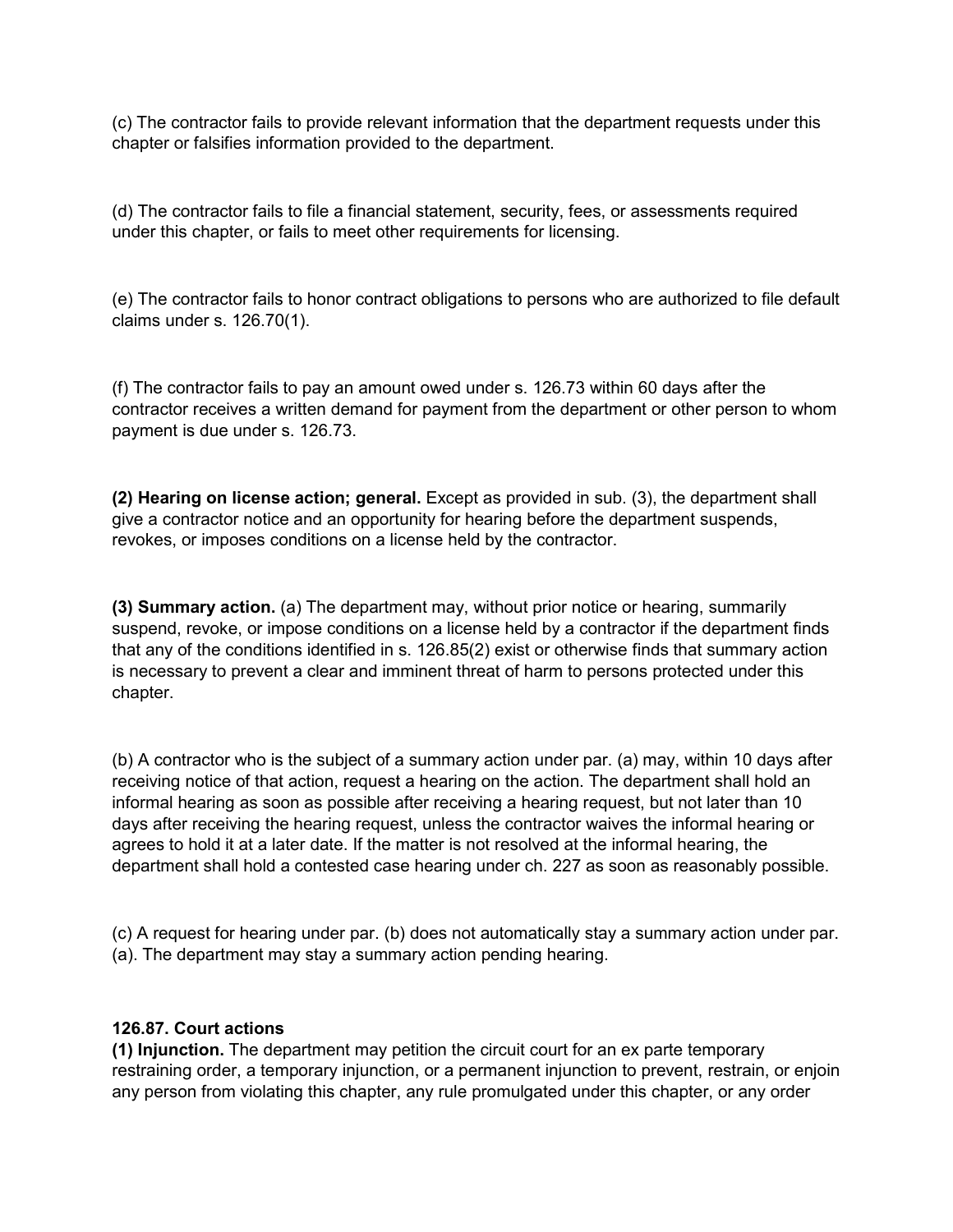(c) The contractor fails to provide relevant information that the department requests under this chapter or falsifies information provided to the department.

(d) The contractor fails to file a financial statement, security, fees, or assessments required under this chapter, or fails to meet other requirements for licensing.

(e) The contractor fails to honor contract obligations to persons who are authorized to file default claims under s. 126.70(1).

(f) The contractor fails to pay an amount owed under s. 126.73 within 60 days after the contractor receives a written demand for payment from the department or other person to whom payment is due under s. 126.73.

**(2) Hearing on license action; general.** Except as provided in sub. (3), the department shall give a contractor notice and an opportunity for hearing before the department suspends, revokes, or imposes conditions on a license held by the contractor.

**(3) Summary action.** (a) The department may, without prior notice or hearing, summarily suspend, revoke, or impose conditions on a license held by a contractor if the department finds that any of the conditions identified in s. 126.85(2) exist or otherwise finds that summary action is necessary to prevent a clear and imminent threat of harm to persons protected under this chapter.

(b) A contractor who is the subject of a summary action under par. (a) may, within 10 days after receiving notice of that action, request a hearing on the action. The department shall hold an informal hearing as soon as possible after receiving a hearing request, but not later than 10 days after receiving the hearing request, unless the contractor waives the informal hearing or agrees to hold it at a later date. If the matter is not resolved at the informal hearing, the department shall hold a contested case hearing under ch. 227 as soon as reasonably possible.

(c) A request for hearing under par. (b) does not automatically stay a summary action under par. (a). The department may stay a summary action pending hearing.

### 126.87. Court actions

**(1) Injunction.** The department may petition the circuit court for an ex parte temporary restraining order, a temporary injunction, or a permanent injunction to prevent, restrain, or enjoin any person from violating this chapter, any rule promulgated under this chapter, or any order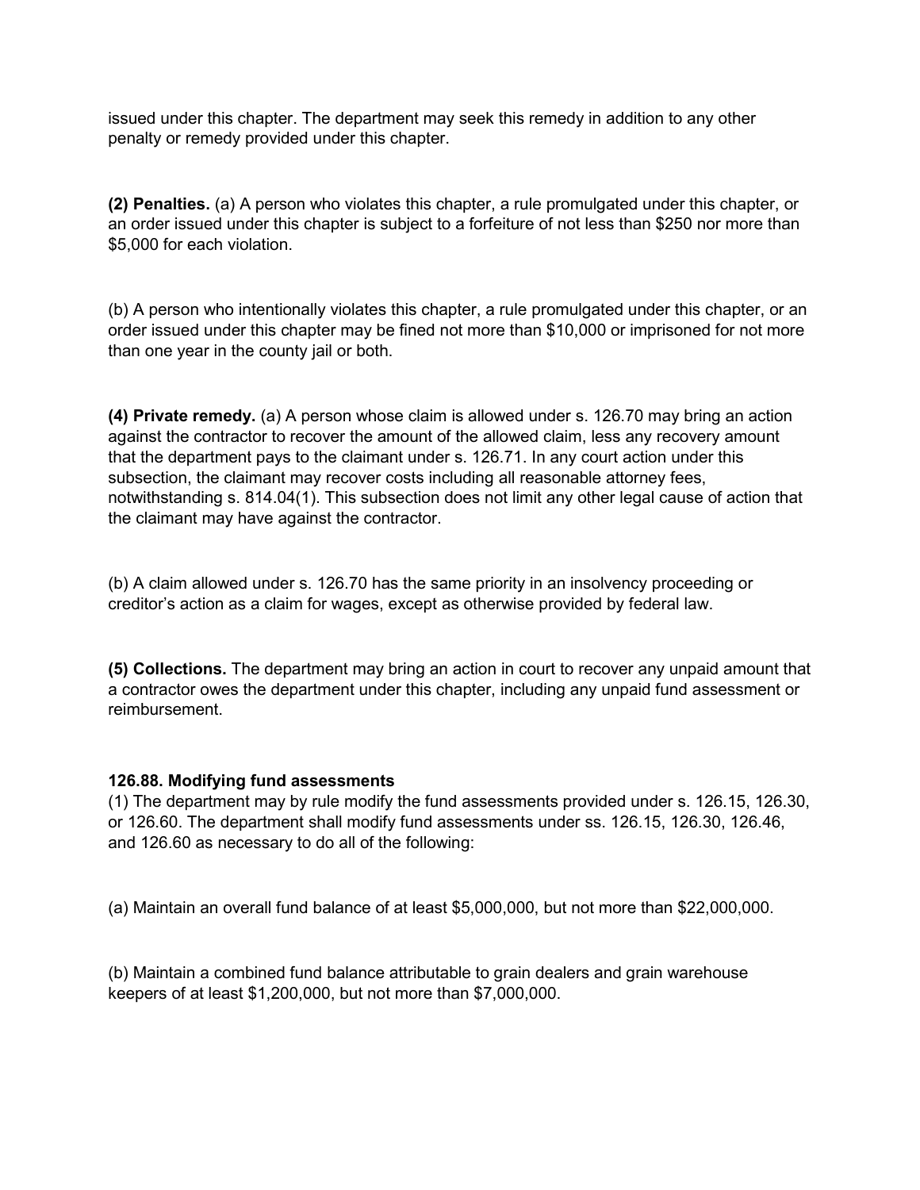issued under this chapter. The department may seek this remedy in addition to any other penalty or remedy provided under this chapter.

**(2) Penalties.** (a) A person who violates this chapter, a rule promulgated under this chapter, or an order issued under this chapter is subject to a forfeiture of not less than $250 nor more than $5,000 for each violation.

(b) A person who intentionally violates this chapter, a rule promulgated under this chapter, or an order issued under this chapter may be fined not more than $10,000 or imprisoned for not more than one year in the county jail or both.

**(4) Private remedy.** (a) A person whose claim is allowed under s. 126.70 may bring an action against the contractor to recover the amount of the allowed claim, less any recovery amount that the department pays to the claimant under s. 126.71. In any court action under this subsection, the claimant may recover costs including all reasonable attorney fees, notwithstanding s. 814.04(1). This subsection does not limit any other legal cause of action that the claimant may have against the contractor.

(b) A claim allowed under s. 126.70 has the same priority in an insolvency proceeding or creditor's action as a claim for wages, except as otherwise provided by federal law.

**(5) Collections.** The department may bring an action in court to recover any unpaid amount that a contractor owes the department under this chapter, including any unpaid fund assessment or reimbursement.

### 126.88. Modifying fund assessments

(1) The department may by rule modify the fund assessments provided under s. 126.15, 126.30, or 126.60. The department shall modify fund assessments under ss. 126.15, 126.30, 126.46, and 126.60 as necessary to do all of the following:

(a) Maintain an overall fund balance of at least $5,000,000, but not more than $22,000,000.

(b) Maintain a combined fund balance attributable to grain dealers and grain warehouse keepers of at least $1,200,000, but not more than $7,000,000.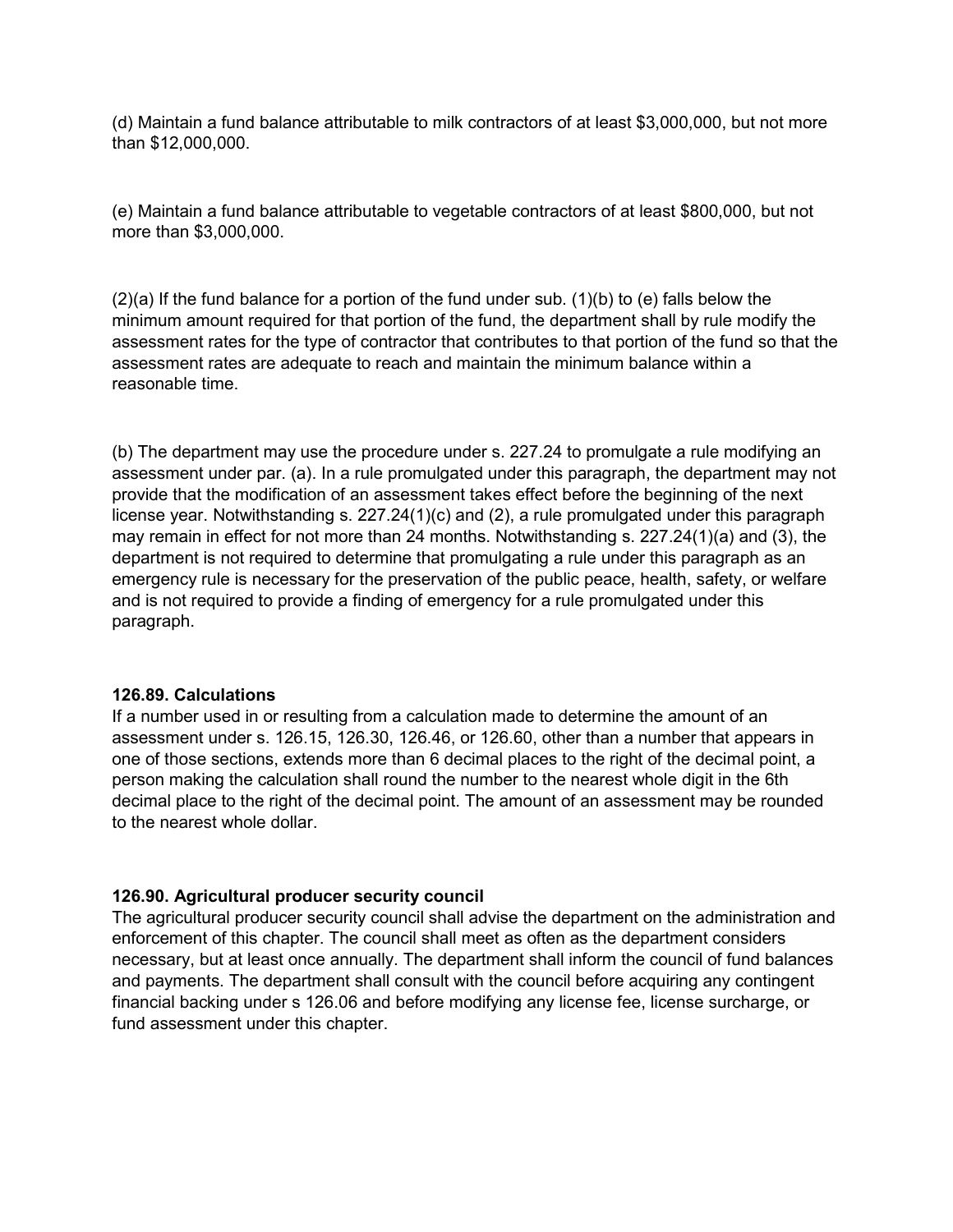(d) Maintain a fund balance attributable to milk contractors of at least $3,000,000, but not more than $12,000,000.

(e) Maintain a fund balance attributable to vegetable contractors of at least $800,000, but not more than $3,000,000.

(2)(a) If the fund balance for a portion of the fund under sub. (1)(b) to (e) falls below the minimum amount required for that portion of the fund, the department shall by rule modify the assessment rates for the type of contractor that contributes to that portion of the fund so that the assessment rates are adequate to reach and maintain the minimum balance within a reasonable time.

(b) The department may use the procedure under s. 227.24 to promulgate a rule modifying an assessment under par. (a). In a rule promulgated under this paragraph, the department may not provide that the modification of an assessment takes effect before the beginning of the next license year. Notwithstanding s. 227.24(1)(c) and (2), a rule promulgated under this paragraph may remain in effect for not more than 24 months. Notwithstanding s. 227.24(1)(a) and (3), the department is not required to determine that promulgating a rule under this paragraph as an emergency rule is necessary for the preservation of the public peace, health, safety, or welfare and is not required to provide a finding of emergency for a rule promulgated under this paragraph.

**126.89. Calculations**

If a number used in or resulting from a calculation made to determine the amount of an assessment under s. 126.15, 126.30, 126.46, or 126.60, other than a number that appears in one of those sections, extends more than 6 decimal places to the right of the decimal point, a person making the calculation shall round the number to the nearest whole digit in the 6th decimal place to the right of the decimal point. The amount of an assessment may be rounded to the nearest whole dollar.

**126.90. Agricultural producer security council**

The agricultural producer security council shall advise the department on the administration and enforcement of this chapter. The council shall meet as often as the department considers necessary, but at least once annually. The department shall inform the council of fund balances and payments. The department shall consult with the council before acquiring any contingent financial backing under s 126.06 and before modifying any license fee, license surcharge, or fund assessment under this chapter.